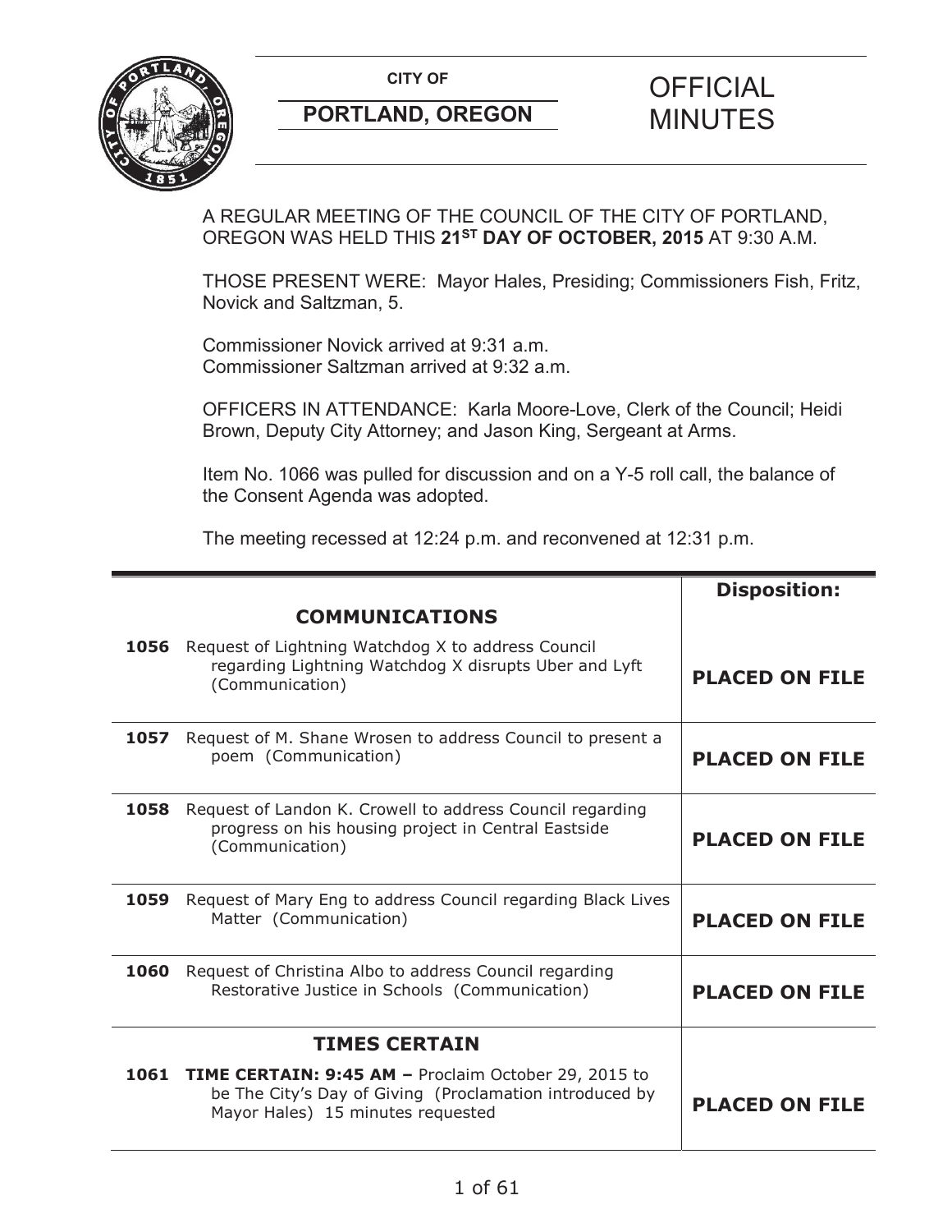**CITY OF**

**PORTLAND, OREGON**

# OFFICIAL MINUTES

A REGULAR MEETING OF THE COUNCIL OF THE CITY OF PORTLAND, OREGON WAS HELD THIS **21ST DAY OF OCTOBER, 2015** AT 9:30 A.M.

THOSE PRESENT WERE: Mayor Hales, Presiding; Commissioners Fish, Fritz, Novick and Saltzman, 5.

Commissioner Novick arrived at 9:31 a.m.
Commissioner Saltzman arrived at 9:32 a.m.

OFFICERS IN ATTENDANCE: Karla Moore-Love, Clerk of the Council; Heidi Brown, Deputy City Attorney; and Jason King, Sergeant at Arms.

Item No. 1066 was pulled for discussion and on a Y-5 roll call, the balance of the Consent Agenda was adopted.

The meeting recessed at 12:24 p.m. and reconvened at 12:31 p.m.

| | | **Disposition:** |
|---|---|---|
| | **COMMUNICATIONS** | |
| **1056** | Request of Lightning Watchdog X to address Council regarding Lightning Watchdog X disrupts Uber and Lyft (Communication) | **PLACED ON FILE** |
| **1057** | Request of M. Shane Wrosen to address Council to present a poem (Communication) | **PLACED ON FILE** |
| **1058** | Request of Landon K. Crowell to address Council regarding progress on his housing project in Central Eastside (Communication) | **PLACED ON FILE** |
| **1059** | Request of Mary Eng to address Council regarding Black Lives Matter (Communication) | **PLACED ON FILE** |
| **1060** | Request of Christina Albo to address Council regarding Restorative Justice in Schools (Communication) | **PLACED ON FILE** |
| | **TIMES CERTAIN** | |
| **1061** | **TIME CERTAIN: 9:45 AM –** Proclaim October 29, 2015 to be The City's Day of Giving (Proclamation introduced by Mayor Hales) 15 minutes requested | **PLACED ON FILE** |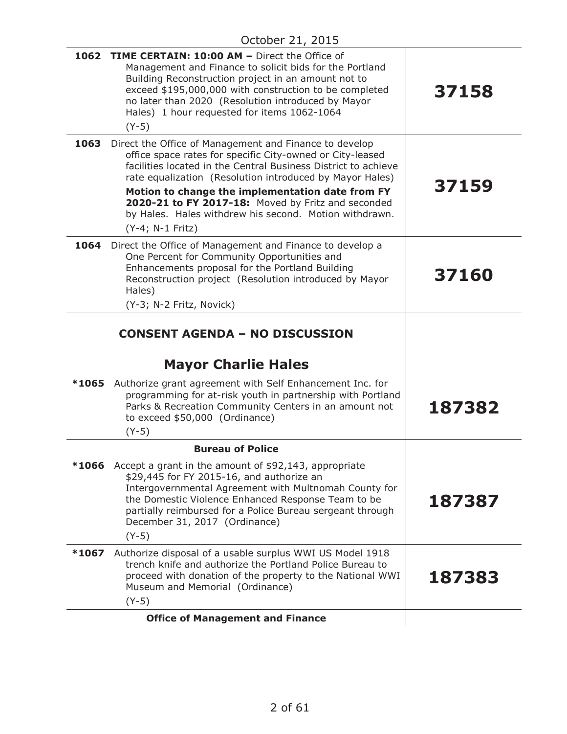October 21, 2015

| | | |
|---|---|---|
| 1062 | **TIME CERTAIN: 10:00 AM –** Direct the Office of Management and Finance to solicit bids for the Portland Building Reconstruction project in an amount not to exceed $195,000,000 with construction to be completed no later than 2020 (Resolution introduced by Mayor Hales) 1 hour requested for items 1062-1064<br>(Y-5) | **37158** |
| 1063 | Direct the Office of Management and Finance to develop office space rates for specific City-owned or City-leased facilities located in the Central Business District to achieve rate equalization (Resolution introduced by Mayor Hales)<br>**Motion to change the implementation date from FY 2020-21 to FY 2017-18:** Moved by Fritz and seconded by Hales. Hales withdrew his second. Motion withdrawn.<br>(Y-4; N-1 Fritz) | **37159** |
| 1064 | Direct the Office of Management and Finance to develop a One Percent for Community Opportunities and Enhancements proposal for the Portland Building Reconstruction project (Resolution introduced by Mayor Hales)<br>(Y-3; N-2 Fritz, Novick) | **37160** |

## CONSENT AGENDA – NO DISCUSSION

### Mayor Charlie Hales

| | | |
|---|---|---|
| *1065 | Authorize grant agreement with Self Enhancement Inc. for programming for at-risk youth in partnership with Portland Parks & Recreation Community Centers in an amount not to exceed $50,000 (Ordinance)<br>(Y-5) | **187382** |

**Bureau of Police**

| | | |
|---|---|---|
| *1066 | Accept a grant in the amount of $92,143, appropriate $29,445 for FY 2015-16, and authorize an Intergovernmental Agreement with Multnomah County for the Domestic Violence Enhanced Response Team to be partially reimbursed for a Police Bureau sergeant through December 31, 2017 (Ordinance)<br>(Y-5) | **187387** |
| *1067 | Authorize disposal of a usable surplus WWI US Model 1918 trench knife and authorize the Portland Police Bureau to proceed with donation of the property to the National WWI Museum and Memorial (Ordinance)<br>(Y-5) | **187383** |

**Office of Management and Finance**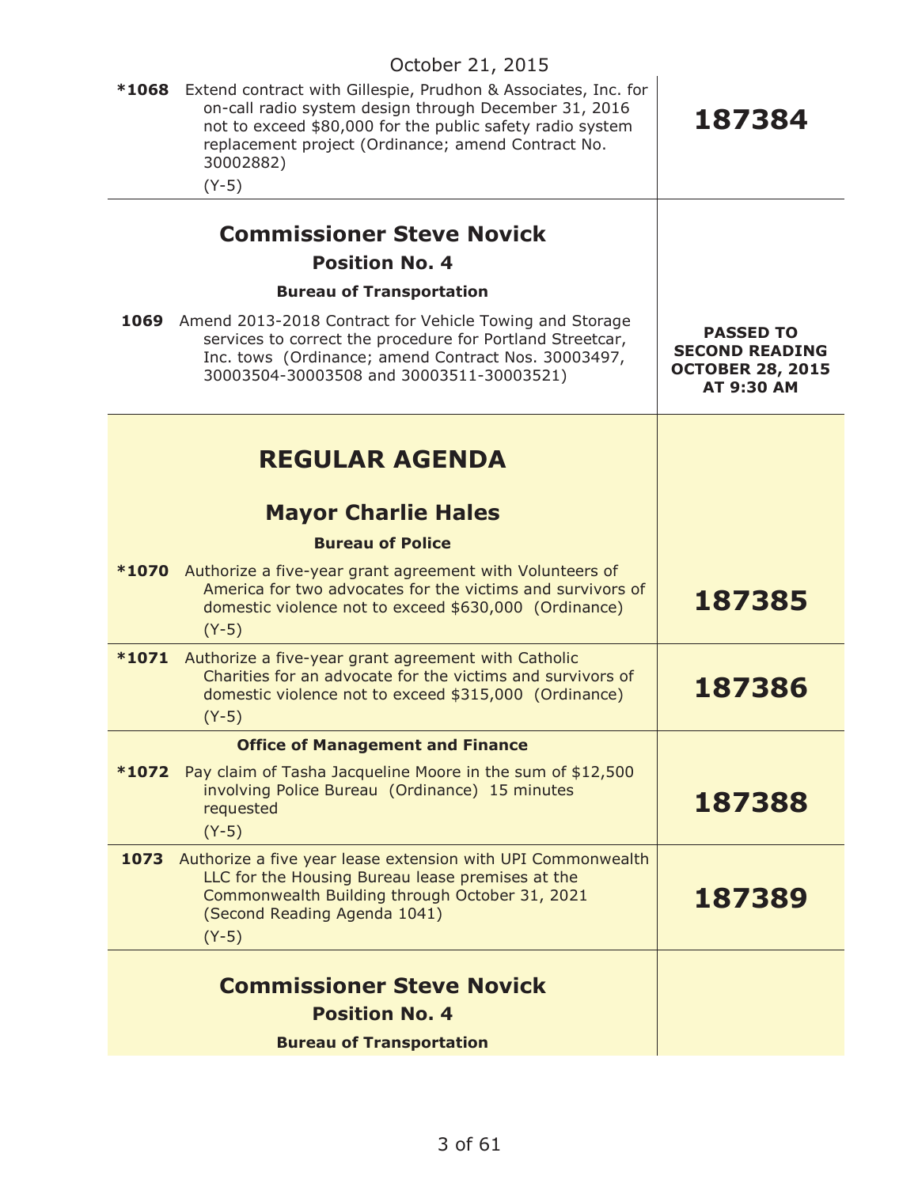October 21, 2015

| | |
|---|---|
| ***1068** Extend contract with Gillespie, Prudhon & Associates, Inc. for on-call radio system design through December 31, 2016 not to exceed $80,000 for the public safety radio system replacement project (Ordinance; amend Contract No. 30002882) (Y-5) | **187384** |

## Commissioner Steve Novick

### Position No. 4

**Bureau of Transportation**

| | |
|---|---|
| **1069** Amend 2013-2018 Contract for Vehicle Towing and Storage services to correct the procedure for Portland Streetcar, Inc. tows (Ordinance; amend Contract Nos. 30003497, 30003504-30003508 and 30003511-30003521) | **PASSED TO SECOND READING OCTOBER 28, 2015 AT 9:30 AM** |

# REGULAR AGENDA

## Mayor Charlie Hales

**Bureau of Police**

| | |
|---|---|
| ***1070** Authorize a five-year grant agreement with Volunteers of America for two advocates for the victims and survivors of domestic violence not to exceed $630,000 (Ordinance) (Y-5) | **187385** |
| ***1071** Authorize a five-year grant agreement with Catholic Charities for an advocate for the victims and survivors of domestic violence not to exceed $315,000 (Ordinance) (Y-5) | **187386** |

**Office of Management and Finance**

| | |
|---|---|
| ***1072** Pay claim of Tasha Jacqueline Moore in the sum of $12,500 involving Police Bureau (Ordinance) 15 minutes requested (Y-5) | **187388** |
| **1073** Authorize a five year lease extension with UPI Commonwealth LLC for the Housing Bureau lease premises at the Commonwealth Building through October 31, 2021 (Second Reading Agenda 1041) (Y-5) | **187389** |

## Commissioner Steve Novick

### Position No. 4

**Bureau of Transportation**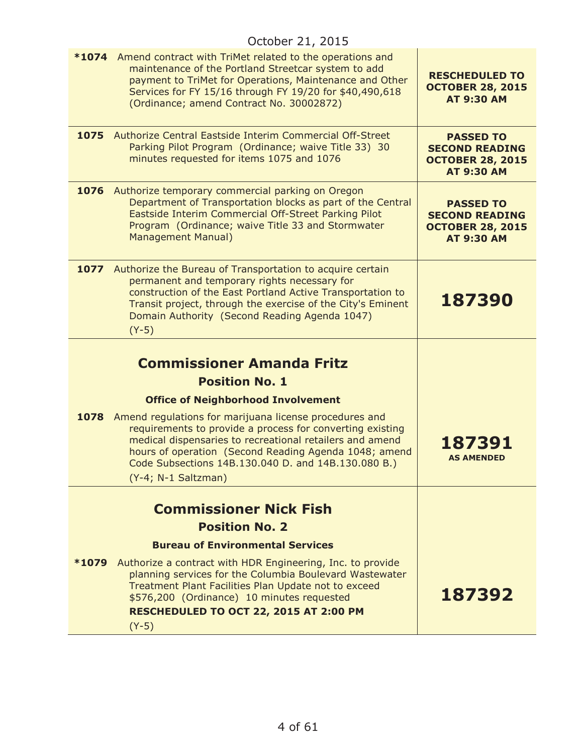October 21, 2015

| | |
|---|---|
| **\*1074** Amend contract with TriMet related to the operations and maintenance of the Portland Streetcar system to add payment to TriMet for Operations, Maintenance and Other Services for FY 15/16 through FY 19/20 for $40,490,618 (Ordinance; amend Contract No. 30002872) | **RESCHEDULED TO OCTOBER 28, 2015 AT 9:30 AM** |
| **1075** Authorize Central Eastside Interim Commercial Off-Street Parking Pilot Program (Ordinance; waive Title 33) 30 minutes requested for items 1075 and 1076 | **PASSED TO SECOND READING OCTOBER 28, 2015 AT 9:30 AM** |
| **1076** Authorize temporary commercial parking on Oregon Department of Transportation blocks as part of the Central Eastside Interim Commercial Off-Street Parking Pilot Program (Ordinance; waive Title 33 and Stormwater Management Manual) | **PASSED TO SECOND READING OCTOBER 28, 2015 AT 9:30 AM** |
| **1077** Authorize the Bureau of Transportation to acquire certain permanent and temporary rights necessary for construction of the East Portland Active Transportation to Transit project, through the exercise of the City's Eminent Domain Authority (Second Reading Agenda 1047) (Y-5) | **187390** |
| **Commissioner Amanda Fritz** **Position No. 1** **Office of Neighborhood Involvement** | |
| **1078** Amend regulations for marijuana license procedures and requirements to provide a process for converting existing medical dispensaries to recreational retailers and amend hours of operation (Second Reading Agenda 1048; amend Code Subsections 14B.130.040 D. and 14B.130.080 B.) (Y-4; N-1 Saltzman) | **187391** **AS AMENDED** |
| **Commissioner Nick Fish** **Position No. 2** **Bureau of Environmental Services** | |
| **\*1079** Authorize a contract with HDR Engineering, Inc. to provide planning services for the Columbia Boulevard Wastewater Treatment Plant Facilities Plan Update not to exceed $576,200 (Ordinance) 10 minutes requested **RESCHEDULED TO OCT 22, 2015 AT 2:00 PM** (Y-5) | **187392** |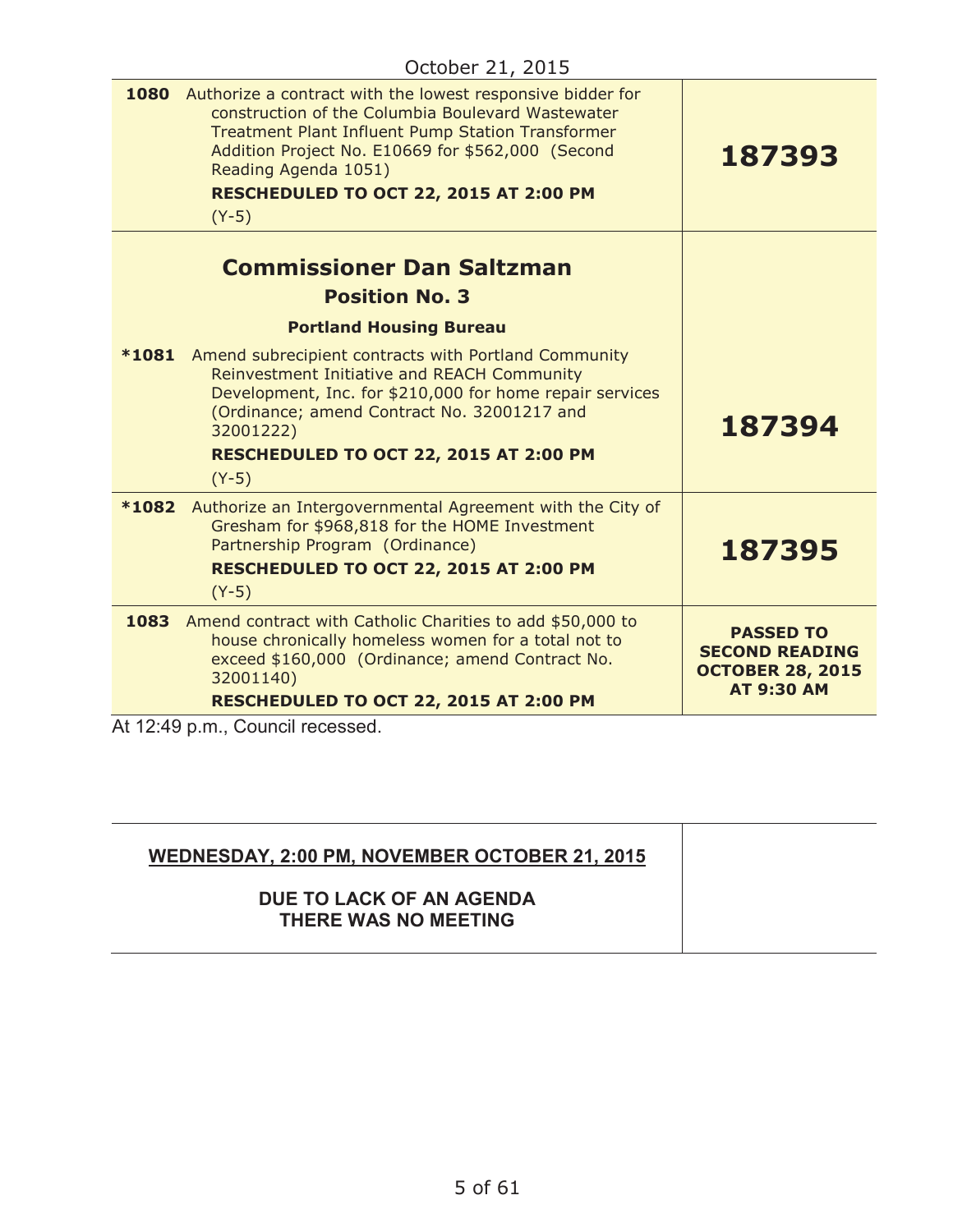October 21, 2015

| | |
|---|---|
| **1080** Authorize a contract with the lowest responsive bidder for construction of the Columbia Boulevard Wastewater Treatment Plant Influent Pump Station Transformer Addition Project No. E10669 for $562,000 (Second Reading Agenda 1051)<br>**RESCHEDULED TO OCT 22, 2015 AT 2:00 PM**<br>(Y-5) | **187393** |
| **Commissioner Dan Saltzman**<br>**Position No. 3**<br>**Portland Housing Bureau**<br>***1081** Amend subrecipient contracts with Portland Community Reinvestment Initiative and REACH Community Development, Inc. for $210,000 for home repair services (Ordinance; amend Contract No. 32001217 and 32001222)<br>**RESCHEDULED TO OCT 22, 2015 AT 2:00 PM**<br>(Y-5) | **187394** |
| ***1082** Authorize an Intergovernmental Agreement with the City of Gresham for $968,818 for the HOME Investment Partnership Program (Ordinance)<br>**RESCHEDULED TO OCT 22, 2015 AT 2:00 PM**<br>(Y-5) | **187395** |
| **1083** Amend contract with Catholic Charities to add $50,000 to house chronically homeless women for a total not to exceed $160,000 (Ordinance; amend Contract No. 32001140)<br>**RESCHEDULED TO OCT 22, 2015 AT 2:00 PM** | **PASSED TO SECOND READING OCTOBER 28, 2015 AT 9:30 AM** |

At 12:49 p.m., Council recessed.

| | |
|---|---|
| **WEDNESDAY, 2:00 PM, NOVEMBER OCTOBER 21, 2015**<br><br>**DUE TO LACK OF AN AGENDA THERE WAS NO MEETING** | |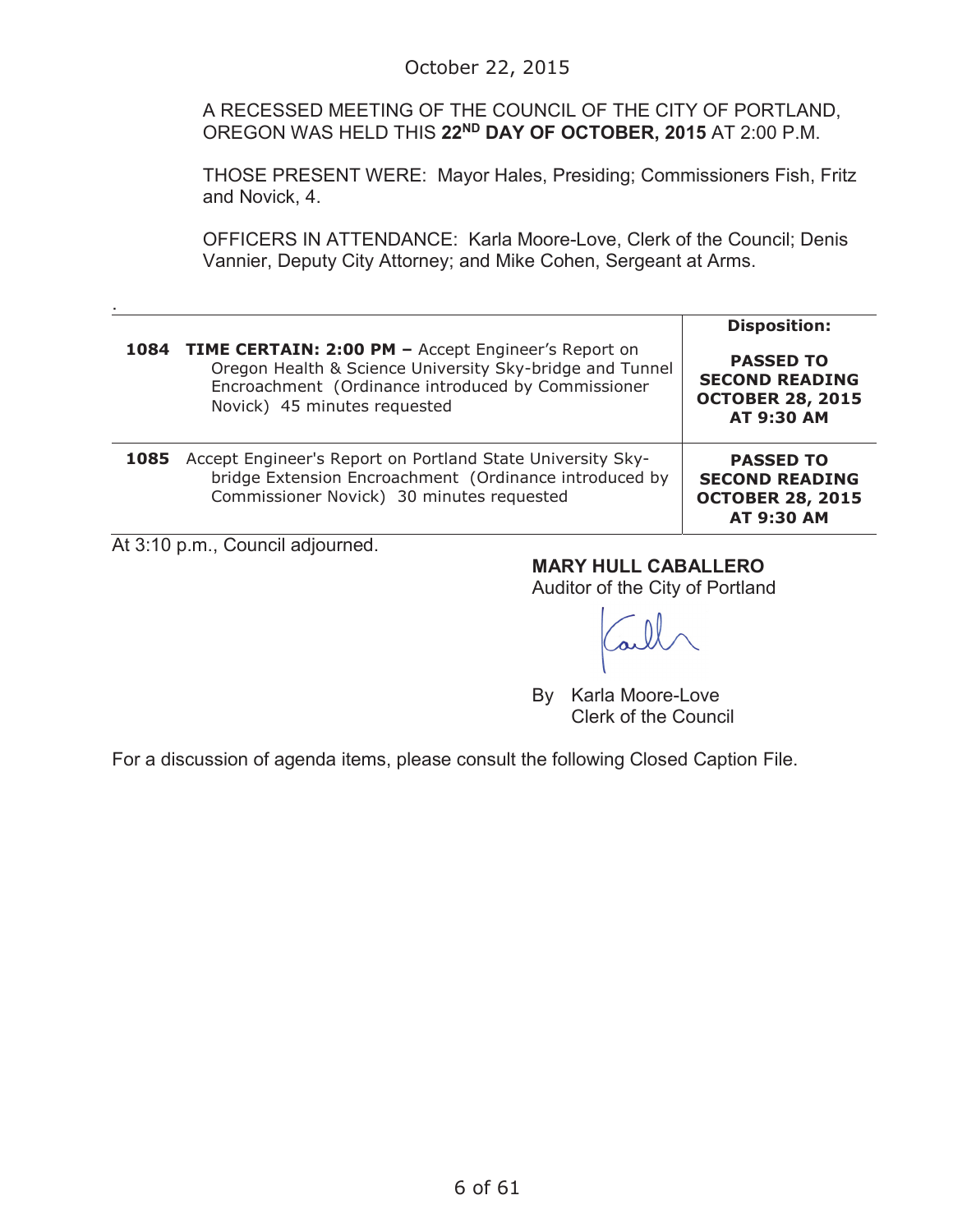October 22, 2015

A RECESSED MEETING OF THE COUNCIL OF THE CITY OF PORTLAND, OREGON WAS HELD THIS **22ND DAY OF OCTOBER, 2015** AT 2:00 P.M.

THOSE PRESENT WERE: Mayor Hales, Presiding; Commissioners Fish, Fritz and Novick, 4.

OFFICERS IN ATTENDANCE: Karla Moore-Love, Clerk of the Council; Denis Vannier, Deputy City Attorney; and Mike Cohen, Sergeant at Arms.

| | | Disposition: |
|---|---|---|
| **1084** | **TIME CERTAIN: 2:00 PM –** Accept Engineer's Report on Oregon Health & Science University Sky-bridge and Tunnel Encroachment (Ordinance introduced by Commissioner Novick) 45 minutes requested | **PASSED TO SECOND READING OCTOBER 28, 2015 AT 9:30 AM** |
| **1085** | Accept Engineer's Report on Portland State University Sky-bridge Extension Encroachment (Ordinance introduced by Commissioner Novick) 30 minutes requested | **PASSED TO SECOND READING OCTOBER 28, 2015 AT 9:30 AM** |

At 3:10 p.m., Council adjourned.

**MARY HULL CABALLERO**
Auditor of the City of Portland

By Karla Moore-Love
Clerk of the Council

For a discussion of agenda items, please consult the following Closed Caption File.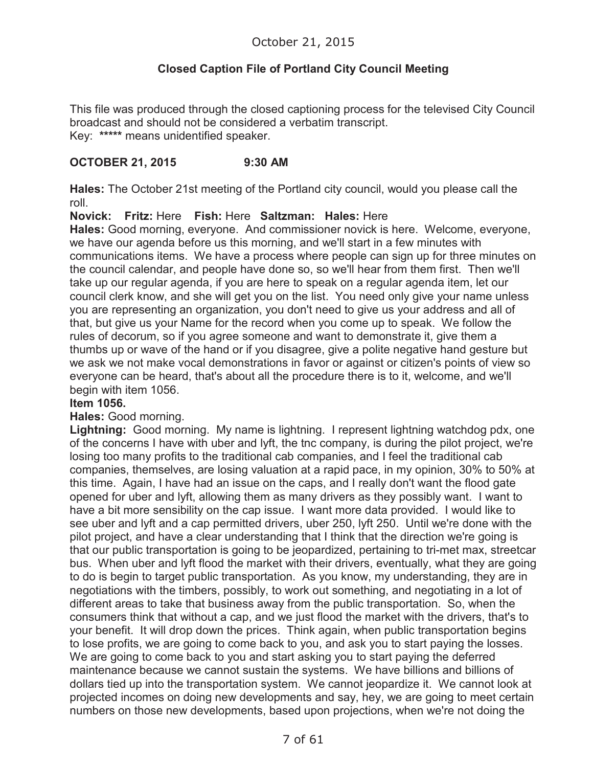October 21, 2015

**Closed Caption File of Portland City Council Meeting**

This file was produced through the closed captioning process for the televised City Council broadcast and should not be considered a verbatim transcript.
Key: ***** means unidentified speaker.

**OCTOBER 21, 2015 9:30 AM**

**Hales:** The October 21st meeting of the Portland city council, would you please call the roll.

**Novick: Fritz:** Here **Fish:** Here **Saltzman: Hales:** Here

**Hales:** Good morning, everyone. And commissioner novick is here. Welcome, everyone, we have our agenda before us this morning, and we'll start in a few minutes with communications items. We have a process where people can sign up for three minutes on the council calendar, and people have done so, so we'll hear from them first. Then we'll take up our regular agenda, if you are here to speak on a regular agenda item, let our council clerk know, and she will get you on the list. You need only give your name unless you are representing an organization, you don't need to give us your address and all of that, but give us your Name for the record when you come up to speak. We follow the rules of decorum, so if you agree someone and want to demonstrate it, give them a thumbs up or wave of the hand or if you disagree, give a polite negative hand gesture but we ask we not make vocal demonstrations in favor or against or citizen's points of view so everyone can be heard, that's about all the procedure there is to it, welcome, and we'll begin with item 1056.

**Item 1056.**

**Hales:** Good morning.

**Lightning:** Good morning. My name is lightning. I represent lightning watchdog pdx, one of the concerns I have with uber and lyft, the tnc company, is during the pilot project, we're losing too many profits to the traditional cab companies, and I feel the traditional cab companies, themselves, are losing valuation at a rapid pace, in my opinion, 30% to 50% at this time. Again, I have had an issue on the caps, and I really don't want the flood gate opened for uber and lyft, allowing them as many drivers as they possibly want. I want to have a bit more sensibility on the cap issue. I want more data provided. I would like to see uber and lyft and a cap permitted drivers, uber 250, lyft 250. Until we're done with the pilot project, and have a clear understanding that I think that the direction we're going is that our public transportation is going to be jeopardized, pertaining to tri-met max, streetcar bus. When uber and lyft flood the market with their drivers, eventually, what they are going to do is begin to target public transportation. As you know, my understanding, they are in negotiations with the timbers, possibly, to work out something, and negotiating in a lot of different areas to take that business away from the public transportation. So, when the consumers think that without a cap, and we just flood the market with the drivers, that's to your benefit. It will drop down the prices. Think again, when public transportation begins to lose profits, we are going to come back to you, and ask you to start paying the losses. We are going to come back to you and start asking you to start paying the deferred maintenance because we cannot sustain the systems. We have billions and billions of dollars tied up into the transportation system. We cannot jeopardize it. We cannot look at projected incomes on doing new developments and say, hey, we are going to meet certain numbers on those new developments, based upon projections, when we're not doing the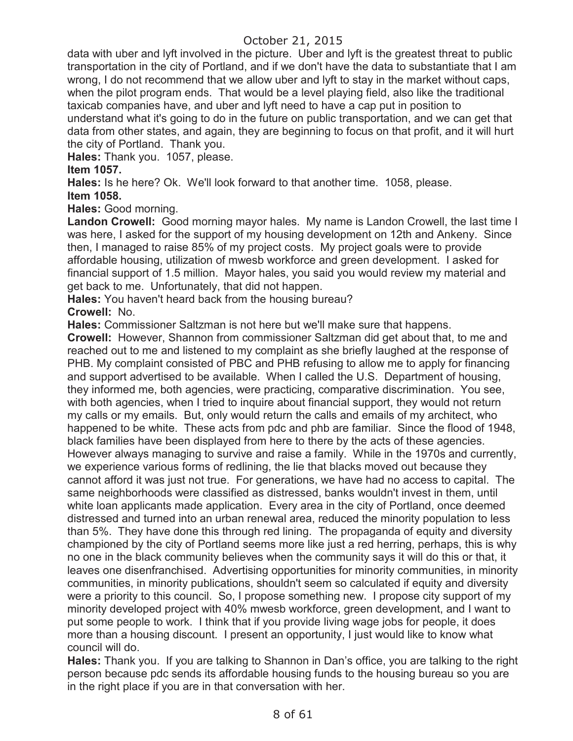data with uber and lyft involved in the picture. Uber and lyft is the greatest threat to public transportation in the city of Portland, and if we don't have the data to substantiate that I am wrong, I do not recommend that we allow uber and lyft to stay in the market without caps, when the pilot program ends. That would be a level playing field, also like the traditional taxicab companies have, and uber and lyft need to have a cap put in position to understand what it's going to do in the future on public transportation, and we can get that data from other states, and again, they are beginning to focus on that profit, and it will hurt the city of Portland. Thank you.

**Hales:** Thank you. 1057, please.

**Item 1057.**

**Hales:** Is he here? Ok. We'll look forward to that another time. 1058, please.

**Item 1058.**

**Hales:** Good morning.

**Landon Crowell:** Good morning mayor hales. My name is Landon Crowell, the last time I was here, I asked for the support of my housing development on 12th and Ankeny. Since then, I managed to raise 85% of my project costs. My project goals were to provide affordable housing, utilization of mwesb workforce and green development. I asked for financial support of 1.5 million. Mayor hales, you said you would review my material and get back to me. Unfortunately, that did not happen.

**Hales:** You haven't heard back from the housing bureau?

**Crowell:** No.

**Hales:** Commissioner Saltzman is not here but we'll make sure that happens.

**Crowell:** However, Shannon from commissioner Saltzman did get about that, to me and reached out to me and listened to my complaint as she briefly laughed at the response of PHB. My complaint consisted of PBC and PHB refusing to allow me to apply for financing and support advertised to be available. When I called the U.S. Department of housing, they informed me, both agencies, were practicing, comparative discrimination. You see, with both agencies, when I tried to inquire about financial support, they would not return my calls or my emails. But, only would return the calls and emails of my architect, who happened to be white. These acts from pdc and phb are familiar. Since the flood of 1948, black families have been displayed from here to there by the acts of these agencies. However always managing to survive and raise a family. While in the 1970s and currently, we experience various forms of redlining, the lie that blacks moved out because they cannot afford it was just not true. For generations, we have had no access to capital. The same neighborhoods were classified as distressed, banks wouldn't invest in them, until white loan applicants made application. Every area in the city of Portland, once deemed distressed and turned into an urban renewal area, reduced the minority population to less than 5%. They have done this through red lining. The propaganda of equity and diversity championed by the city of Portland seems more like just a red herring, perhaps, this is why no one in the black community believes when the community says it will do this or that, it leaves one disenfranchised. Advertising opportunities for minority communities, in minority communities, in minority publications, shouldn't seem so calculated if equity and diversity were a priority to this council. So, I propose something new. I propose city support of my minority developed project with 40% mwesb workforce, green development, and I want to put some people to work. I think that if you provide living wage jobs for people, it does more than a housing discount. I present an opportunity, I just would like to know what council will do.

**Hales:** Thank you. If you are talking to Shannon in Dan's office, you are talking to the right person because pdc sends its affordable housing funds to the housing bureau so you are in the right place if you are in that conversation with her.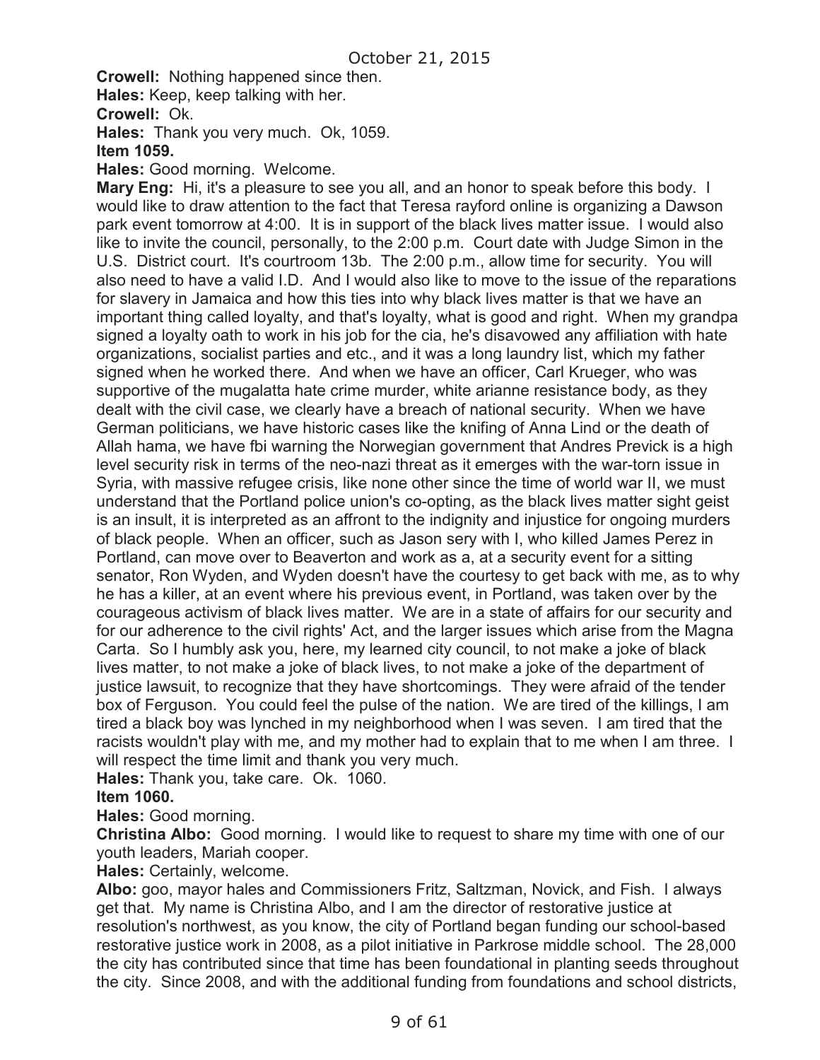**Crowell:** Nothing happened since then.
**Hales:** Keep, keep talking with her.
**Crowell:** Ok.
**Hales:** Thank you very much. Ok, 1059.
**Item 1059.**
**Hales:** Good morning. Welcome.
**Mary Eng:** Hi, it's a pleasure to see you all, and an honor to speak before this body. I would like to draw attention to the fact that Teresa rayford online is organizing a Dawson park event tomorrow at 4:00. It is in support of the black lives matter issue. I would also like to invite the council, personally, to the 2:00 p.m. Court date with Judge Simon in the U.S. District court. It's courtroom 13b. The 2:00 p.m., allow time for security. You will also need to have a valid I.D. And I would also like to move to the issue of the reparations for slavery in Jamaica and how this ties into why black lives matter is that we have an important thing called loyalty, and that's loyalty, what is good and right. When my grandpa signed a loyalty oath to work in his job for the cia, he's disavowed any affiliation with hate organizations, socialist parties and etc., and it was a long laundry list, which my father signed when he worked there. And when we have an officer, Carl Krueger, who was supportive of the mugalatta hate crime murder, white arianne resistance body, as they dealt with the civil case, we clearly have a breach of national security. When we have German politicians, we have historic cases like the knifing of Anna Lind or the death of Allah hama, we have fbi warning the Norwegian government that Andres Previck is a high level security risk in terms of the neo-nazi threat as it emerges with the war-torn issue in Syria, with massive refugee crisis, like none other since the time of world war II, we must understand that the Portland police union's co-opting, as the black lives matter sight geist is an insult, it is interpreted as an affront to the indignity and injustice for ongoing murders of black people. When an officer, such as Jason sery with I, who killed James Perez in Portland, can move over to Beaverton and work as a, at a security event for a sitting senator, Ron Wyden, and Wyden doesn't have the courtesy to get back with me, as to why he has a killer, at an event where his previous event, in Portland, was taken over by the courageous activism of black lives matter. We are in a state of affairs for our security and for our adherence to the civil rights' Act, and the larger issues which arise from the Magna Carta. So I humbly ask you, here, my learned city council, to not make a joke of black lives matter, to not make a joke of black lives, to not make a joke of the department of justice lawsuit, to recognize that they have shortcomings. They were afraid of the tender box of Ferguson. You could feel the pulse of the nation. We are tired of the killings, I am tired a black boy was lynched in my neighborhood when I was seven. I am tired that the racists wouldn't play with me, and my mother had to explain that to me when I am three. I will respect the time limit and thank you very much.
**Hales:** Thank you, take care. Ok. 1060.
**Item 1060.**
**Hales:** Good morning.
**Christina Albo:** Good morning. I would like to request to share my time with one of our youth leaders, Mariah cooper.
**Hales:** Certainly, welcome.
**Albo:** goo, mayor hales and Commissioners Fritz, Saltzman, Novick, and Fish. I always get that. My name is Christina Albo, and I am the director of restorative justice at resolution's northwest, as you know, the city of Portland began funding our school-based restorative justice work in 2008, as a pilot initiative in Parkrose middle school. The 28,000 the city has contributed since that time has been foundational in planting seeds throughout the city. Since 2008, and with the additional funding from foundations and school districts,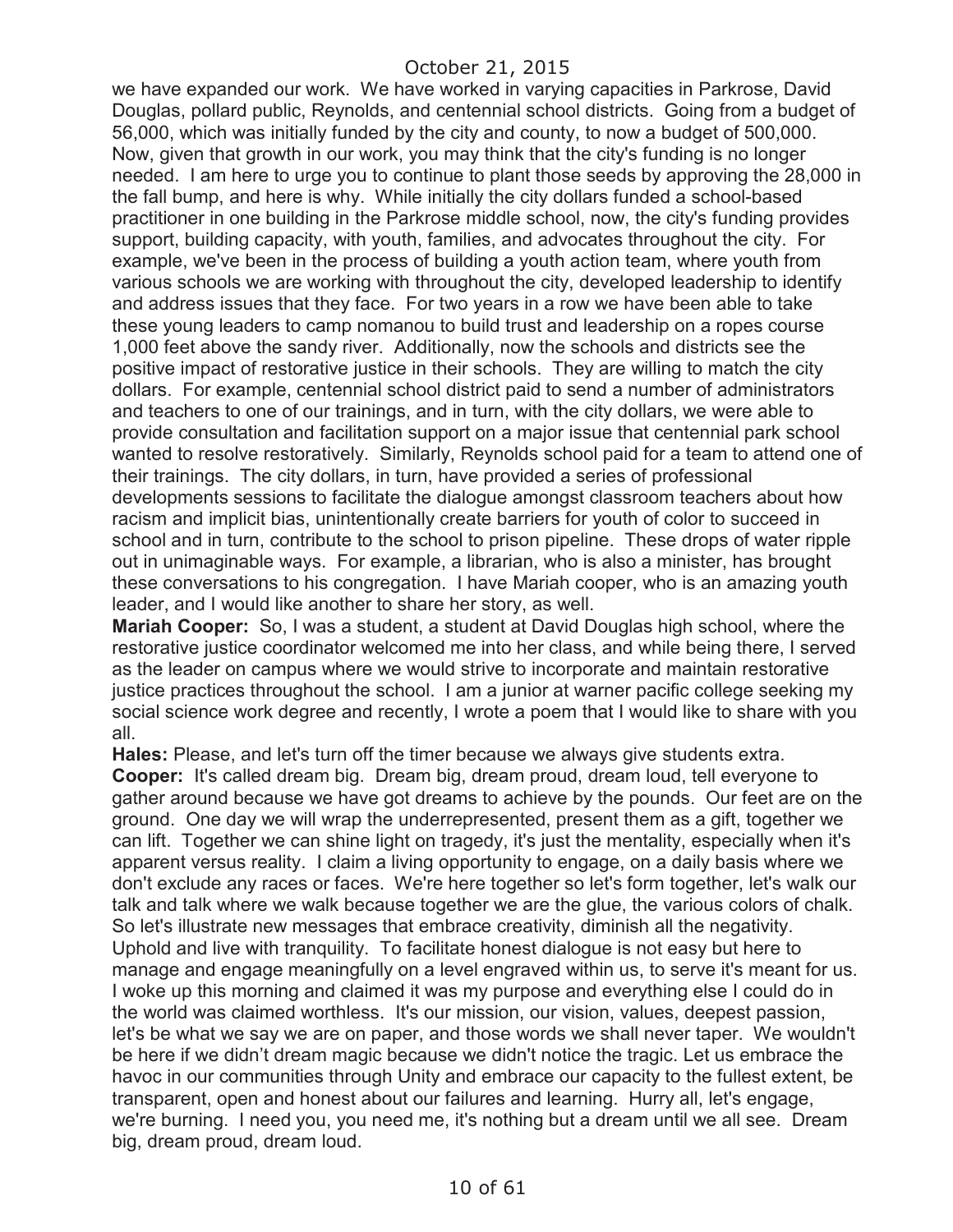we have expanded our work. We have worked in varying capacities in Parkrose, David Douglas, pollard public, Reynolds, and centennial school districts. Going from a budget of 56,000, which was initially funded by the city and county, to now a budget of 500,000. Now, given that growth in our work, you may think that the city's funding is no longer needed. I am here to urge you to continue to plant those seeds by approving the 28,000 in the fall bump, and here is why. While initially the city dollars funded a school-based practitioner in one building in the Parkrose middle school, now, the city's funding provides support, building capacity, with youth, families, and advocates throughout the city. For example, we've been in the process of building a youth action team, where youth from various schools we are working with throughout the city, developed leadership to identify and address issues that they face. For two years in a row we have been able to take these young leaders to camp nomanou to build trust and leadership on a ropes course 1,000 feet above the sandy river. Additionally, now the schools and districts see the positive impact of restorative justice in their schools. They are willing to match the city dollars. For example, centennial school district paid to send a number of administrators and teachers to one of our trainings, and in turn, with the city dollars, we were able to provide consultation and facilitation support on a major issue that centennial park school wanted to resolve restoratively. Similarly, Reynolds school paid for a team to attend one of their trainings. The city dollars, in turn, have provided a series of professional developments sessions to facilitate the dialogue amongst classroom teachers about how racism and implicit bias, unintentionally create barriers for youth of color to succeed in school and in turn, contribute to the school to prison pipeline. These drops of water ripple out in unimaginable ways. For example, a librarian, who is also a minister, has brought these conversations to his congregation. I have Mariah cooper, who is an amazing youth leader, and I would like another to share her story, as well.

**Mariah Cooper:** So, I was a student, a student at David Douglas high school, where the restorative justice coordinator welcomed me into her class, and while being there, I served as the leader on campus where we would strive to incorporate and maintain restorative justice practices throughout the school. I am a junior at warner pacific college seeking my social science work degree and recently, I wrote a poem that I would like to share with you all.

**Hales:** Please, and let's turn off the timer because we always give students extra.

**Cooper:** It's called dream big. Dream big, dream proud, dream loud, tell everyone to gather around because we have got dreams to achieve by the pounds. Our feet are on the ground. One day we will wrap the underrepresented, present them as a gift, together we can lift. Together we can shine light on tragedy, it's just the mentality, especially when it's apparent versus reality. I claim a living opportunity to engage, on a daily basis where we don't exclude any races or faces. We're here together so let's form together, let's walk our talk and talk where we walk because together we are the glue, the various colors of chalk. So let's illustrate new messages that embrace creativity, diminish all the negativity. Uphold and live with tranquility. To facilitate honest dialogue is not easy but here to manage and engage meaningfully on a level engraved within us, to serve it's meant for us. I woke up this morning and claimed it was my purpose and everything else I could do in the world was claimed worthless. It's our mission, our vision, values, deepest passion, let's be what we say we are on paper, and those words we shall never taper. We wouldn't be here if we didn't dream magic because we didn't notice the tragic. Let us embrace the havoc in our communities through Unity and embrace our capacity to the fullest extent, be transparent, open and honest about our failures and learning. Hurry all, let's engage, we're burning. I need you, you need me, it's nothing but a dream until we all see. Dream big, dream proud, dream loud.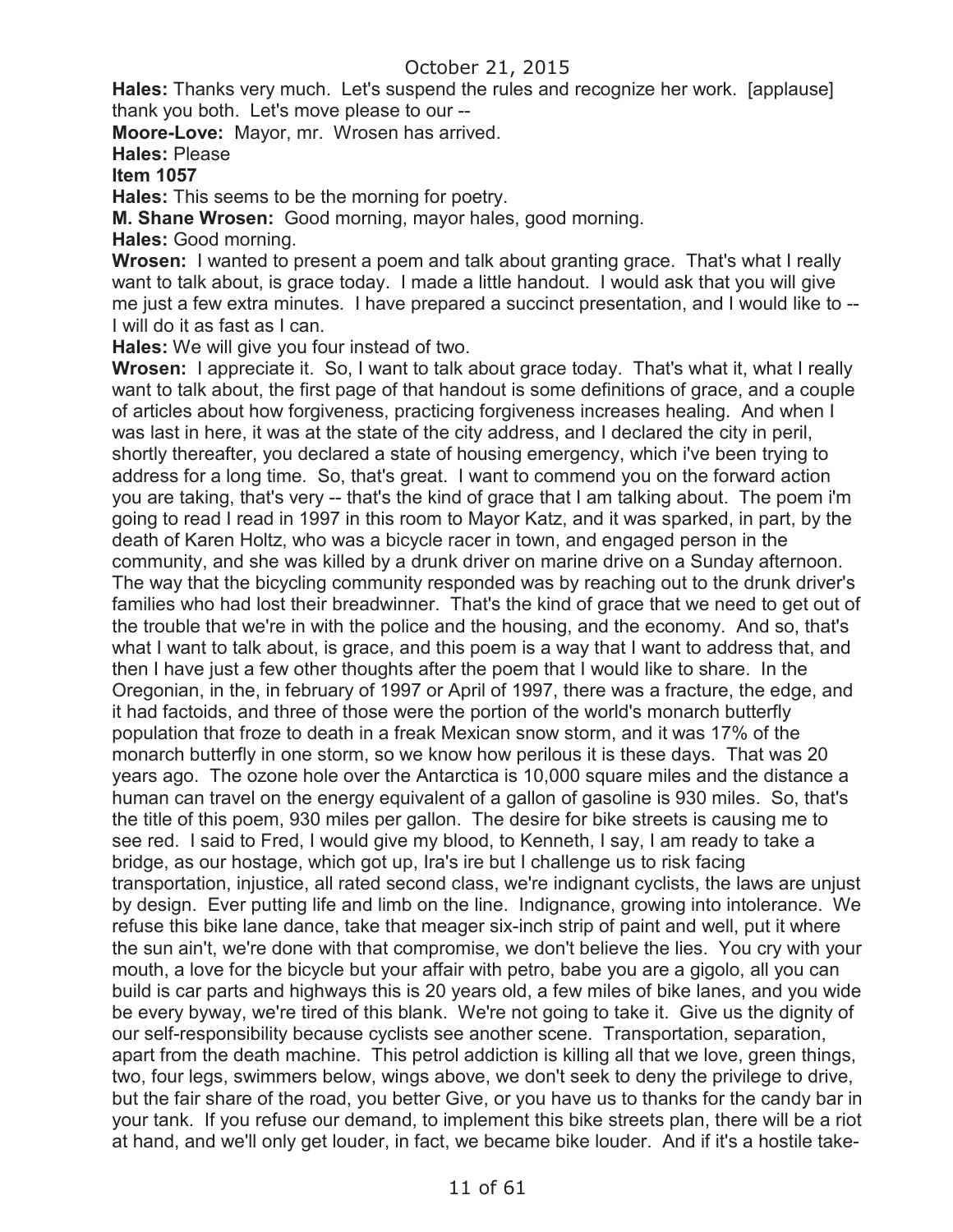**Hales:** Thanks very much. Let's suspend the rules and recognize her work. [applause] thank you both. Let's move please to our --

**Moore-Love:** Mayor, mr. Wrosen has arrived.

**Hales:** Please

**Item 1057**

**Hales:** This seems to be the morning for poetry.

**M. Shane Wrosen:** Good morning, mayor hales, good morning.

**Hales:** Good morning.

**Wrosen:** I wanted to present a poem and talk about granting grace. That's what I really want to talk about, is grace today. I made a little handout. I would ask that you will give me just a few extra minutes. I have prepared a succinct presentation, and I would like to -- I will do it as fast as I can.

**Hales:** We will give you four instead of two.

**Wrosen:** I appreciate it. So, I want to talk about grace today. That's what it, what I really want to talk about, the first page of that handout is some definitions of grace, and a couple of articles about how forgiveness, practicing forgiveness increases healing. And when I was last in here, it was at the state of the city address, and I declared the city in peril, shortly thereafter, you declared a state of housing emergency, which i've been trying to address for a long time. So, that's great. I want to commend you on the forward action you are taking, that's very -- that's the kind of grace that I am talking about. The poem i'm going to read I read in 1997 in this room to Mayor Katz, and it was sparked, in part, by the death of Karen Holtz, who was a bicycle racer in town, and engaged person in the community, and she was killed by a drunk driver on marine drive on a Sunday afternoon. The way that the bicycling community responded was by reaching out to the drunk driver's families who had lost their breadwinner. That's the kind of grace that we need to get out of the trouble that we're in with the police and the housing, and the economy. And so, that's what I want to talk about, is grace, and this poem is a way that I want to address that, and then I have just a few other thoughts after the poem that I would like to share. In the Oregonian, in the, in february of 1997 or April of 1997, there was a fracture, the edge, and it had factoids, and three of those were the portion of the world's monarch butterfly population that froze to death in a freak Mexican snow storm, and it was 17% of the monarch butterfly in one storm, so we know how perilous it is these days. That was 20 years ago. The ozone hole over the Antarctica is 10,000 square miles and the distance a human can travel on the energy equivalent of a gallon of gasoline is 930 miles. So, that's the title of this poem, 930 miles per gallon. The desire for bike streets is causing me to see red. I said to Fred, I would give my blood, to Kenneth, I say, I am ready to take a bridge, as our hostage, which got up, Ira's ire but I challenge us to risk facing transportation, injustice, all rated second class, we're indignant cyclists, the laws are unjust by design. Ever putting life and limb on the line. Indignance, growing into intolerance. We refuse this bike lane dance, take that meager six-inch strip of paint and well, put it where the sun ain't, we're done with that compromise, we don't believe the lies. You cry with your mouth, a love for the bicycle but your affair with petro, babe you are a gigolo, all you can build is car parts and highways this is 20 years old, a few miles of bike lanes, and you wide be every byway, we're tired of this blank. We're not going to take it. Give us the dignity of our self-responsibility because cyclists see another scene. Transportation, separation, apart from the death machine. This petrol addiction is killing all that we love, green things, two, four legs, swimmers below, wings above, we don't seek to deny the privilege to drive, but the fair share of the road, you better Give, or you have us to thanks for the candy bar in your tank. If you refuse our demand, to implement this bike streets plan, there will be a riot at hand, and we'll only get louder, in fact, we became bike louder. And if it's a hostile take-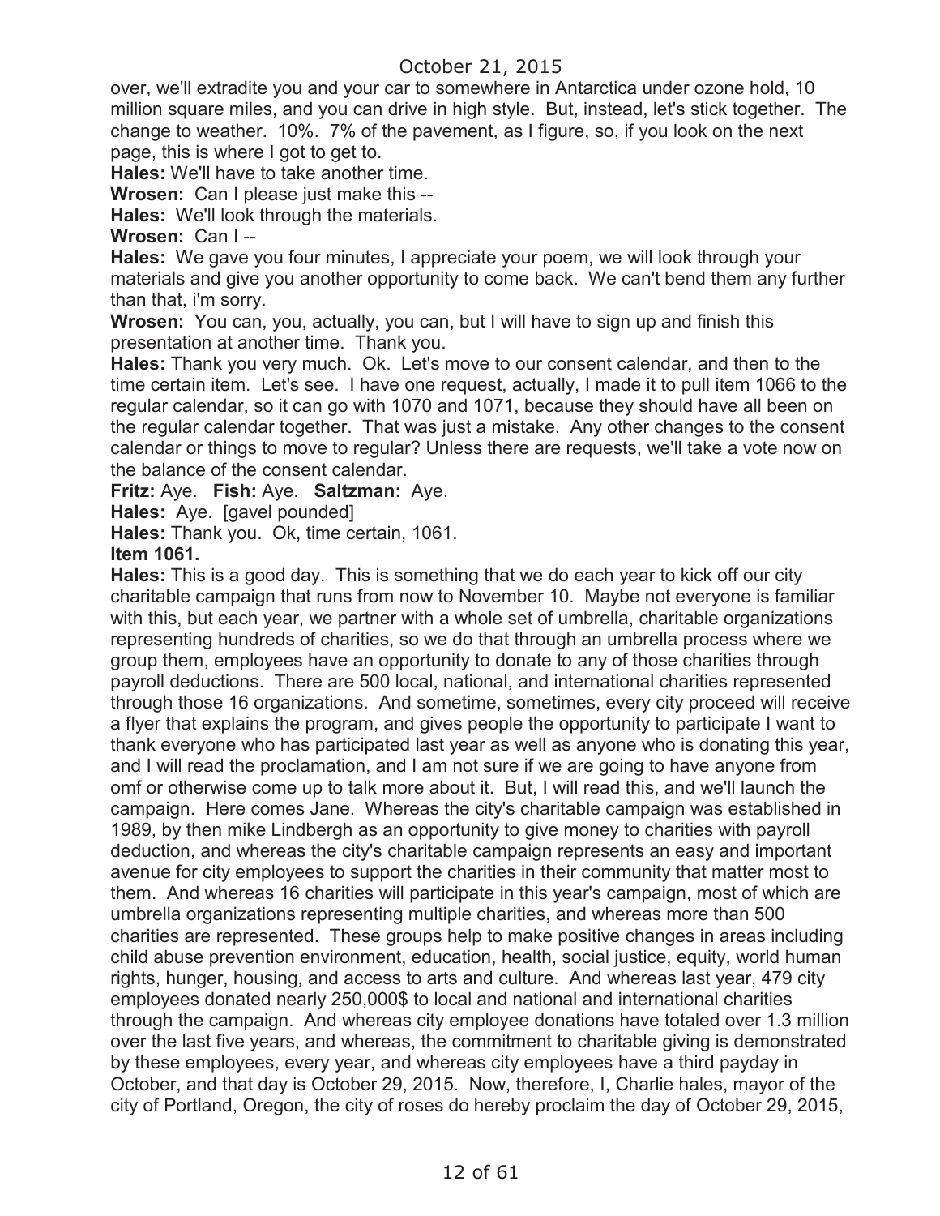over, we'll extradite you and your car to somewhere in Antarctica under ozone hold, 10 million square miles, and you can drive in high style. But, instead, let's stick together. The change to weather. 10%. 7% of the pavement, as I figure, so, if you look on the next page, this is where I got to get to.

**Hales:** We'll have to take another time.

**Wrosen:** Can I please just make this --

**Hales:** We'll look through the materials.

**Wrosen:** Can I --

**Hales:** We gave you four minutes, I appreciate your poem, we will look through your materials and give you another opportunity to come back. We can't bend them any further than that, i'm sorry.

**Wrosen:** You can, you, actually, you can, but I will have to sign up and finish this presentation at another time. Thank you.

**Hales:** Thank you very much. Ok. Let's move to our consent calendar, and then to the time certain item. Let's see. I have one request, actually, I made it to pull item 1066 to the regular calendar, so it can go with 1070 and 1071, because they should have all been on the regular calendar together. That was just a mistake. Any other changes to the consent calendar or things to move to regular? Unless there are requests, we'll take a vote now on the balance of the consent calendar.

**Fritz:** Aye. **Fish:** Aye. **Saltzman:** Aye.

**Hales:** Aye. [gavel pounded]

**Hales:** Thank you. Ok, time certain, 1061.

**Item 1061.**

**Hales:** This is a good day. This is something that we do each year to kick off our city charitable campaign that runs from now to November 10. Maybe not everyone is familiar with this, but each year, we partner with a whole set of umbrella, charitable organizations representing hundreds of charities, so we do that through an umbrella process where we group them, employees have an opportunity to donate to any of those charities through payroll deductions. There are 500 local, national, and international charities represented through those 16 organizations. And sometime, sometimes, every city proceed will receive a flyer that explains the program, and gives people the opportunity to participate I want to thank everyone who has participated last year as well as anyone who is donating this year, and I will read the proclamation, and I am not sure if we are going to have anyone from omf or otherwise come up to talk more about it. But, I will read this, and we'll launch the campaign. Here comes Jane. Whereas the city's charitable campaign was established in 1989, by then mike Lindbergh as an opportunity to give money to charities with payroll deduction, and whereas the city's charitable campaign represents an easy and important avenue for city employees to support the charities in their community that matter most to them. And whereas 16 charities will participate in this year's campaign, most of which are umbrella organizations representing multiple charities, and whereas more than 500 charities are represented. These groups help to make positive changes in areas including child abuse prevention environment, education, health, social justice, equity, world human rights, hunger, housing, and access to arts and culture. And whereas last year, 479 city employees donated nearly 250,000$ to local and national and international charities through the campaign. And whereas city employee donations have totaled over 1.3 million over the last five years, and whereas, the commitment to charitable giving is demonstrated by these employees, every year, and whereas city employees have a third payday in October, and that day is October 29, 2015. Now, therefore, I, Charlie hales, mayor of the city of Portland, Oregon, the city of roses do hereby proclaim the day of October 29, 2015,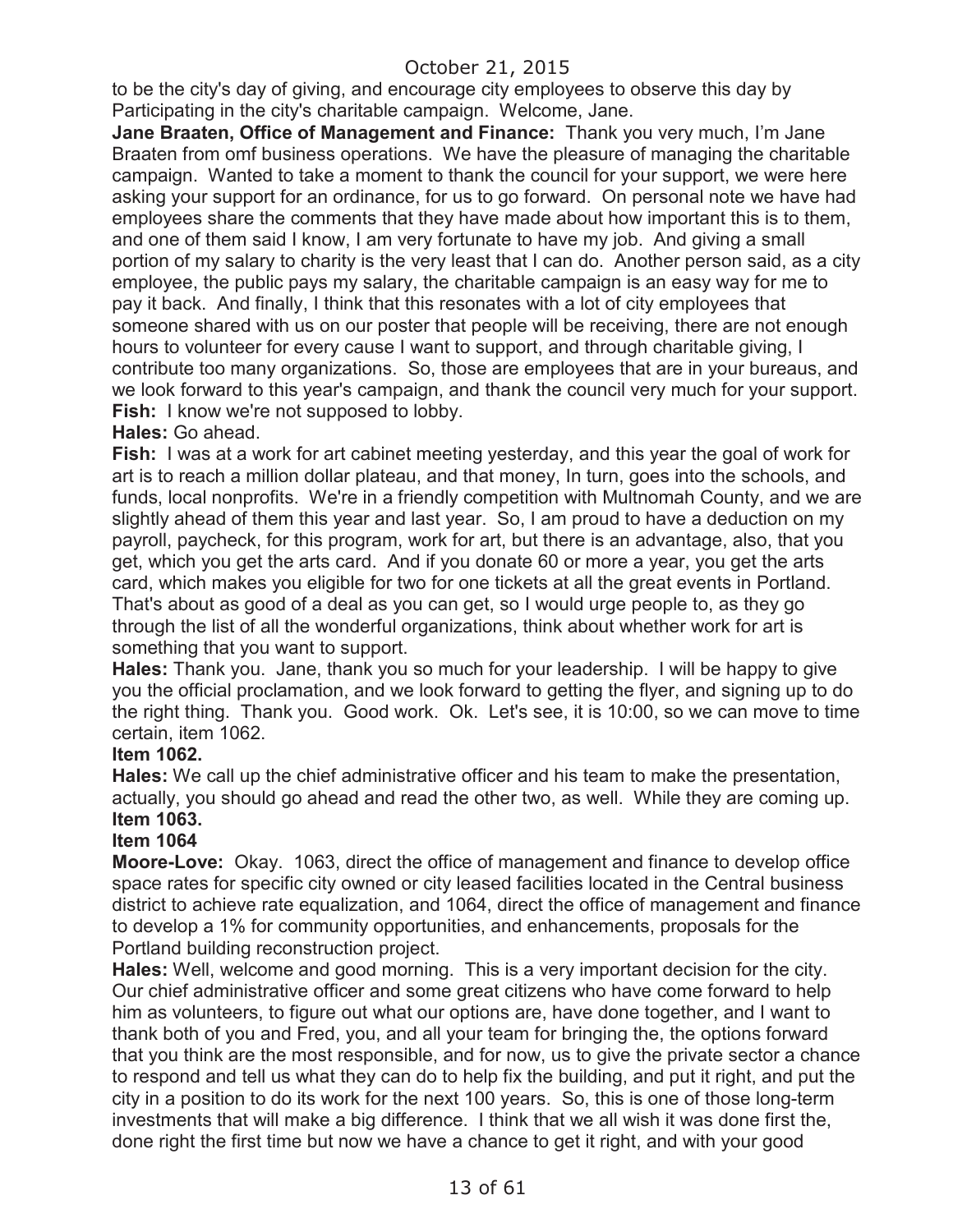to be the city's day of giving, and encourage city employees to observe this day by Participating in the city's charitable campaign. Welcome, Jane.

**Jane Braaten, Office of Management and Finance:** Thank you very much, I'm Jane Braaten from omf business operations. We have the pleasure of managing the charitable campaign. Wanted to take a moment to thank the council for your support, we were here asking your support for an ordinance, for us to go forward. On personal note we have had employees share the comments that they have made about how important this is to them, and one of them said I know, I am very fortunate to have my job. And giving a small portion of my salary to charity is the very least that I can do. Another person said, as a city employee, the public pays my salary, the charitable campaign is an easy way for me to pay it back. And finally, I think that this resonates with a lot of city employees that someone shared with us on our poster that people will be receiving, there are not enough hours to volunteer for every cause I want to support, and through charitable giving, I contribute too many organizations. So, those are employees that are in your bureaus, and we look forward to this year's campaign, and thank the council very much for your support.

**Fish:** I know we're not supposed to lobby.

**Hales:** Go ahead.

**Fish:** I was at a work for art cabinet meeting yesterday, and this year the goal of work for art is to reach a million dollar plateau, and that money, In turn, goes into the schools, and funds, local nonprofits. We're in a friendly competition with Multnomah County, and we are slightly ahead of them this year and last year. So, I am proud to have a deduction on my payroll, paycheck, for this program, work for art, but there is an advantage, also, that you get, which you get the arts card. And if you donate 60 or more a year, you get the arts card, which makes you eligible for two for one tickets at all the great events in Portland. That's about as good of a deal as you can get, so I would urge people to, as they go through the list of all the wonderful organizations, think about whether work for art is something that you want to support.

**Hales:** Thank you. Jane, thank you so much for your leadership. I will be happy to give you the official proclamation, and we look forward to getting the flyer, and signing up to do the right thing. Thank you. Good work. Ok. Let's see, it is 10:00, so we can move to time certain, item 1062.

**Item 1062.**

**Hales:** We call up the chief administrative officer and his team to make the presentation, actually, you should go ahead and read the other two, as well. While they are coming up.

**Item 1063.**

**Item 1064**

**Moore-Love:** Okay. 1063, direct the office of management and finance to develop office space rates for specific city owned or city leased facilities located in the Central business district to achieve rate equalization, and 1064, direct the office of management and finance to develop a 1% for community opportunities, and enhancements, proposals for the Portland building reconstruction project.

**Hales:** Well, welcome and good morning. This is a very important decision for the city. Our chief administrative officer and some great citizens who have come forward to help him as volunteers, to figure out what our options are, have done together, and I want to thank both of you and Fred, you, and all your team for bringing the, the options forward that you think are the most responsible, and for now, us to give the private sector a chance to respond and tell us what they can do to help fix the building, and put it right, and put the city in a position to do its work for the next 100 years. So, this is one of those long-term investments that will make a big difference. I think that we all wish it was done first the, done right the first time but now we have a chance to get it right, and with your good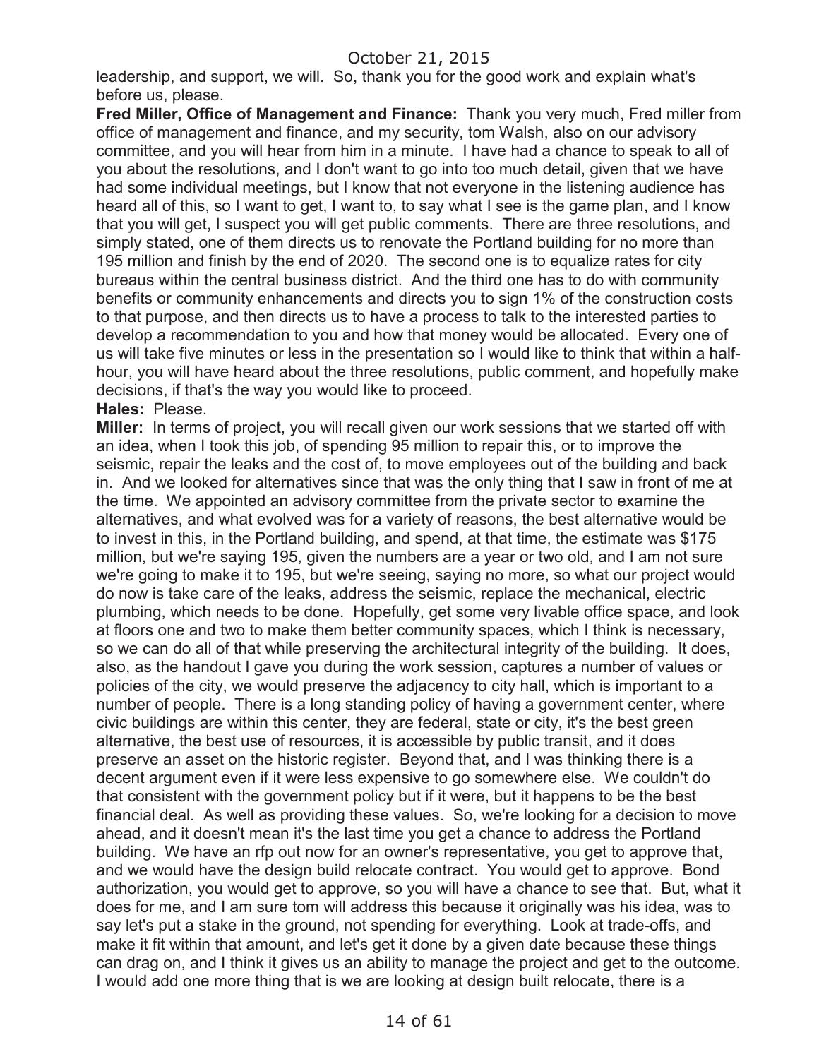leadership, and support, we will. So, thank you for the good work and explain what's before us, please.

**Fred Miller, Office of Management and Finance:** Thank you very much, Fred miller from office of management and finance, and my security, tom Walsh, also on our advisory committee, and you will hear from him in a minute. I have had a chance to speak to all of you about the resolutions, and I don't want to go into too much detail, given that we have had some individual meetings, but I know that not everyone in the listening audience has heard all of this, so I want to get, I want to, to say what I see is the game plan, and I know that you will get, I suspect you will get public comments. There are three resolutions, and simply stated, one of them directs us to renovate the Portland building for no more than 195 million and finish by the end of 2020. The second one is to equalize rates for city bureaus within the central business district. And the third one has to do with community benefits or community enhancements and directs you to sign 1% of the construction costs to that purpose, and then directs us to have a process to talk to the interested parties to develop a recommendation to you and how that money would be allocated. Every one of us will take five minutes or less in the presentation so I would like to think that within a half-hour, you will have heard about the three resolutions, public comment, and hopefully make decisions, if that's the way you would like to proceed.

**Hales:** Please.

**Miller:** In terms of project, you will recall given our work sessions that we started off with an idea, when I took this job, of spending 95 million to repair this, or to improve the seismic, repair the leaks and the cost of, to move employees out of the building and back in. And we looked for alternatives since that was the only thing that I saw in front of me at the time. We appointed an advisory committee from the private sector to examine the alternatives, and what evolved was for a variety of reasons, the best alternative would be to invest in this, in the Portland building, and spend, at that time, the estimate was $175 million, but we're saying 195, given the numbers are a year or two old, and I am not sure we're going to make it to 195, but we're seeing, saying no more, so what our project would do now is take care of the leaks, address the seismic, replace the mechanical, electric plumbing, which needs to be done. Hopefully, get some very livable office space, and look at floors one and two to make them better community spaces, which I think is necessary, so we can do all of that while preserving the architectural integrity of the building. It does, also, as the handout I gave you during the work session, captures a number of values or policies of the city, we would preserve the adjacency to city hall, which is important to a number of people. There is a long standing policy of having a government center, where civic buildings are within this center, they are federal, state or city, it's the best green alternative, the best use of resources, it is accessible by public transit, and it does preserve an asset on the historic register. Beyond that, and I was thinking there is a decent argument even if it were less expensive to go somewhere else. We couldn't do that consistent with the government policy but if it were, but it happens to be the best financial deal. As well as providing these values. So, we're looking for a decision to move ahead, and it doesn't mean it's the last time you get a chance to address the Portland building. We have an rfp out now for an owner's representative, you get to approve that, and we would have the design build relocate contract. You would get to approve. Bond authorization, you would get to approve, so you will have a chance to see that. But, what it does for me, and I am sure tom will address this because it originally was his idea, was to say let's put a stake in the ground, not spending for everything. Look at trade-offs, and make it fit within that amount, and let's get it done by a given date because these things can drag on, and I think it gives us an ability to manage the project and get to the outcome. I would add one more thing that is we are looking at design built relocate, there is a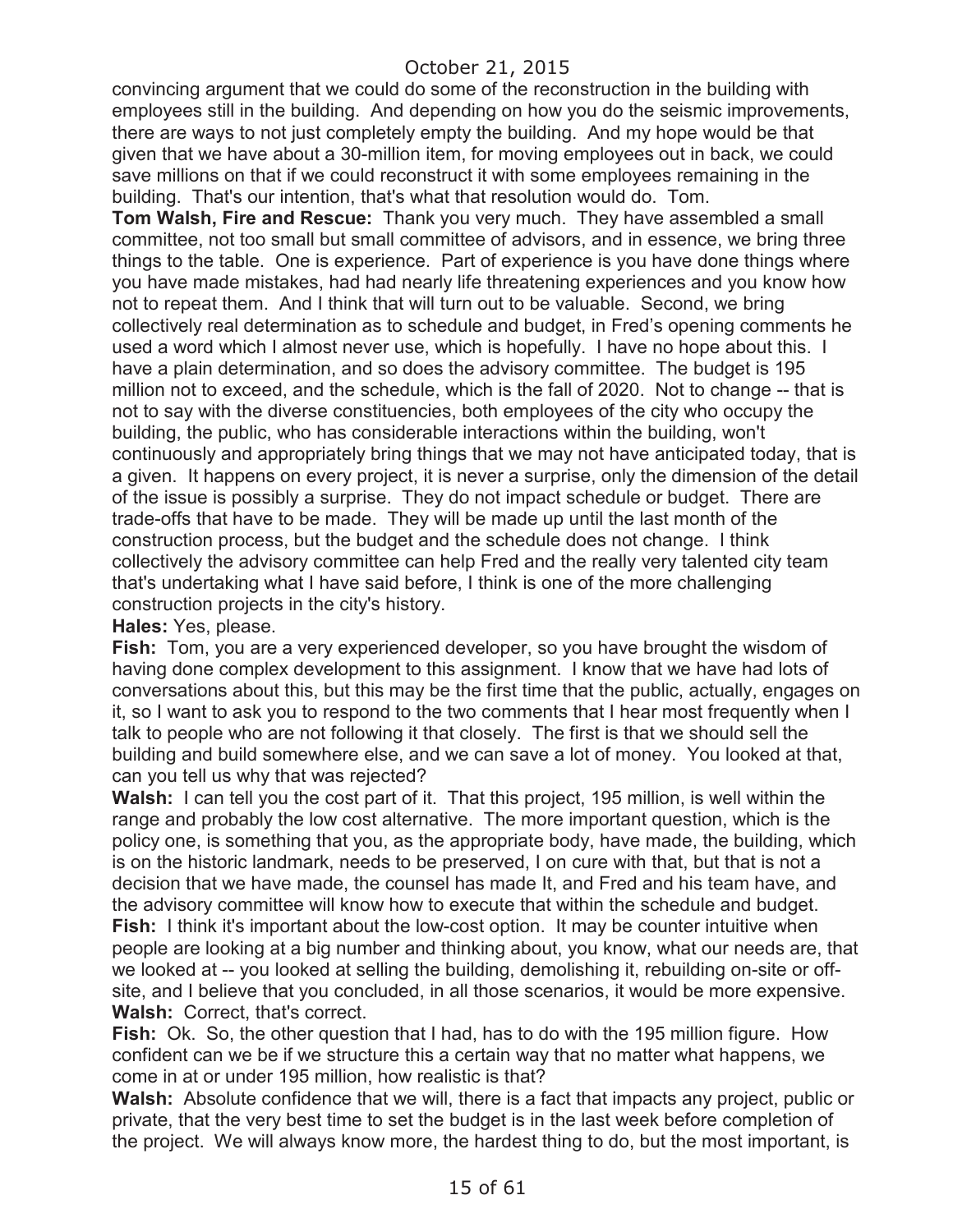convincing argument that we could do some of the reconstruction in the building with employees still in the building. And depending on how you do the seismic improvements, there are ways to not just completely empty the building. And my hope would be that given that we have about a 30-million item, for moving employees out in back, we could save millions on that if we could reconstruct it with some employees remaining in the building. That's our intention, that's what that resolution would do. Tom.

**Tom Walsh, Fire and Rescue:** Thank you very much. They have assembled a small committee, not too small but small committee of advisors, and in essence, we bring three things to the table. One is experience. Part of experience is you have done things where you have made mistakes, had had nearly life threatening experiences and you know how not to repeat them. And I think that will turn out to be valuable. Second, we bring collectively real determination as to schedule and budget, in Fred's opening comments he used a word which I almost never use, which is hopefully. I have no hope about this. I have a plain determination, and so does the advisory committee. The budget is 195 million not to exceed, and the schedule, which is the fall of 2020. Not to change -- that is not to say with the diverse constituencies, both employees of the city who occupy the building, the public, who has considerable interactions within the building, won't continuously and appropriately bring things that we may not have anticipated today, that is a given. It happens on every project, it is never a surprise, only the dimension of the detail of the issue is possibly a surprise. They do not impact schedule or budget. There are trade-offs that have to be made. They will be made up until the last month of the construction process, but the budget and the schedule does not change. I think collectively the advisory committee can help Fred and the really very talented city team that's undertaking what I have said before, I think is one of the more challenging construction projects in the city's history.

**Hales:** Yes, please.

**Fish:** Tom, you are a very experienced developer, so you have brought the wisdom of having done complex development to this assignment. I know that we have had lots of conversations about this, but this may be the first time that the public, actually, engages on it, so I want to ask you to respond to the two comments that I hear most frequently when I talk to people who are not following it that closely. The first is that we should sell the building and build somewhere else, and we can save a lot of money. You looked at that, can you tell us why that was rejected?

**Walsh:** I can tell you the cost part of it. That this project, 195 million, is well within the range and probably the low cost alternative. The more important question, which is the policy one, is something that you, as the appropriate body, have made, the building, which is on the historic landmark, needs to be preserved, I on cure with that, but that is not a decision that we have made, the counsel has made It, and Fred and his team have, and the advisory committee will know how to execute that within the schedule and budget.

**Fish:** I think it's important about the low-cost option. It may be counter intuitive when people are looking at a big number and thinking about, you know, what our needs are, that we looked at -- you looked at selling the building, demolishing it, rebuilding on-site or off-site, and I believe that you concluded, in all those scenarios, it would be more expensive.

**Walsh:** Correct, that's correct.

**Fish:** Ok. So, the other question that I had, has to do with the 195 million figure. How confident can we be if we structure this a certain way that no matter what happens, we come in at or under 195 million, how realistic is that?

**Walsh:** Absolute confidence that we will, there is a fact that impacts any project, public or private, that the very best time to set the budget is in the last week before completion of the project. We will always know more, the hardest thing to do, but the most important, is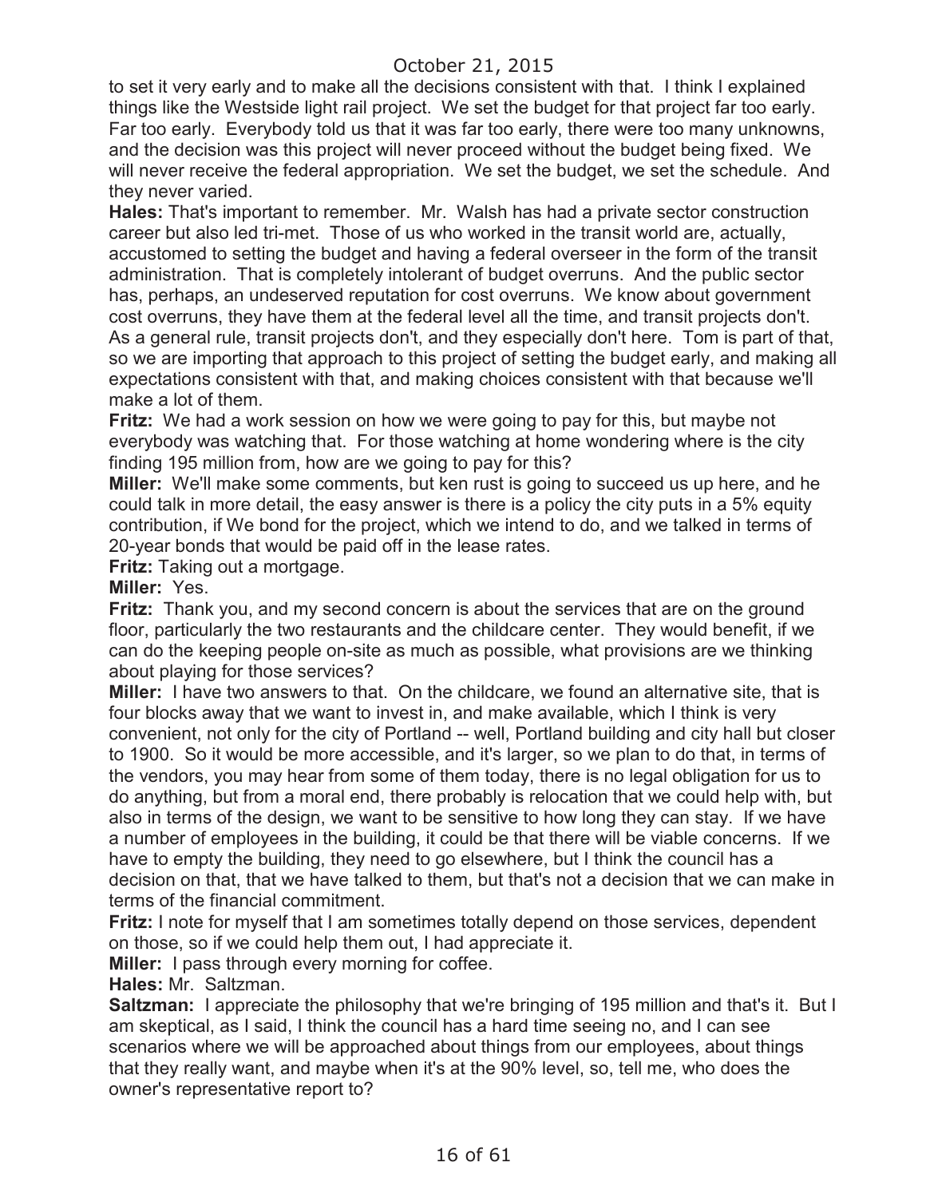to set it very early and to make all the decisions consistent with that. I think I explained things like the Westside light rail project. We set the budget for that project far too early. Far too early. Everybody told us that it was far too early, there were too many unknowns, and the decision was this project will never proceed without the budget being fixed. We will never receive the federal appropriation. We set the budget, we set the schedule. And they never varied.

**Hales:** That's important to remember. Mr. Walsh has had a private sector construction career but also led tri-met. Those of us who worked in the transit world are, actually, accustomed to setting the budget and having a federal overseer in the form of the transit administration. That is completely intolerant of budget overruns. And the public sector has, perhaps, an undeserved reputation for cost overruns. We know about government cost overruns, they have them at the federal level all the time, and transit projects don't. As a general rule, transit projects don't, and they especially don't here. Tom is part of that, so we are importing that approach to this project of setting the budget early, and making all expectations consistent with that, and making choices consistent with that because we'll make a lot of them.

**Fritz:** We had a work session on how we were going to pay for this, but maybe not everybody was watching that. For those watching at home wondering where is the city finding 195 million from, how are we going to pay for this?

**Miller:** We'll make some comments, but ken rust is going to succeed us up here, and he could talk in more detail, the easy answer is there is a policy the city puts in a 5% equity contribution, if We bond for the project, which we intend to do, and we talked in terms of 20-year bonds that would be paid off in the lease rates.

**Fritz:** Taking out a mortgage.

**Miller:** Yes.

**Fritz:** Thank you, and my second concern is about the services that are on the ground floor, particularly the two restaurants and the childcare center. They would benefit, if we can do the keeping people on-site as much as possible, what provisions are we thinking about playing for those services?

**Miller:** I have two answers to that. On the childcare, we found an alternative site, that is four blocks away that we want to invest in, and make available, which I think is very convenient, not only for the city of Portland -- well, Portland building and city hall but closer to 1900. So it would be more accessible, and it's larger, so we plan to do that, in terms of the vendors, you may hear from some of them today, there is no legal obligation for us to do anything, but from a moral end, there probably is relocation that we could help with, but also in terms of the design, we want to be sensitive to how long they can stay. If we have a number of employees in the building, it could be that there will be viable concerns. If we have to empty the building, they need to go elsewhere, but I think the council has a decision on that, that we have talked to them, but that's not a decision that we can make in terms of the financial commitment.

**Fritz:** I note for myself that I am sometimes totally depend on those services, dependent on those, so if we could help them out, I had appreciate it.

**Miller:** I pass through every morning for coffee.

**Hales:** Mr. Saltzman.

**Saltzman:** I appreciate the philosophy that we're bringing of 195 million and that's it. But I am skeptical, as I said, I think the council has a hard time seeing no, and I can see scenarios where we will be approached about things from our employees, about things that they really want, and maybe when it's at the 90% level, so, tell me, who does the owner's representative report to?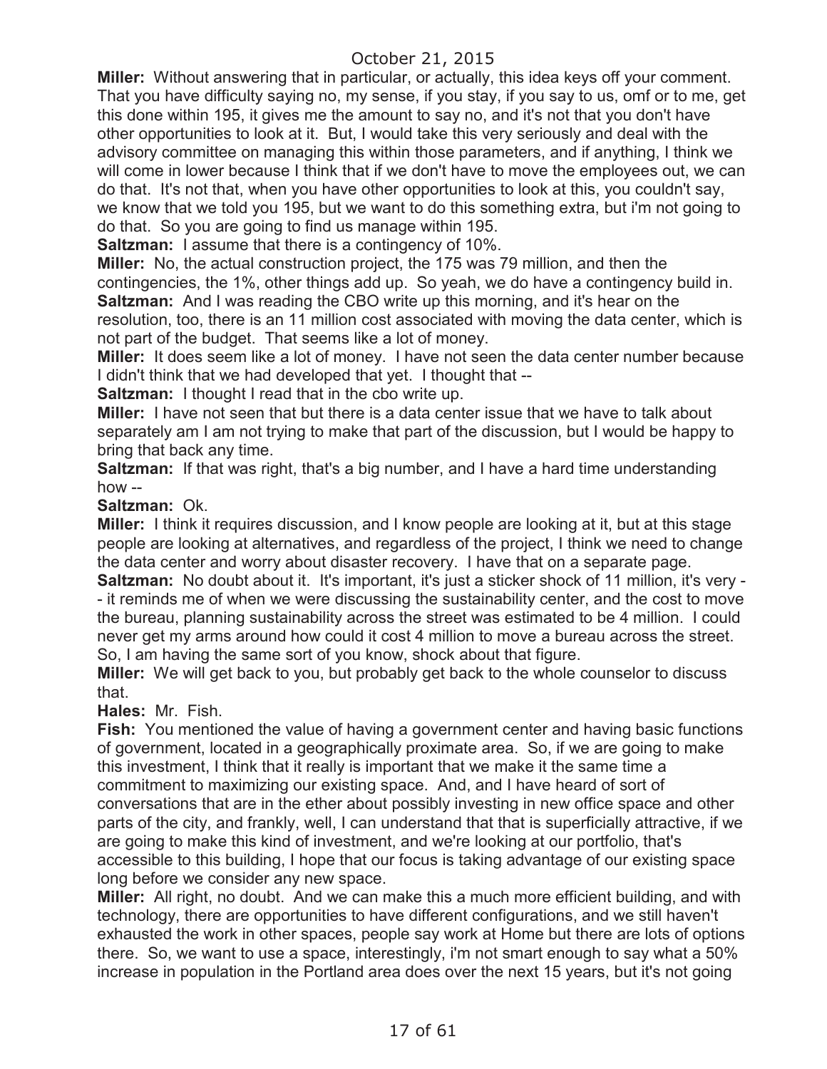**Miller:** Without answering that in particular, or actually, this idea keys off your comment. That you have difficulty saying no, my sense, if you stay, if you say to us, omf or to me, get this done within 195, it gives me the amount to say no, and it's not that you don't have other opportunities to look at it. But, I would take this very seriously and deal with the advisory committee on managing this within those parameters, and if anything, I think we will come in lower because I think that if we don't have to move the employees out, we can do that. It's not that, when you have other opportunities to look at this, you couldn't say, we know that we told you 195, but we want to do this something extra, but i'm not going to do that. So you are going to find us manage within 195.

**Saltzman:** I assume that there is a contingency of 10%.

**Miller:** No, the actual construction project, the 175 was 79 million, and then the contingencies, the 1%, other things add up. So yeah, we do have a contingency build in.

**Saltzman:** And I was reading the CBO write up this morning, and it's hear on the resolution, too, there is an 11 million cost associated with moving the data center, which is not part of the budget. That seems like a lot of money.

**Miller:** It does seem like a lot of money. I have not seen the data center number because I didn't think that we had developed that yet. I thought that --

**Saltzman:** I thought I read that in the cbo write up.

**Miller:** I have not seen that but there is a data center issue that we have to talk about separately am I am not trying to make that part of the discussion, but I would be happy to bring that back any time.

**Saltzman:** If that was right, that's a big number, and I have a hard time understanding how --

**Saltzman:** Ok.

**Miller:** I think it requires discussion, and I know people are looking at it, but at this stage people are looking at alternatives, and regardless of the project, I think we need to change the data center and worry about disaster recovery. I have that on a separate page.

**Saltzman:** No doubt about it. It's important, it's just a sticker shock of 11 million, it's very -- it reminds me of when we were discussing the sustainability center, and the cost to move the bureau, planning sustainability across the street was estimated to be 4 million. I could never get my arms around how could it cost 4 million to move a bureau across the street. So, I am having the same sort of you know, shock about that figure.

**Miller:** We will get back to you, but probably get back to the whole counselor to discuss that.

**Hales:** Mr. Fish.

**Fish:** You mentioned the value of having a government center and having basic functions of government, located in a geographically proximate area. So, if we are going to make this investment, I think that it really is important that we make it the same time a commitment to maximizing our existing space. And, and I have heard of sort of conversations that are in the ether about possibly investing in new office space and other parts of the city, and frankly, well, I can understand that that is superficially attractive, if we are going to make this kind of investment, and we're looking at our portfolio, that's accessible to this building, I hope that our focus is taking advantage of our existing space long before we consider any new space.

**Miller:** All right, no doubt. And we can make this a much more efficient building, and with technology, there are opportunities to have different configurations, and we still haven't exhausted the work in other spaces, people say work at Home but there are lots of options there. So, we want to use a space, interestingly, i'm not smart enough to say what a 50% increase in population in the Portland area does over the next 15 years, but it's not going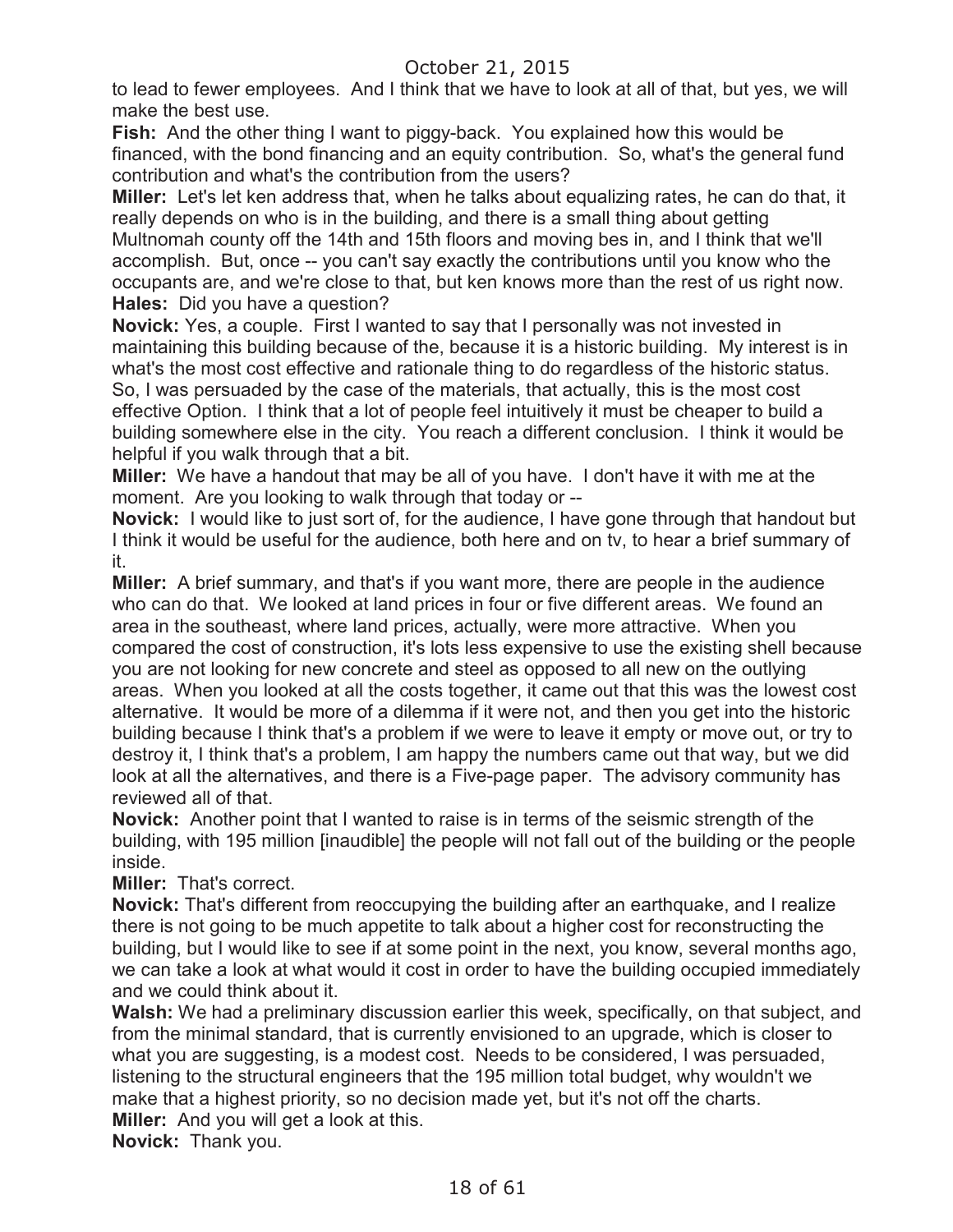to lead to fewer employees. And I think that we have to look at all of that, but yes, we will make the best use.

**Fish:** And the other thing I want to piggy-back. You explained how this would be financed, with the bond financing and an equity contribution. So, what's the general fund contribution and what's the contribution from the users?

**Miller:** Let's let ken address that, when he talks about equalizing rates, he can do that, it really depends on who is in the building, and there is a small thing about getting Multnomah county off the 14th and 15th floors and moving bes in, and I think that we'll accomplish. But, once -- you can't say exactly the contributions until you know who the occupants are, and we're close to that, but ken knows more than the rest of us right now.

**Hales:** Did you have a question?

**Novick:** Yes, a couple. First I wanted to say that I personally was not invested in maintaining this building because of the, because it is a historic building. My interest is in what's the most cost effective and rationale thing to do regardless of the historic status. So, I was persuaded by the case of the materials, that actually, this is the most cost effective Option. I think that a lot of people feel intuitively it must be cheaper to build a building somewhere else in the city. You reach a different conclusion. I think it would be helpful if you walk through that a bit.

**Miller:** We have a handout that may be all of you have. I don't have it with me at the moment. Are you looking to walk through that today or --

**Novick:** I would like to just sort of, for the audience, I have gone through that handout but I think it would be useful for the audience, both here and on tv, to hear a brief summary of it.

**Miller:** A brief summary, and that's if you want more, there are people in the audience who can do that. We looked at land prices in four or five different areas. We found an area in the southeast, where land prices, actually, were more attractive. When you compared the cost of construction, it's lots less expensive to use the existing shell because you are not looking for new concrete and steel as opposed to all new on the outlying areas. When you looked at all the costs together, it came out that this was the lowest cost alternative. It would be more of a dilemma if it were not, and then you get into the historic building because I think that's a problem if we were to leave it empty or move out, or try to destroy it, I think that's a problem, I am happy the numbers came out that way, but we did look at all the alternatives, and there is a Five-page paper. The advisory community has reviewed all of that.

**Novick:** Another point that I wanted to raise is in terms of the seismic strength of the building, with 195 million [inaudible] the people will not fall out of the building or the people inside.

**Miller:** That's correct.

**Novick:** That's different from reoccupying the building after an earthquake, and I realize there is not going to be much appetite to talk about a higher cost for reconstructing the building, but I would like to see if at some point in the next, you know, several months ago, we can take a look at what would it cost in order to have the building occupied immediately and we could think about it.

**Walsh:** We had a preliminary discussion earlier this week, specifically, on that subject, and from the minimal standard, that is currently envisioned to an upgrade, which is closer to what you are suggesting, is a modest cost. Needs to be considered, I was persuaded, listening to the structural engineers that the 195 million total budget, why wouldn't we make that a highest priority, so no decision made yet, but it's not off the charts.

**Miller:** And you will get a look at this.

**Novick:** Thank you.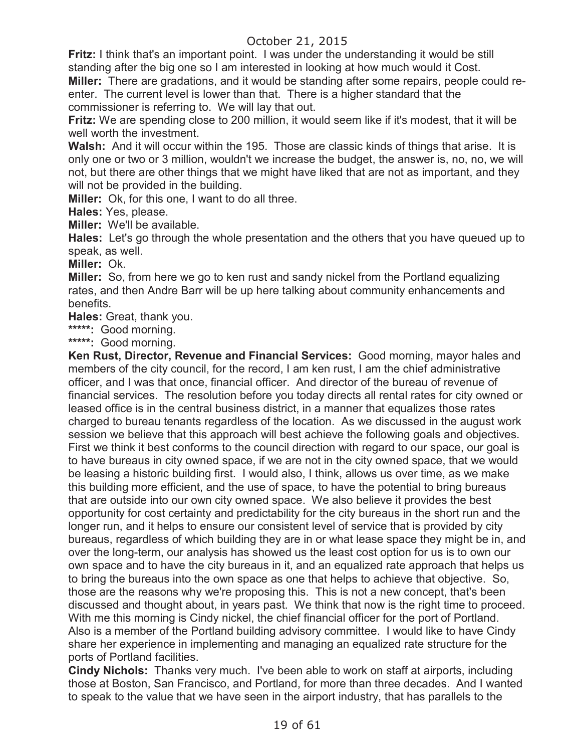**Fritz:** I think that's an important point. I was under the understanding it would be still standing after the big one so I am interested in looking at how much would it Cost.

**Miller:** There are gradations, and it would be standing after some repairs, people could re-enter. The current level is lower than that. There is a higher standard that the commissioner is referring to. We will lay that out.

**Fritz:** We are spending close to 200 million, it would seem like if it's modest, that it will be well worth the investment.

**Walsh:** And it will occur within the 195. Those are classic kinds of things that arise. It is only one or two or 3 million, wouldn't we increase the budget, the answer is, no, no, we will not, but there are other things that we might have liked that are not as important, and they will not be provided in the building.

**Miller:** Ok, for this one, I want to do all three.

**Hales:** Yes, please.

**Miller:** We'll be available.

**Hales:** Let's go through the whole presentation and the others that you have queued up to speak, as well.

**Miller:** Ok.

**Miller:** So, from here we go to ken rust and sandy nickel from the Portland equalizing rates, and then Andre Barr will be up here talking about community enhancements and benefits.

**Hales:** Great, thank you.

**\*\*\*\*\*:** Good morning.

**\*\*\*\*\*:** Good morning.

**Ken Rust, Director, Revenue and Financial Services:** Good morning, mayor hales and members of the city council, for the record, I am ken rust, I am the chief administrative officer, and I was that once, financial officer. And director of the bureau of revenue of financial services. The resolution before you today directs all rental rates for city owned or leased office is in the central business district, in a manner that equalizes those rates charged to bureau tenants regardless of the location. As we discussed in the august work session we believe that this approach will best achieve the following goals and objectives. First we think it best conforms to the council direction with regard to our space, our goal is to have bureaus in city owned space, if we are not in the city owned space, that we would be leasing a historic building first. I would also, I think, allows us over time, as we make this building more efficient, and the use of space, to have the potential to bring bureaus that are outside into our own city owned space. We also believe it provides the best opportunity for cost certainty and predictability for the city bureaus in the short run and the longer run, and it helps to ensure our consistent level of service that is provided by city bureaus, regardless of which building they are in or what lease space they might be in, and over the long-term, our analysis has showed us the least cost option for us is to own our own space and to have the city bureaus in it, and an equalized rate approach that helps us to bring the bureaus into the own space as one that helps to achieve that objective. So, those are the reasons why we're proposing this. This is not a new concept, that's been discussed and thought about, in years past. We think that now is the right time to proceed. With me this morning is Cindy nickel, the chief financial officer for the port of Portland. Also is a member of the Portland building advisory committee. I would like to have Cindy share her experience in implementing and managing an equalized rate structure for the ports of Portland facilities.

**Cindy Nichols:** Thanks very much. I've been able to work on staff at airports, including those at Boston, San Francisco, and Portland, for more than three decades. And I wanted to speak to the value that we have seen in the airport industry, that has parallels to the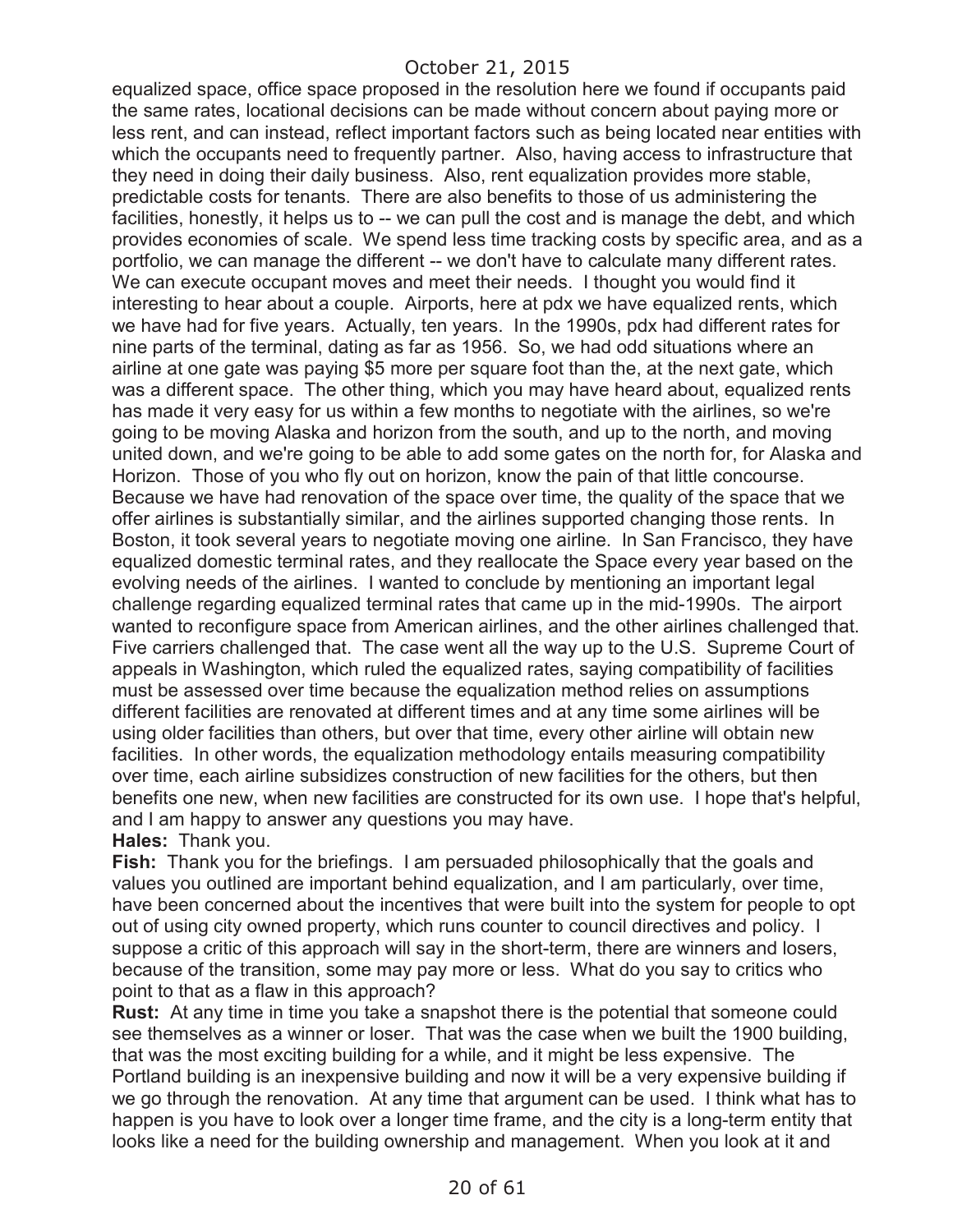equalized space, office space proposed in the resolution here we found if occupants paid the same rates, locational decisions can be made without concern about paying more or less rent, and can instead, reflect important factors such as being located near entities with which the occupants need to frequently partner. Also, having access to infrastructure that they need in doing their daily business. Also, rent equalization provides more stable, predictable costs for tenants. There are also benefits to those of us administering the facilities, honestly, it helps us to -- we can pull the cost and is manage the debt, and which provides economies of scale. We spend less time tracking costs by specific area, and as a portfolio, we can manage the different -- we don't have to calculate many different rates. We can execute occupant moves and meet their needs. I thought you would find it interesting to hear about a couple. Airports, here at pdx we have equalized rents, which we have had for five years. Actually, ten years. In the 1990s, pdx had different rates for nine parts of the terminal, dating as far as 1956. So, we had odd situations where an airline at one gate was paying $5 more per square foot than the, at the next gate, which was a different space. The other thing, which you may have heard about, equalized rents has made it very easy for us within a few months to negotiate with the airlines, so we're going to be moving Alaska and horizon from the south, and up to the north, and moving united down, and we're going to be able to add some gates on the north for, for Alaska and Horizon. Those of you who fly out on horizon, know the pain of that little concourse. Because we have had renovation of the space over time, the quality of the space that we offer airlines is substantially similar, and the airlines supported changing those rents. In Boston, it took several years to negotiate moving one airline. In San Francisco, they have equalized domestic terminal rates, and they reallocate the Space every year based on the evolving needs of the airlines. I wanted to conclude by mentioning an important legal challenge regarding equalized terminal rates that came up in the mid-1990s. The airport wanted to reconfigure space from American airlines, and the other airlines challenged that. Five carriers challenged that. The case went all the way up to the U.S. Supreme Court of appeals in Washington, which ruled the equalized rates, saying compatibility of facilities must be assessed over time because the equalization method relies on assumptions different facilities are renovated at different times and at any time some airlines will be using older facilities than others, but over that time, every other airline will obtain new facilities. In other words, the equalization methodology entails measuring compatibility over time, each airline subsidizes construction of new facilities for the others, but then benefits one new, when new facilities are constructed for its own use. I hope that's helpful, and I am happy to answer any questions you may have.

**Hales:** Thank you.

**Fish:** Thank you for the briefings. I am persuaded philosophically that the goals and values you outlined are important behind equalization, and I am particularly, over time, have been concerned about the incentives that were built into the system for people to opt out of using city owned property, which runs counter to council directives and policy. I suppose a critic of this approach will say in the short-term, there are winners and losers, because of the transition, some may pay more or less. What do you say to critics who point to that as a flaw in this approach?

**Rust:** At any time in time you take a snapshot there is the potential that someone could see themselves as a winner or loser. That was the case when we built the 1900 building, that was the most exciting building for a while, and it might be less expensive. The Portland building is an inexpensive building and now it will be a very expensive building if we go through the renovation. At any time that argument can be used. I think what has to happen is you have to look over a longer time frame, and the city is a long-term entity that looks like a need for the building ownership and management. When you look at it and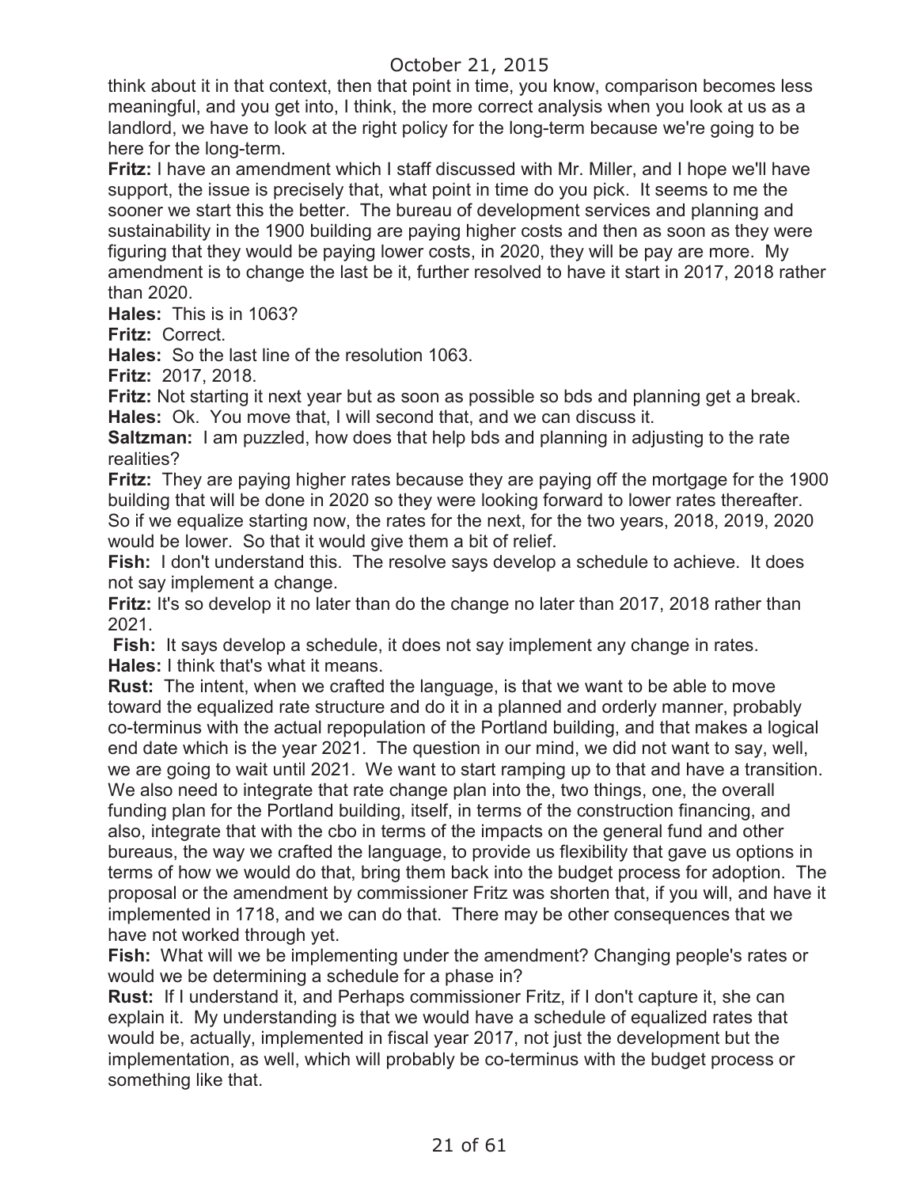think about it in that context, then that point in time, you know, comparison becomes less meaningful, and you get into, I think, the more correct analysis when you look at us as a landlord, we have to look at the right policy for the long-term because we're going to be here for the long-term.

**Fritz:** I have an amendment which I staff discussed with Mr. Miller, and I hope we'll have support, the issue is precisely that, what point in time do you pick. It seems to me the sooner we start this the better. The bureau of development services and planning and sustainability in the 1900 building are paying higher costs and then as soon as they were figuring that they would be paying lower costs, in 2020, they will be pay are more. My amendment is to change the last be it, further resolved to have it start in 2017, 2018 rather than 2020.

**Hales:** This is in 1063?

**Fritz:** Correct.

**Hales:** So the last line of the resolution 1063.

**Fritz:** 2017, 2018.

**Fritz:** Not starting it next year but as soon as possible so bds and planning get a break.

**Hales:** Ok. You move that, I will second that, and we can discuss it.

**Saltzman:** I am puzzled, how does that help bds and planning in adjusting to the rate realities?

**Fritz:** They are paying higher rates because they are paying off the mortgage for the 1900 building that will be done in 2020 so they were looking forward to lower rates thereafter. So if we equalize starting now, the rates for the next, for the two years, 2018, 2019, 2020 would be lower. So that it would give them a bit of relief.

**Fish:** I don't understand this. The resolve says develop a schedule to achieve. It does not say implement a change.

**Fritz:** It's so develop it no later than do the change no later than 2017, 2018 rather than 2021.

**Fish:** It says develop a schedule, it does not say implement any change in rates.

**Hales:** I think that's what it means.

**Rust:** The intent, when we crafted the language, is that we want to be able to move toward the equalized rate structure and do it in a planned and orderly manner, probably co-terminus with the actual repopulation of the Portland building, and that makes a logical end date which is the year 2021. The question in our mind, we did not want to say, well, we are going to wait until 2021. We want to start ramping up to that and have a transition. We also need to integrate that rate change plan into the, two things, one, the overall funding plan for the Portland building, itself, in terms of the construction financing, and also, integrate that with the cbo in terms of the impacts on the general fund and other bureaus, the way we crafted the language, to provide us flexibility that gave us options in terms of how we would do that, bring them back into the budget process for adoption. The proposal or the amendment by commissioner Fritz was shorten that, if you will, and have it implemented in 1718, and we can do that. There may be other consequences that we have not worked through yet.

**Fish:** What will we be implementing under the amendment? Changing people's rates or would we be determining a schedule for a phase in?

**Rust:** If I understand it, and Perhaps commissioner Fritz, if I don't capture it, she can explain it. My understanding is that we would have a schedule of equalized rates that would be, actually, implemented in fiscal year 2017, not just the development but the implementation, as well, which will probably be co-terminus with the budget process or something like that.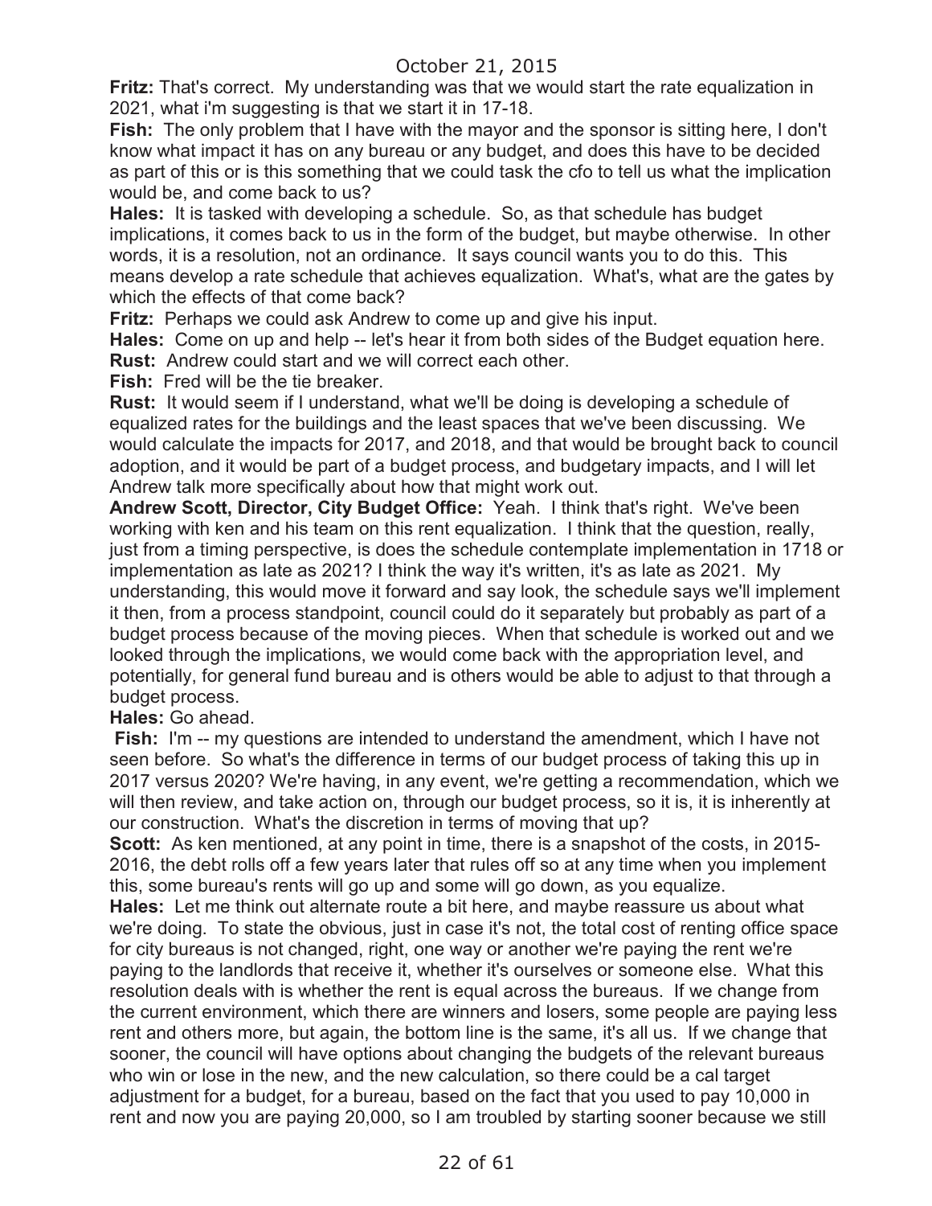**Fritz:** That's correct. My understanding was that we would start the rate equalization in 2021, what i'm suggesting is that we start it in 17-18.

**Fish:** The only problem that I have with the mayor and the sponsor is sitting here, I don't know what impact it has on any bureau or any budget, and does this have to be decided as part of this or is this something that we could task the cfo to tell us what the implication would be, and come back to us?

**Hales:** It is tasked with developing a schedule. So, as that schedule has budget implications, it comes back to us in the form of the budget, but maybe otherwise. In other words, it is a resolution, not an ordinance. It says council wants you to do this. This means develop a rate schedule that achieves equalization. What's, what are the gates by which the effects of that come back?

**Fritz:** Perhaps we could ask Andrew to come up and give his input.

**Hales:** Come on up and help -- let's hear it from both sides of the Budget equation here.

**Rust:** Andrew could start and we will correct each other.

**Fish:** Fred will be the tie breaker.

**Rust:** It would seem if I understand, what we'll be doing is developing a schedule of equalized rates for the buildings and the least spaces that we've been discussing. We would calculate the impacts for 2017, and 2018, and that would be brought back to council adoption, and it would be part of a budget process, and budgetary impacts, and I will let Andrew talk more specifically about how that might work out.

**Andrew Scott, Director, City Budget Office:** Yeah. I think that's right. We've been working with ken and his team on this rent equalization. I think that the question, really, just from a timing perspective, is does the schedule contemplate implementation in 1718 or implementation as late as 2021? I think the way it's written, it's as late as 2021. My understanding, this would move it forward and say look, the schedule says we'll implement it then, from a process standpoint, council could do it separately but probably as part of a budget process because of the moving pieces. When that schedule is worked out and we looked through the implications, we would come back with the appropriation level, and potentially, for general fund bureau and is others would be able to adjust to that through a budget process.

**Hales:** Go ahead.

**Fish:** I'm -- my questions are intended to understand the amendment, which I have not seen before. So what's the difference in terms of our budget process of taking this up in 2017 versus 2020? We're having, in any event, we're getting a recommendation, which we will then review, and take action on, through our budget process, so it is, it is inherently at our construction. What's the discretion in terms of moving that up?

**Scott:** As ken mentioned, at any point in time, there is a snapshot of the costs, in 2015-2016, the debt rolls off a few years later that rules off so at any time when you implement this, some bureau's rents will go up and some will go down, as you equalize.

**Hales:** Let me think out alternate route a bit here, and maybe reassure us about what we're doing. To state the obvious, just in case it's not, the total cost of renting office space for city bureaus is not changed, right, one way or another we're paying the rent we're paying to the landlords that receive it, whether it's ourselves or someone else. What this resolution deals with is whether the rent is equal across the bureaus. If we change from the current environment, which there are winners and losers, some people are paying less rent and others more, but again, the bottom line is the same, it's all us. If we change that sooner, the council will have options about changing the budgets of the relevant bureaus who win or lose in the new, and the new calculation, so there could be a cal target adjustment for a budget, for a bureau, based on the fact that you used to pay 10,000 in rent and now you are paying 20,000, so I am troubled by starting sooner because we still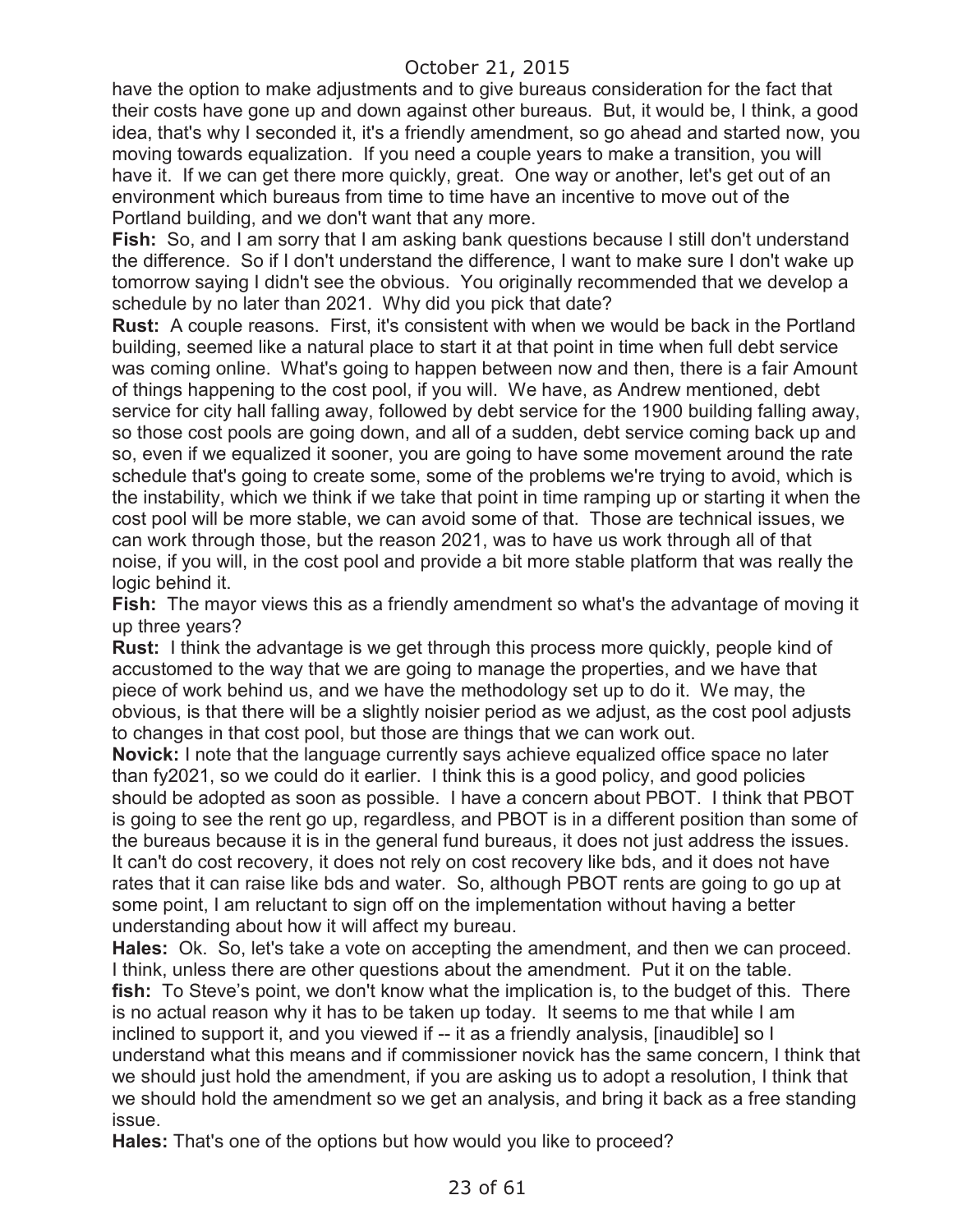have the option to make adjustments and to give bureaus consideration for the fact that their costs have gone up and down against other bureaus. But, it would be, I think, a good idea, that's why I seconded it, it's a friendly amendment, so go ahead and started now, you moving towards equalization. If you need a couple years to make a transition, you will have it. If we can get there more quickly, great. One way or another, let's get out of an environment which bureaus from time to time have an incentive to move out of the Portland building, and we don't want that any more.

**Fish:** So, and I am sorry that I am asking bank questions because I still don't understand the difference. So if I don't understand the difference, I want to make sure I don't wake up tomorrow saying I didn't see the obvious. You originally recommended that we develop a schedule by no later than 2021. Why did you pick that date?

**Rust:** A couple reasons. First, it's consistent with when we would be back in the Portland building, seemed like a natural place to start it at that point in time when full debt service was coming online. What's going to happen between now and then, there is a fair Amount of things happening to the cost pool, if you will. We have, as Andrew mentioned, debt service for city hall falling away, followed by debt service for the 1900 building falling away, so those cost pools are going down, and all of a sudden, debt service coming back up and so, even if we equalized it sooner, you are going to have some movement around the rate schedule that's going to create some, some of the problems we're trying to avoid, which is the instability, which we think if we take that point in time ramping up or starting it when the cost pool will be more stable, we can avoid some of that. Those are technical issues, we can work through those, but the reason 2021, was to have us work through all of that noise, if you will, in the cost pool and provide a bit more stable platform that was really the logic behind it.

**Fish:** The mayor views this as a friendly amendment so what's the advantage of moving it up three years?

**Rust:** I think the advantage is we get through this process more quickly, people kind of accustomed to the way that we are going to manage the properties, and we have that piece of work behind us, and we have the methodology set up to do it. We may, the obvious, is that there will be a slightly noisier period as we adjust, as the cost pool adjusts to changes in that cost pool, but those are things that we can work out.

**Novick:** I note that the language currently says achieve equalized office space no later than fy2021, so we could do it earlier. I think this is a good policy, and good policies should be adopted as soon as possible. I have a concern about PBOT. I think that PBOT is going to see the rent go up, regardless, and PBOT is in a different position than some of the bureaus because it is in the general fund bureaus, it does not just address the issues. It can't do cost recovery, it does not rely on cost recovery like bds, and it does not have rates that it can raise like bds and water. So, although PBOT rents are going to go up at some point, I am reluctant to sign off on the implementation without having a better understanding about how it will affect my bureau.

**Hales:** Ok. So, let's take a vote on accepting the amendment, and then we can proceed. I think, unless there are other questions about the amendment. Put it on the table.

**fish:** To Steve's point, we don't know what the implication is, to the budget of this. There is no actual reason why it has to be taken up today. It seems to me that while I am inclined to support it, and you viewed if -- it as a friendly analysis, [inaudible] so I understand what this means and if commissioner novick has the same concern, I think that we should just hold the amendment, if you are asking us to adopt a resolution, I think that we should hold the amendment so we get an analysis, and bring it back as a free standing issue.

**Hales:** That's one of the options but how would you like to proceed?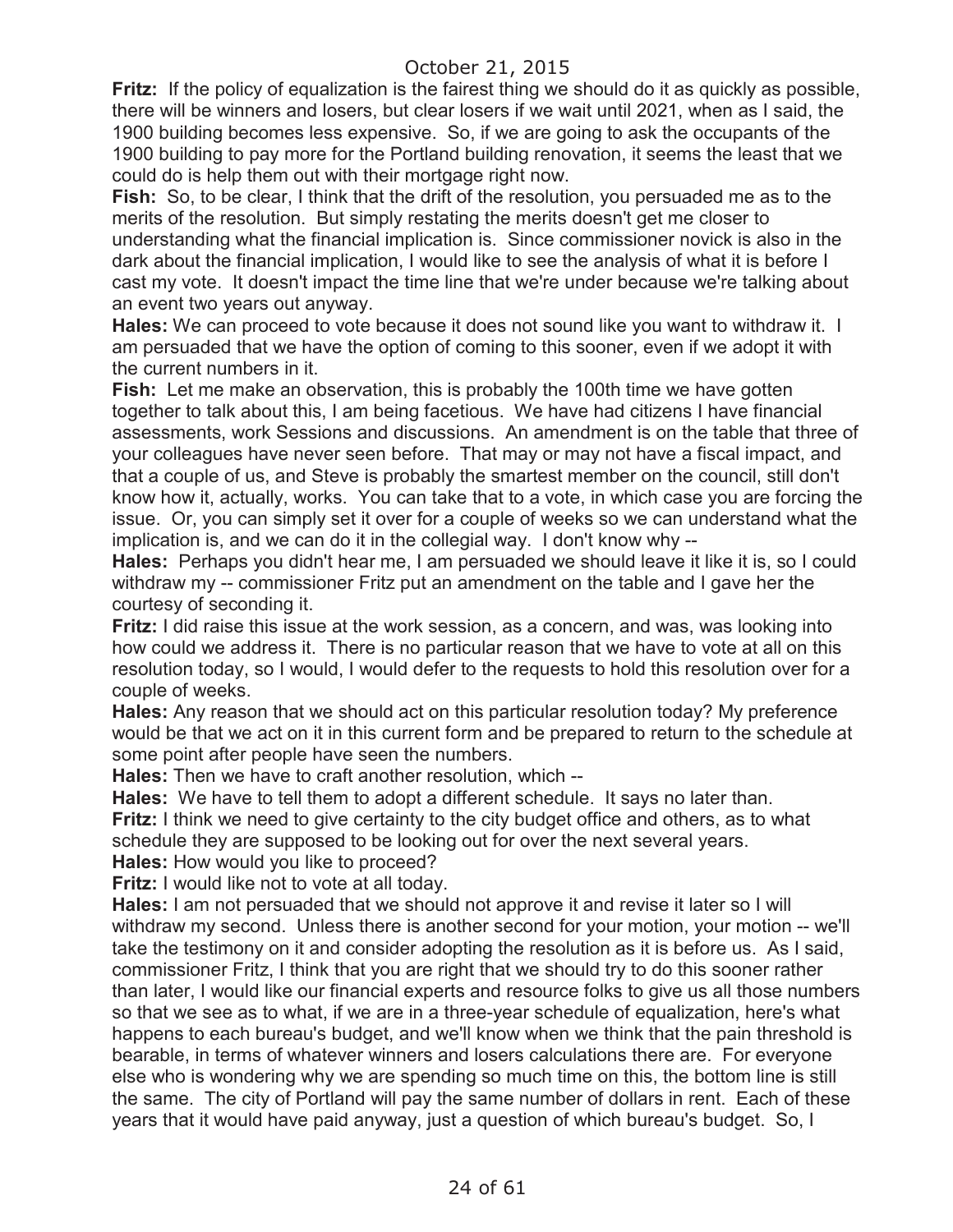**Fritz:** If the policy of equalization is the fairest thing we should do it as quickly as possible, there will be winners and losers, but clear losers if we wait until 2021, when as I said, the 1900 building becomes less expensive. So, if we are going to ask the occupants of the 1900 building to pay more for the Portland building renovation, it seems the least that we could do is help them out with their mortgage right now.

**Fish:** So, to be clear, I think that the drift of the resolution, you persuaded me as to the merits of the resolution. But simply restating the merits doesn't get me closer to understanding what the financial implication is. Since commissioner novick is also in the dark about the financial implication, I would like to see the analysis of what it is before I cast my vote. It doesn't impact the time line that we're under because we're talking about an event two years out anyway.

**Hales:** We can proceed to vote because it does not sound like you want to withdraw it. I am persuaded that we have the option of coming to this sooner, even if we adopt it with the current numbers in it.

**Fish:** Let me make an observation, this is probably the 100th time we have gotten together to talk about this, I am being facetious. We have had citizens I have financial assessments, work Sessions and discussions. An amendment is on the table that three of your colleagues have never seen before. That may or may not have a fiscal impact, and that a couple of us, and Steve is probably the smartest member on the council, still don't know how it, actually, works. You can take that to a vote, in which case you are forcing the issue. Or, you can simply set it over for a couple of weeks so we can understand what the implication is, and we can do it in the collegial way. I don't know why --

**Hales:** Perhaps you didn't hear me, I am persuaded we should leave it like it is, so I could withdraw my -- commissioner Fritz put an amendment on the table and I gave her the courtesy of seconding it.

**Fritz:** I did raise this issue at the work session, as a concern, and was, was looking into how could we address it. There is no particular reason that we have to vote at all on this resolution today, so I would, I would defer to the requests to hold this resolution over for a couple of weeks.

**Hales:** Any reason that we should act on this particular resolution today? My preference would be that we act on it in this current form and be prepared to return to the schedule at some point after people have seen the numbers.

**Hales:** Then we have to craft another resolution, which --

**Hales:** We have to tell them to adopt a different schedule. It says no later than.

**Fritz:** I think we need to give certainty to the city budget office and others, as to what schedule they are supposed to be looking out for over the next several years.

**Hales:** How would you like to proceed?

**Fritz:** I would like not to vote at all today.

**Hales:** I am not persuaded that we should not approve it and revise it later so I will withdraw my second. Unless there is another second for your motion, your motion -- we'll take the testimony on it and consider adopting the resolution as it is before us. As I said, commissioner Fritz, I think that you are right that we should try to do this sooner rather than later, I would like our financial experts and resource folks to give us all those numbers so that we see as to what, if we are in a three-year schedule of equalization, here's what happens to each bureau's budget, and we'll know when we think that the pain threshold is bearable, in terms of whatever winners and losers calculations there are. For everyone else who is wondering why we are spending so much time on this, the bottom line is still the same. The city of Portland will pay the same number of dollars in rent. Each of these years that it would have paid anyway, just a question of which bureau's budget. So, I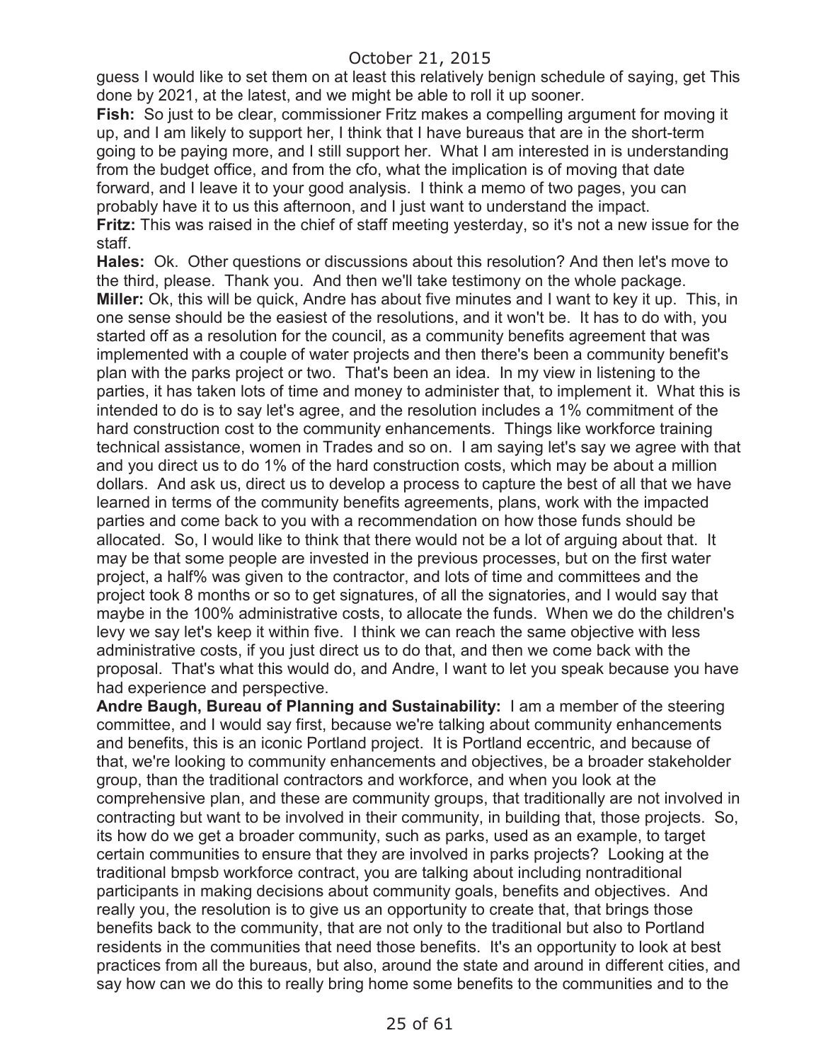guess I would like to set them on at least this relatively benign schedule of saying, get This done by 2021, at the latest, and we might be able to roll it up sooner.

**Fish:** So just to be clear, commissioner Fritz makes a compelling argument for moving it up, and I am likely to support her, I think that I have bureaus that are in the short-term going to be paying more, and I still support her. What I am interested in is understanding from the budget office, and from the cfo, what the implication is of moving that date forward, and I leave it to your good analysis. I think a memo of two pages, you can probably have it to us this afternoon, and I just want to understand the impact.

**Fritz:** This was raised in the chief of staff meeting yesterday, so it's not a new issue for the staff.

**Hales:** Ok. Other questions or discussions about this resolution? And then let's move to the third, please. Thank you. And then we'll take testimony on the whole package.

**Miller:** Ok, this will be quick, Andre has about five minutes and I want to key it up. This, in one sense should be the easiest of the resolutions, and it won't be. It has to do with, you started off as a resolution for the council, as a community benefits agreement that was implemented with a couple of water projects and then there's been a community benefit's plan with the parks project or two. That's been an idea. In my view in listening to the parties, it has taken lots of time and money to administer that, to implement it. What this is intended to do is to say let's agree, and the resolution includes a 1% commitment of the hard construction cost to the community enhancements. Things like workforce training technical assistance, women in Trades and so on. I am saying let's say we agree with that and you direct us to do 1% of the hard construction costs, which may be about a million dollars. And ask us, direct us to develop a process to capture the best of all that we have learned in terms of the community benefits agreements, plans, work with the impacted parties and come back to you with a recommendation on how those funds should be allocated. So, I would like to think that there would not be a lot of arguing about that. It may be that some people are invested in the previous processes, but on the first water project, a half% was given to the contractor, and lots of time and committees and the project took 8 months or so to get signatures, of all the signatories, and I would say that maybe in the 100% administrative costs, to allocate the funds. When we do the children's levy we say let's keep it within five. I think we can reach the same objective with less administrative costs, if you just direct us to do that, and then we come back with the proposal. That's what this would do, and Andre, I want to let you speak because you have had experience and perspective.

**Andre Baugh, Bureau of Planning and Sustainability:** I am a member of the steering committee, and I would say first, because we're talking about community enhancements and benefits, this is an iconic Portland project. It is Portland eccentric, and because of that, we're looking to community enhancements and objectives, be a broader stakeholder group, than the traditional contractors and workforce, and when you look at the comprehensive plan, and these are community groups, that traditionally are not involved in contracting but want to be involved in their community, in building that, those projects. So, its how do we get a broader community, such as parks, used as an example, to target certain communities to ensure that they are involved in parks projects? Looking at the traditional bmpsb workforce contract, you are talking about including nontraditional participants in making decisions about community goals, benefits and objectives. And really you, the resolution is to give us an opportunity to create that, that brings those benefits back to the community, that are not only to the traditional but also to Portland residents in the communities that need those benefits. It's an opportunity to look at best practices from all the bureaus, but also, around the state and around in different cities, and say how can we do this to really bring home some benefits to the communities and to the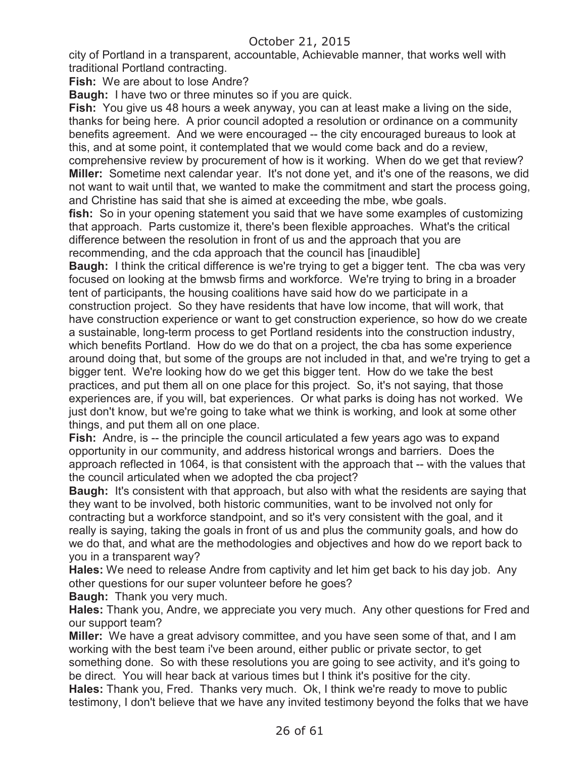city of Portland in a transparent, accountable, Achievable manner, that works well with traditional Portland contracting.

**Fish:** We are about to lose Andre?

**Baugh:** I have two or three minutes so if you are quick.

**Fish:** You give us 48 hours a week anyway, you can at least make a living on the side, thanks for being here. A prior council adopted a resolution or ordinance on a community benefits agreement. And we were encouraged -- the city encouraged bureaus to look at this, and at some point, it contemplated that we would come back and do a review, comprehensive review by procurement of how is it working. When do we get that review?

**Miller:** Sometime next calendar year. It's not done yet, and it's one of the reasons, we did not want to wait until that, we wanted to make the commitment and start the process going, and Christine has said that she is aimed at exceeding the mbe, wbe goals.

**fish:** So in your opening statement you said that we have some examples of customizing that approach. Parts customize it, there's been flexible approaches. What's the critical difference between the resolution in front of us and the approach that you are recommending, and the cda approach that the council has [inaudible]

**Baugh:** I think the critical difference is we're trying to get a bigger tent. The cba was very focused on looking at the bmwsb firms and workforce. We're trying to bring in a broader tent of participants, the housing coalitions have said how do we participate in a construction project. So they have residents that have low income, that will work, that have construction experience or want to get construction experience, so how do we create a sustainable, long-term process to get Portland residents into the construction industry, which benefits Portland. How do we do that on a project, the cba has some experience around doing that, but some of the groups are not included in that, and we're trying to get a bigger tent. We're looking how do we get this bigger tent. How do we take the best practices, and put them all on one place for this project. So, it's not saying, that those experiences are, if you will, bat experiences. Or what parks is doing has not worked. We just don't know, but we're going to take what we think is working, and look at some other things, and put them all on one place.

**Fish:** Andre, is -- the principle the council articulated a few years ago was to expand opportunity in our community, and address historical wrongs and barriers. Does the approach reflected in 1064, is that consistent with the approach that -- with the values that the council articulated when we adopted the cba project?

**Baugh:** It's consistent with that approach, but also with what the residents are saying that they want to be involved, both historic communities, want to be involved not only for contracting but a workforce standpoint, and so it's very consistent with the goal, and it really is saying, taking the goals in front of us and plus the community goals, and how do we do that, and what are the methodologies and objectives and how do we report back to you in a transparent way?

**Hales:** We need to release Andre from captivity and let him get back to his day job. Any other questions for our super volunteer before he goes?

**Baugh:** Thank you very much.

**Hales:** Thank you, Andre, we appreciate you very much. Any other questions for Fred and our support team?

**Miller:** We have a great advisory committee, and you have seen some of that, and I am working with the best team i've been around, either public or private sector, to get something done. So with these resolutions you are going to see activity, and it's going to be direct. You will hear back at various times but I think it's positive for the city.

**Hales:** Thank you, Fred. Thanks very much. Ok, I think we're ready to move to public testimony, I don't believe that we have any invited testimony beyond the folks that we have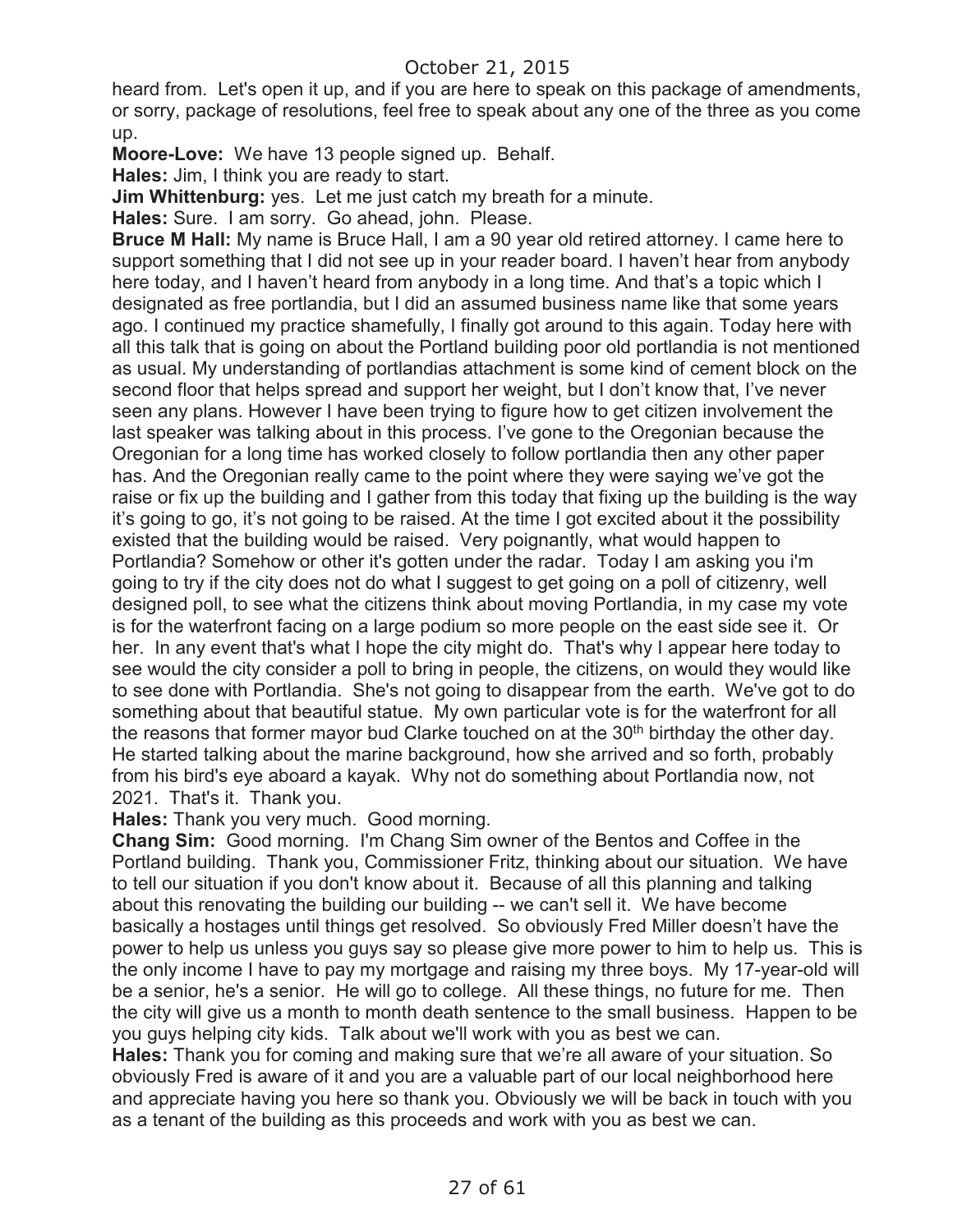heard from. Let's open it up, and if you are here to speak on this package of amendments, or sorry, package of resolutions, feel free to speak about any one of the three as you come up.

**Moore-Love:** We have 13 people signed up. Behalf.

**Hales:** Jim, I think you are ready to start.

**Jim Whittenburg:** yes. Let me just catch my breath for a minute.

**Hales:** Sure. I am sorry. Go ahead, john. Please.

**Bruce M Hall:** My name is Bruce Hall, I am a 90 year old retired attorney. I came here to support something that I did not see up in your reader board. I haven't hear from anybody here today, and I haven't heard from anybody in a long time. And that's a topic which I designated as free portlandia, but I did an assumed business name like that some years ago. I continued my practice shamefully, I finally got around to this again. Today here with all this talk that is going on about the Portland building poor old portlandia is not mentioned as usual. My understanding of portlandias attachment is some kind of cement block on the second floor that helps spread and support her weight, but I don't know that, I've never seen any plans. However I have been trying to figure how to get citizen involvement the last speaker was talking about in this process. I've gone to the Oregonian because the Oregonian for a long time has worked closely to follow portlandia then any other paper has. And the Oregonian really came to the point where they were saying we've got the raise or fix up the building and I gather from this today that fixing up the building is the way it's going to go, it's not going to be raised. At the time I got excited about it the possibility existed that the building would be raised. Very poignantly, what would happen to Portlandia? Somehow or other it's gotten under the radar. Today I am asking you i'm going to try if the city does not do what I suggest to get going on a poll of citizenry, well designed poll, to see what the citizens think about moving Portlandia, in my case my vote is for the waterfront facing on a large podium so more people on the east side see it. Or her. In any event that's what I hope the city might do. That's why I appear here today to see would the city consider a poll to bring in people, the citizens, on would they would like to see done with Portlandia. She's not going to disappear from the earth. We've got to do something about that beautiful statue. My own particular vote is for the waterfront for all the reasons that former mayor bud Clarke touched on at the 30th birthday the other day. He started talking about the marine background, how she arrived and so forth, probably from his bird's eye aboard a kayak. Why not do something about Portlandia now, not 2021. That's it. Thank you.

**Hales:** Thank you very much. Good morning.

**Chang Sim:** Good morning. I'm Chang Sim owner of the Bentos and Coffee in the Portland building. Thank you, Commissioner Fritz, thinking about our situation. We have to tell our situation if you don't know about it. Because of all this planning and talking about this renovating the building our building -- we can't sell it. We have become basically a hostages until things get resolved. So obviously Fred Miller doesn't have the power to help us unless you guys say so please give more power to him to help us. This is the only income I have to pay my mortgage and raising my three boys. My 17-year-old will be a senior, he's a senior. He will go to college. All these things, no future for me. Then the city will give us a month to month death sentence to the small business. Happen to be you guys helping city kids. Talk about we'll work with you as best we can.

**Hales:** Thank you for coming and making sure that we're all aware of your situation. So obviously Fred is aware of it and you are a valuable part of our local neighborhood here and appreciate having you here so thank you. Obviously we will be back in touch with you as a tenant of the building as this proceeds and work with you as best we can.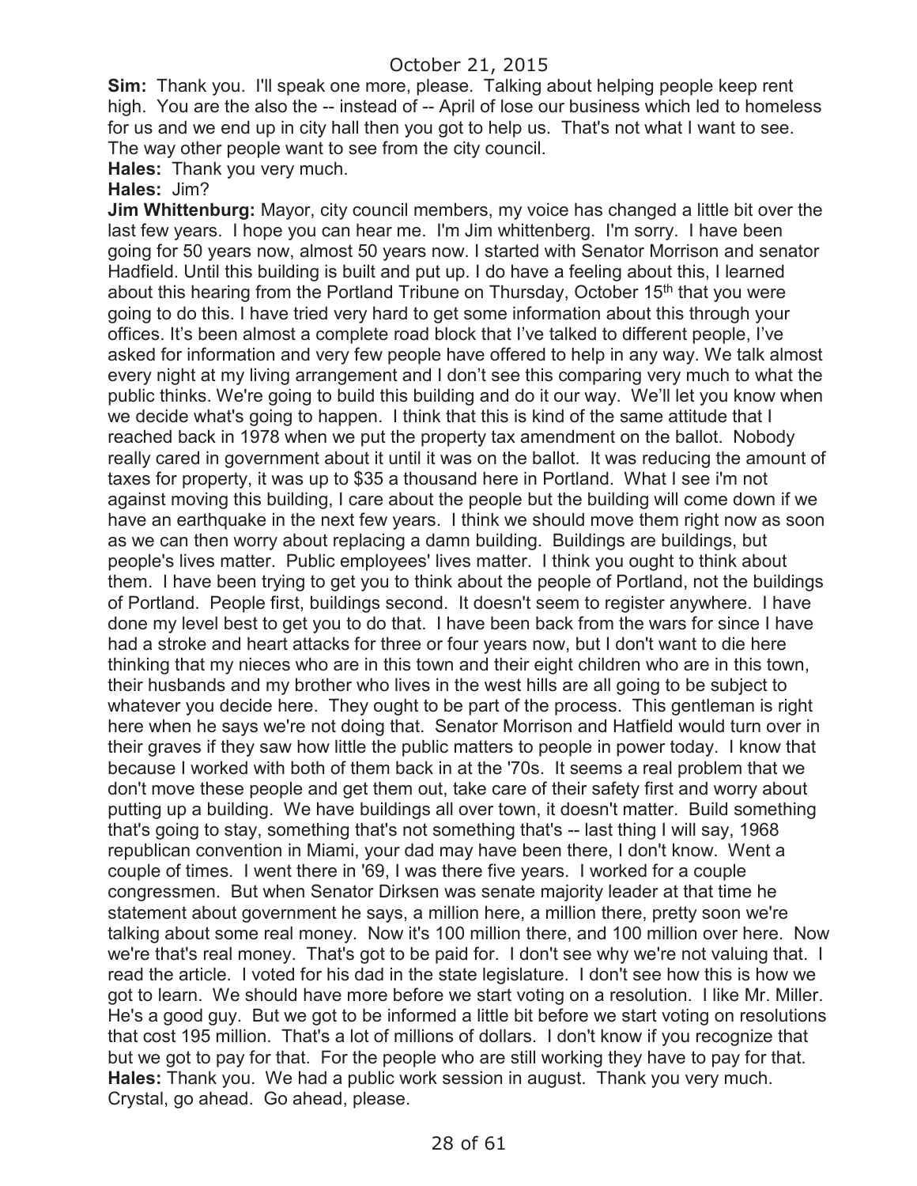**Sim:** Thank you. I'll speak one more, please. Talking about helping people keep rent high. You are the also the -- instead of -- April of lose our business which led to homeless for us and we end up in city hall then you got to help us. That's not what I want to see. The way other people want to see from the city council.

**Hales:** Thank you very much.

**Hales:** Jim?

**Jim Whittenburg:** Mayor, city council members, my voice has changed a little bit over the last few years. I hope you can hear me. I'm Jim whittenberg. I'm sorry. I have been going for 50 years now, almost 50 years now. I started with Senator Morrison and senator Hadfield. Until this building is built and put up. I do have a feeling about this, I learned about this hearing from the Portland Tribune on Thursday, October 15th that you were going to do this. I have tried very hard to get some information about this through your offices. It's been almost a complete road block that I've talked to different people, I've asked for information and very few people have offered to help in any way. We talk almost every night at my living arrangement and I don't see this comparing very much to what the public thinks. We're going to build this building and do it our way. We'll let you know when we decide what's going to happen. I think that this is kind of the same attitude that I reached back in 1978 when we put the property tax amendment on the ballot. Nobody really cared in government about it until it was on the ballot. It was reducing the amount of taxes for property, it was up to $35 a thousand here in Portland. What I see i'm not against moving this building, I care about the people but the building will come down if we have an earthquake in the next few years. I think we should move them right now as soon as we can then worry about replacing a damn building. Buildings are buildings, but people's lives matter. Public employees' lives matter. I think you ought to think about them. I have been trying to get you to think about the people of Portland, not the buildings of Portland. People first, buildings second. It doesn't seem to register anywhere. I have done my level best to get you to do that. I have been back from the wars for since I have had a stroke and heart attacks for three or four years now, but I don't want to die here thinking that my nieces who are in this town and their eight children who are in this town, their husbands and my brother who lives in the west hills are all going to be subject to whatever you decide here. They ought to be part of the process. This gentleman is right here when he says we're not doing that. Senator Morrison and Hatfield would turn over in their graves if they saw how little the public matters to people in power today. I know that because I worked with both of them back in at the '70s. It seems a real problem that we don't move these people and get them out, take care of their safety first and worry about putting up a building. We have buildings all over town, it doesn't matter. Build something that's going to stay, something that's not something that's -- last thing I will say, 1968 republican convention in Miami, your dad may have been there, I don't know. Went a couple of times. I went there in '69, I was there five years. I worked for a couple congressmen. But when Senator Dirksen was senate majority leader at that time he statement about government he says, a million here, a million there, pretty soon we're talking about some real money. Now it's 100 million there, and 100 million over here. Now we're that's real money. That's got to be paid for. I don't see why we're not valuing that. I read the article. I voted for his dad in the state legislature. I don't see how this is how we got to learn. We should have more before we start voting on a resolution. I like Mr. Miller. He's a good guy. But we got to be informed a little bit before we start voting on resolutions that cost 195 million. That's a lot of millions of dollars. I don't know if you recognize that but we got to pay for that. For the people who are still working they have to pay for that.

**Hales:** Thank you. We had a public work session in august. Thank you very much. Crystal, go ahead. Go ahead, please.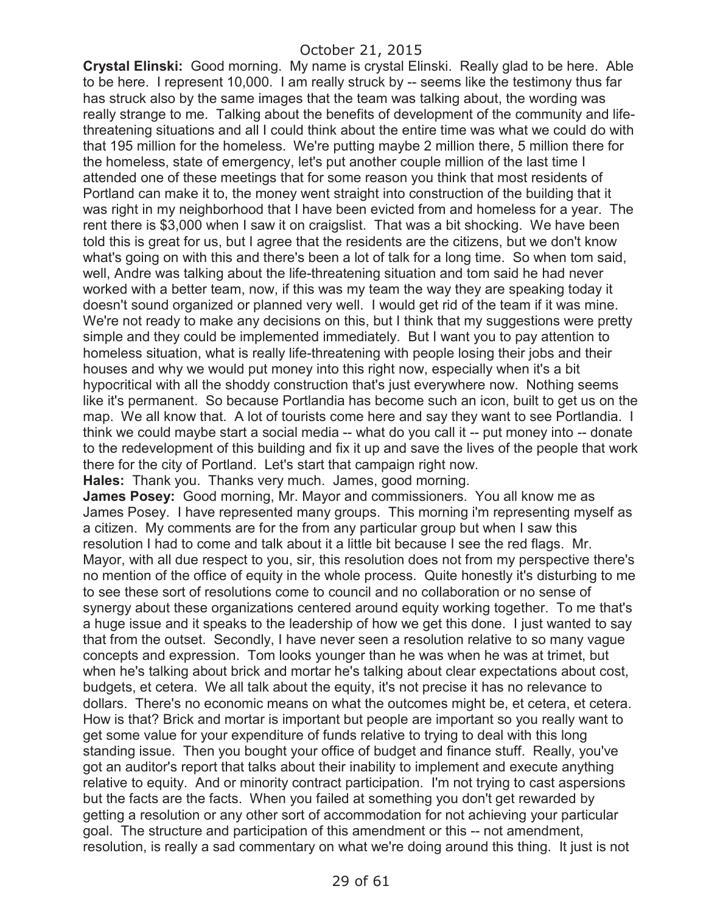October 21, 2015

**Crystal Elinski:** Good morning. My name is crystal Elinski. Really glad to be here. Able to be here. I represent 10,000. I am really struck by -- seems like the testimony thus far has struck also by the same images that the team was talking about, the wording was really strange to me. Talking about the benefits of development of the community and life-threatening situations and all I could think about the entire time was what we could do with that 195 million for the homeless. We're putting maybe 2 million there, 5 million there for the homeless, state of emergency, let's put another couple million of the last time I attended one of these meetings that for some reason you think that most residents of Portland can make it to, the money went straight into construction of the building that it was right in my neighborhood that I have been evicted from and homeless for a year. The rent there is $3,000 when I saw it on craigslist. That was a bit shocking. We have been told this is great for us, but I agree that the residents are the citizens, but we don't know what's going on with this and there's been a lot of talk for a long time. So when tom said, well, Andre was talking about the life-threatening situation and tom said he had never worked with a better team, now, if this was my team the way they are speaking today it doesn't sound organized or planned very well. I would get rid of the team if it was mine. We're not ready to make any decisions on this, but I think that my suggestions were pretty simple and they could be implemented immediately. But I want you to pay attention to homeless situation, what is really life-threatening with people losing their jobs and their houses and why we would put money into this right now, especially when it's a bit hypocritical with all the shoddy construction that's just everywhere now. Nothing seems like it's permanent. So because Portlandia has become such an icon, built to get us on the map. We all know that. A lot of tourists come here and say they want to see Portlandia. I think we could maybe start a social media -- what do you call it -- put money into -- donate to the redevelopment of this building and fix it up and save the lives of the people that work there for the city of Portland. Let's start that campaign right now.

**Hales:** Thank you. Thanks very much. James, good morning.

**James Posey:** Good morning, Mr. Mayor and commissioners. You all know me as James Posey. I have represented many groups. This morning i'm representing myself as a citizen. My comments are for the from any particular group but when I saw this resolution I had to come and talk about it a little bit because I see the red flags. Mr. Mayor, with all due respect to you, sir, this resolution does not from my perspective there's no mention of the office of equity in the whole process. Quite honestly it's disturbing to me to see these sort of resolutions come to council and no collaboration or no sense of synergy about these organizations centered around equity working together. To me that's a huge issue and it speaks to the leadership of how we get this done. I just wanted to say that from the outset. Secondly, I have never seen a resolution relative to so many vague concepts and expression. Tom looks younger than he was when he was at trimet, but when he's talking about brick and mortar he's talking about clear expectations about cost, budgets, et cetera. We all talk about the equity, it's not precise it has no relevance to dollars. There's no economic means on what the outcomes might be, et cetera, et cetera. How is that? Brick and mortar is important but people are important so you really want to get some value for your expenditure of funds relative to trying to deal with this long standing issue. Then you bought your office of budget and finance stuff. Really, you've got an auditor's report that talks about their inability to implement and execute anything relative to equity. And or minority contract participation. I'm not trying to cast aspersions but the facts are the facts. When you failed at something you don't get rewarded by getting a resolution or any other sort of accommodation for not achieving your particular goal. The structure and participation of this amendment or this -- not amendment, resolution, is really a sad commentary on what we're doing around this thing. It just is not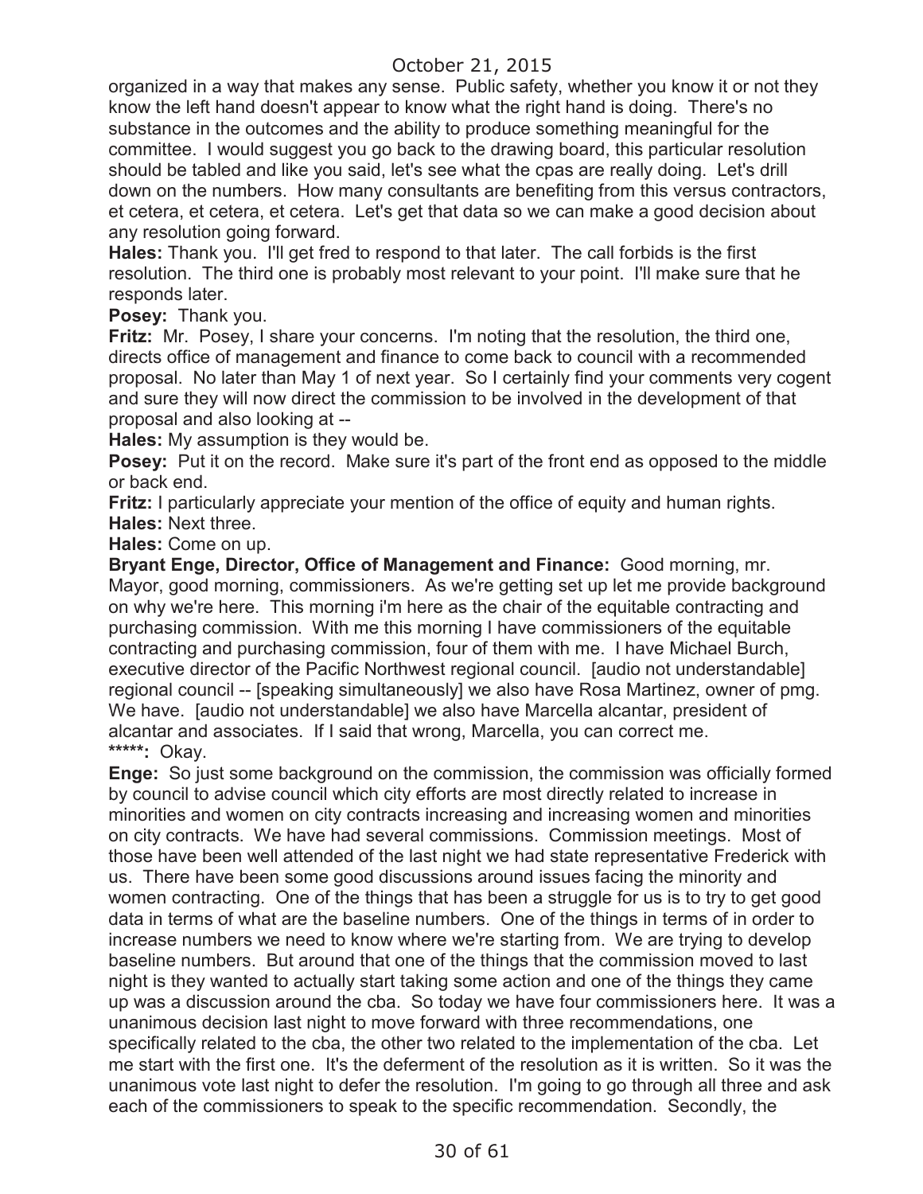organized in a way that makes any sense. Public safety, whether you know it or not they know the left hand doesn't appear to know what the right hand is doing. There's no substance in the outcomes and the ability to produce something meaningful for the committee. I would suggest you go back to the drawing board, this particular resolution should be tabled and like you said, let's see what the cpas are really doing. Let's drill down on the numbers. How many consultants are benefiting from this versus contractors, et cetera, et cetera, et cetera. Let's get that data so we can make a good decision about any resolution going forward.

**Hales:** Thank you. I'll get fred to respond to that later. The call forbids is the first resolution. The third one is probably most relevant to your point. I'll make sure that he responds later.

**Posey:** Thank you.

**Fritz:** Mr. Posey, I share your concerns. I'm noting that the resolution, the third one, directs office of management and finance to come back to council with a recommended proposal. No later than May 1 of next year. So I certainly find your comments very cogent and sure they will now direct the commission to be involved in the development of that proposal and also looking at --

**Hales:** My assumption is they would be.

**Posey:** Put it on the record. Make sure it's part of the front end as opposed to the middle or back end.

**Fritz:** I particularly appreciate your mention of the office of equity and human rights.

**Hales:** Next three.

**Hales:** Come on up.

**Bryant Enge, Director, Office of Management and Finance:** Good morning, mr. Mayor, good morning, commissioners. As we're getting set up let me provide background on why we're here. This morning i'm here as the chair of the equitable contracting and purchasing commission. With me this morning I have commissioners of the equitable contracting and purchasing commission, four of them with me. I have Michael Burch, executive director of the Pacific Northwest regional council. [audio not understandable] regional council -- [speaking simultaneously] we also have Rosa Martinez, owner of pmg. We have. [audio not understandable] we also have Marcella alcantar, president of alcantar and associates. If I said that wrong, Marcella, you can correct me.

**\*\*\*\*\*:** Okay.

**Enge:** So just some background on the commission, the commission was officially formed by council to advise council which city efforts are most directly related to increase in minorities and women on city contracts increasing and increasing women and minorities on city contracts. We have had several commissions. Commission meetings. Most of those have been well attended of the last night we had state representative Frederick with us. There have been some good discussions around issues facing the minority and women contracting. One of the things that has been a struggle for us is to try to get good data in terms of what are the baseline numbers. One of the things in terms of in order to increase numbers we need to know where we're starting from. We are trying to develop baseline numbers. But around that one of the things that the commission moved to last night is they wanted to actually start taking some action and one of the things they came up was a discussion around the cba. So today we have four commissioners here. It was a unanimous decision last night to move forward with three recommendations, one specifically related to the cba, the other two related to the implementation of the cba. Let me start with the first one. It's the deferment of the resolution as it is written. So it was the unanimous vote last night to defer the resolution. I'm going to go through all three and ask each of the commissioners to speak to the specific recommendation. Secondly, the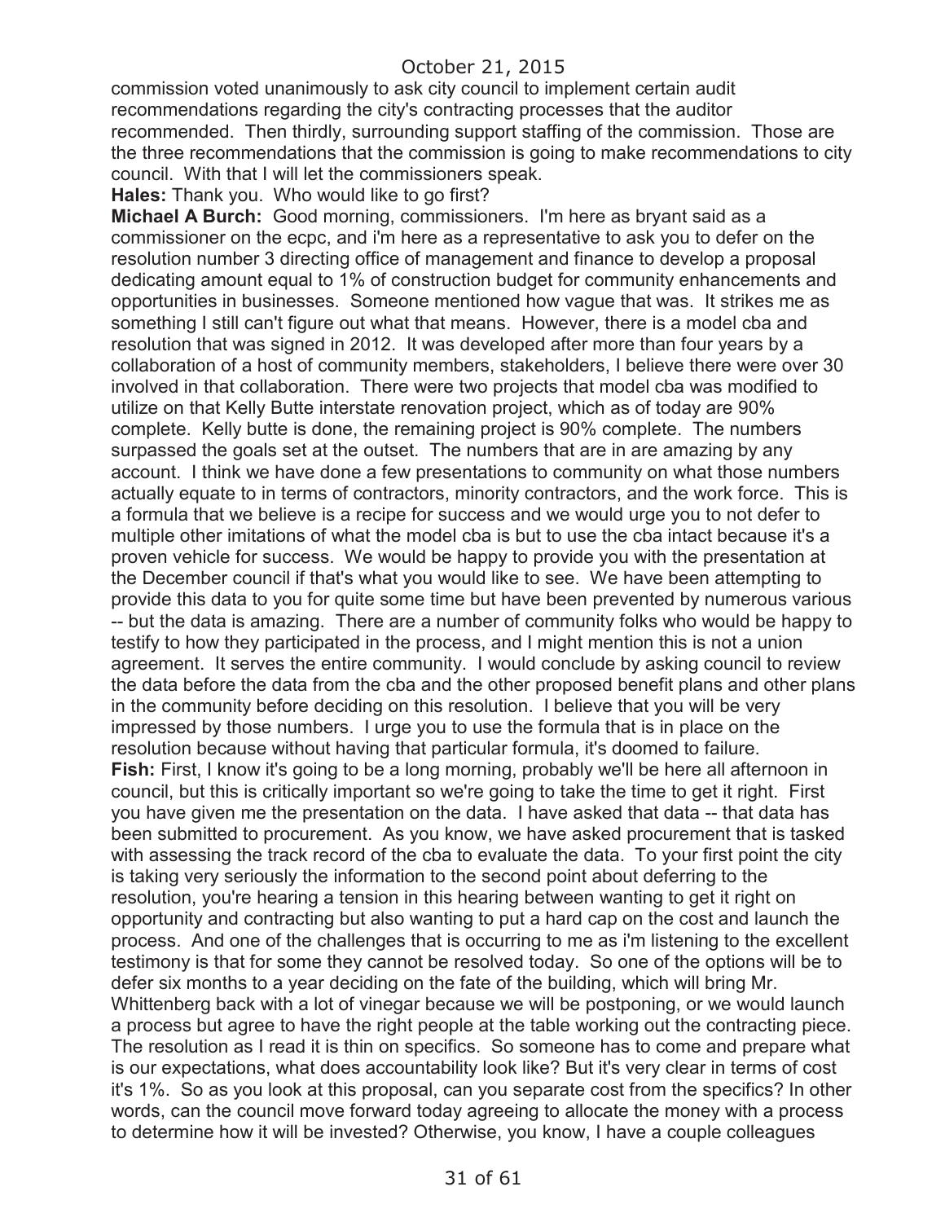commission voted unanimously to ask city council to implement certain audit recommendations regarding the city's contracting processes that the auditor recommended. Then thirdly, surrounding support staffing of the commission. Those are the three recommendations that the commission is going to make recommendations to city council. With that I will let the commissioners speak.

**Hales:** Thank you. Who would like to go first?

**Michael A Burch:** Good morning, commissioners. I'm here as bryant said as a commissioner on the ecpc, and i'm here as a representative to ask you to defer on the resolution number 3 directing office of management and finance to develop a proposal dedicating amount equal to 1% of construction budget for community enhancements and opportunities in businesses. Someone mentioned how vague that was. It strikes me as something I still can't figure out what that means. However, there is a model cba and resolution that was signed in 2012. It was developed after more than four years by a collaboration of a host of community members, stakeholders, I believe there were over 30 involved in that collaboration. There were two projects that model cba was modified to utilize on that Kelly Butte interstate renovation project, which as of today are 90% complete. Kelly butte is done, the remaining project is 90% complete. The numbers surpassed the goals set at the outset. The numbers that are in are amazing by any account. I think we have done a few presentations to community on what those numbers actually equate to in terms of contractors, minority contractors, and the work force. This is a formula that we believe is a recipe for success and we would urge you to not defer to multiple other imitations of what the model cba is but to use the cba intact because it's a proven vehicle for success. We would be happy to provide you with the presentation at the December council if that's what you would like to see. We have been attempting to provide this data to you for quite some time but have been prevented by numerous various -- but the data is amazing. There are a number of community folks who would be happy to testify to how they participated in the process, and I might mention this is not a union agreement. It serves the entire community. I would conclude by asking council to review the data before the data from the cba and the other proposed benefit plans and other plans in the community before deciding on this resolution. I believe that you will be very impressed by those numbers. I urge you to use the formula that is in place on the resolution because without having that particular formula, it's doomed to failure.

**Fish:** First, I know it's going to be a long morning, probably we'll be here all afternoon in council, but this is critically important so we're going to take the time to get it right. First you have given me the presentation on the data. I have asked that data -- that data has been submitted to procurement. As you know, we have asked procurement that is tasked with assessing the track record of the cba to evaluate the data. To your first point the city is taking very seriously the information to the second point about deferring to the resolution, you're hearing a tension in this hearing between wanting to get it right on opportunity and contracting but also wanting to put a hard cap on the cost and launch the process. And one of the challenges that is occurring to me as i'm listening to the excellent testimony is that for some they cannot be resolved today. So one of the options will be to defer six months to a year deciding on the fate of the building, which will bring Mr. Whittenberg back with a lot of vinegar because we will be postponing, or we would launch a process but agree to have the right people at the table working out the contracting piece. The resolution as I read it is thin on specifics. So someone has to come and prepare what is our expectations, what does accountability look like? But it's very clear in terms of cost it's 1%. So as you look at this proposal, can you separate cost from the specifics? In other words, can the council move forward today agreeing to allocate the money with a process to determine how it will be invested? Otherwise, you know, I have a couple colleagues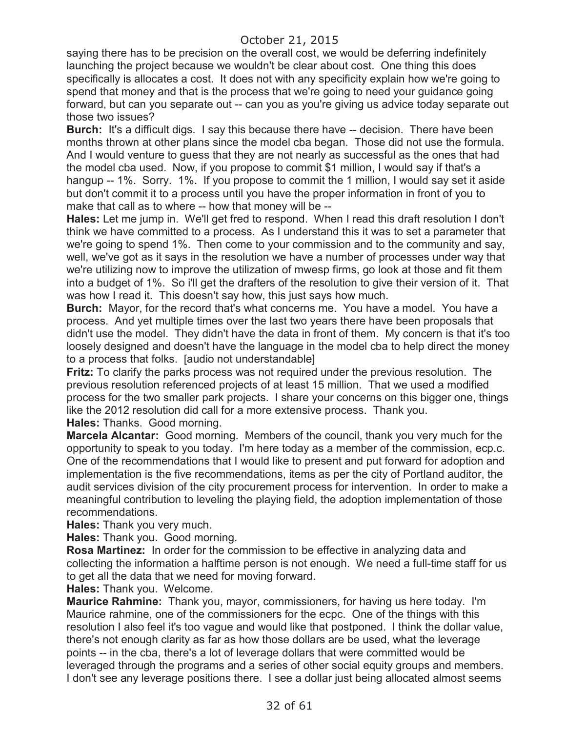saying there has to be precision on the overall cost, we would be deferring indefinitely launching the project because we wouldn't be clear about cost. One thing this does specifically is allocates a cost. It does not with any specificity explain how we're going to spend that money and that is the process that we're going to need your guidance going forward, but can you separate out -- can you as you're giving us advice today separate out those two issues?

**Burch:** It's a difficult digs. I say this because there have -- decision. There have been months thrown at other plans since the model cba began. Those did not use the formula. And I would venture to guess that they are not nearly as successful as the ones that had the model cba used. Now, if you propose to commit $1 million, I would say if that's a hangup -- 1%. Sorry. 1%. If you propose to commit the 1 million, I would say set it aside but don't commit it to a process until you have the proper information in front of you to make that call as to where -- how that money will be --

**Hales:** Let me jump in. We'll get fred to respond. When I read this draft resolution I don't think we have committed to a process. As I understand this it was to set a parameter that we're going to spend 1%. Then come to your commission and to the community and say, well, we've got as it says in the resolution we have a number of processes under way that we're utilizing now to improve the utilization of mwesp firms, go look at those and fit them into a budget of 1%. So i'll get the drafters of the resolution to give their version of it. That was how I read it. This doesn't say how, this just says how much.

**Burch:** Mayor, for the record that's what concerns me. You have a model. You have a process. And yet multiple times over the last two years there have been proposals that didn't use the model. They didn't have the data in front of them. My concern is that it's too loosely designed and doesn't have the language in the model cba to help direct the money to a process that folks. [audio not understandable]

**Fritz:** To clarify the parks process was not required under the previous resolution. The previous resolution referenced projects of at least 15 million. That we used a modified process for the two smaller park projects. I share your concerns on this bigger one, things like the 2012 resolution did call for a more extensive process. Thank you.

**Hales:** Thanks. Good morning.

**Marcela Alcantar:** Good morning. Members of the council, thank you very much for the opportunity to speak to you today. I'm here today as a member of the commission, ecp.c. One of the recommendations that I would like to present and put forward for adoption and implementation is the five recommendations, items as per the city of Portland auditor, the audit services division of the city procurement process for intervention. In order to make a meaningful contribution to leveling the playing field, the adoption implementation of those recommendations.

**Hales:** Thank you very much.

**Hales:** Thank you. Good morning.

**Rosa Martinez:** In order for the commission to be effective in analyzing data and collecting the information a halftime person is not enough. We need a full-time staff for us to get all the data that we need for moving forward.

**Hales:** Thank you. Welcome.

**Maurice Rahmine:** Thank you, mayor, commissioners, for having us here today. I'm Maurice rahmine, one of the commissioners for the ecpc. One of the things with this resolution I also feel it's too vague and would like that postponed. I think the dollar value, there's not enough clarity as far as how those dollars are be used, what the leverage points -- in the cba, there's a lot of leverage dollars that were committed would be leveraged through the programs and a series of other social equity groups and members. I don't see any leverage positions there. I see a dollar just being allocated almost seems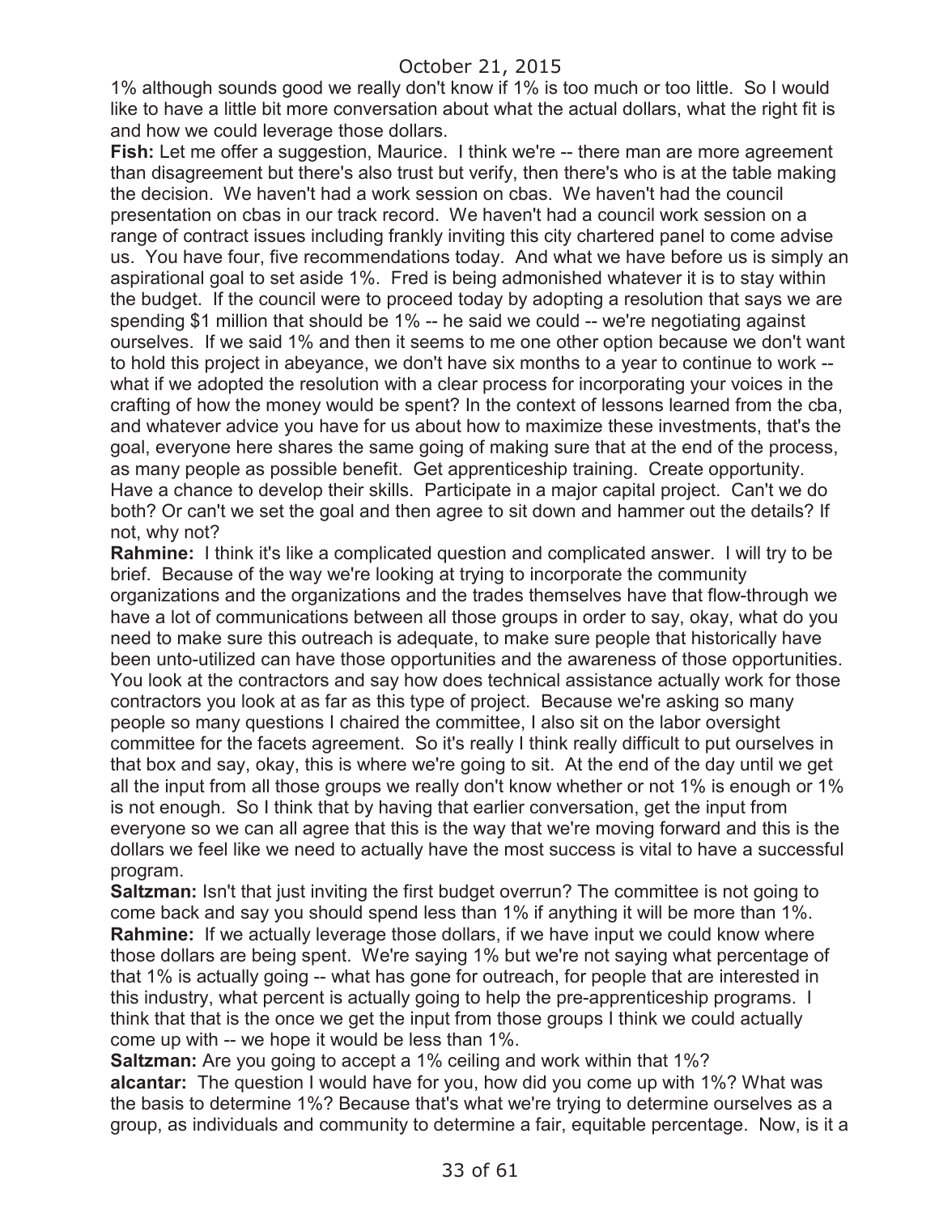1% although sounds good we really don't know if 1% is too much or too little. So I would like to have a little bit more conversation about what the actual dollars, what the right fit is and how we could leverage those dollars.

**Fish:** Let me offer a suggestion, Maurice. I think we're -- there man are more agreement than disagreement but there's also trust but verify, then there's who is at the table making the decision. We haven't had a work session on cbas. We haven't had the council presentation on cbas in our track record. We haven't had a council work session on a range of contract issues including frankly inviting this city chartered panel to come advise us. You have four, five recommendations today. And what we have before us is simply an aspirational goal to set aside 1%. Fred is being admonished whatever it is to stay within the budget. If the council were to proceed today by adopting a resolution that says we are spending $1 million that should be 1% -- he said we could -- we're negotiating against ourselves. If we said 1% and then it seems to me one other option because we don't want to hold this project in abeyance, we don't have six months to a year to continue to work -- what if we adopted the resolution with a clear process for incorporating your voices in the crafting of how the money would be spent? In the context of lessons learned from the cba, and whatever advice you have for us about how to maximize these investments, that's the goal, everyone here shares the same going of making sure that at the end of the process, as many people as possible benefit. Get apprenticeship training. Create opportunity. Have a chance to develop their skills. Participate in a major capital project. Can't we do both? Or can't we set the goal and then agree to sit down and hammer out the details? If not, why not?

**Rahmine:** I think it's like a complicated question and complicated answer. I will try to be brief. Because of the way we're looking at trying to incorporate the community organizations and the organizations and the trades themselves have that flow-through we have a lot of communications between all those groups in order to say, okay, what do you need to make sure this outreach is adequate, to make sure people that historically have been unto-utilized can have those opportunities and the awareness of those opportunities. You look at the contractors and say how does technical assistance actually work for those contractors you look at as far as this type of project. Because we're asking so many people so many questions I chaired the committee, I also sit on the labor oversight committee for the facets agreement. So it's really I think really difficult to put ourselves in that box and say, okay, this is where we're going to sit. At the end of the day until we get all the input from all those groups we really don't know whether or not 1% is enough or 1% is not enough. So I think that by having that earlier conversation, get the input from everyone so we can all agree that this is the way that we're moving forward and this is the dollars we feel like we need to actually have the most success is vital to have a successful program.

**Saltzman:** Isn't that just inviting the first budget overrun? The committee is not going to come back and say you should spend less than 1% if anything it will be more than 1%.

**Rahmine:** If we actually leverage those dollars, if we have input we could know where those dollars are being spent. We're saying 1% but we're not saying what percentage of that 1% is actually going -- what has gone for outreach, for people that are interested in this industry, what percent is actually going to help the pre-apprenticeship programs. I think that that is the once we get the input from those groups I think we could actually come up with -- we hope it would be less than 1%.

**Saltzman:** Are you going to accept a 1% ceiling and work within that 1%?

**alcantar:** The question I would have for you, how did you come up with 1%? What was the basis to determine 1%? Because that's what we're trying to determine ourselves as a group, as individuals and community to determine a fair, equitable percentage. Now, is it a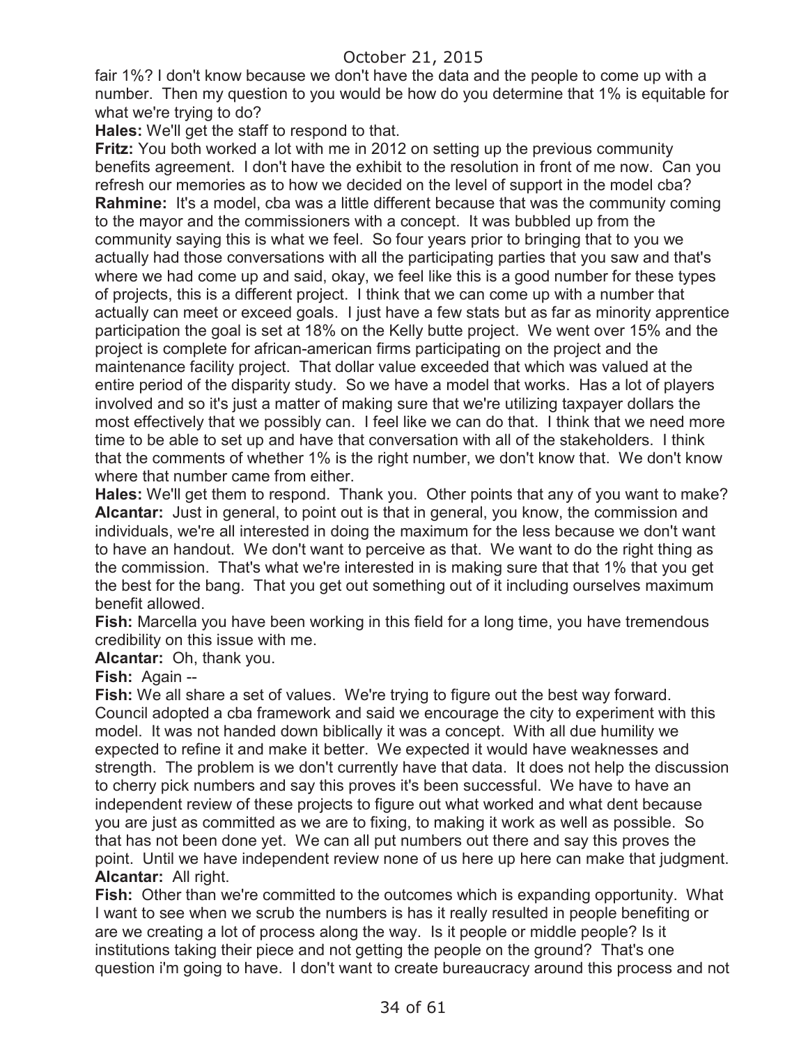fair 1%? I don't know because we don't have the data and the people to come up with a number. Then my question to you would be how do you determine that 1% is equitable for what we're trying to do?

**Hales:** We'll get the staff to respond to that.

**Fritz:** You both worked a lot with me in 2012 on setting up the previous community benefits agreement. I don't have the exhibit to the resolution in front of me now. Can you refresh our memories as to how we decided on the level of support in the model cba?

**Rahmine:** It's a model, cba was a little different because that was the community coming to the mayor and the commissioners with a concept. It was bubbled up from the community saying this is what we feel. So four years prior to bringing that to you we actually had those conversations with all the participating parties that you saw and that's where we had come up and said, okay, we feel like this is a good number for these types of projects, this is a different project. I think that we can come up with a number that actually can meet or exceed goals. I just have a few stats but as far as minority apprentice participation the goal is set at 18% on the Kelly butte project. We went over 15% and the project is complete for african-american firms participating on the project and the maintenance facility project. That dollar value exceeded that which was valued at the entire period of the disparity study. So we have a model that works. Has a lot of players involved and so it's just a matter of making sure that we're utilizing taxpayer dollars the most effectively that we possibly can. I feel like we can do that. I think that we need more time to be able to set up and have that conversation with all of the stakeholders. I think that the comments of whether 1% is the right number, we don't know that. We don't know where that number came from either.

**Hales:** We'll get them to respond. Thank you. Other points that any of you want to make?

**Alcantar:** Just in general, to point out is that in general, you know, the commission and individuals, we're all interested in doing the maximum for the less because we don't want to have an handout. We don't want to perceive as that. We want to do the right thing as the commission. That's what we're interested in is making sure that that 1% that you get the best for the bang. That you get out something out of it including ourselves maximum benefit allowed.

**Fish:** Marcella you have been working in this field for a long time, you have tremendous credibility on this issue with me.

**Alcantar:** Oh, thank you.

**Fish:** Again --

**Fish:** We all share a set of values. We're trying to figure out the best way forward. Council adopted a cba framework and said we encourage the city to experiment with this model. It was not handed down biblically it was a concept. With all due humility we expected to refine it and make it better. We expected it would have weaknesses and strength. The problem is we don't currently have that data. It does not help the discussion to cherry pick numbers and say this proves it's been successful. We have to have an independent review of these projects to figure out what worked and what dent because you are just as committed as we are to fixing, to making it work as well as possible. So that has not been done yet. We can all put numbers out there and say this proves the point. Until we have independent review none of us here up here can make that judgment.

**Alcantar:** All right.

**Fish:** Other than we're committed to the outcomes which is expanding opportunity. What I want to see when we scrub the numbers is has it really resulted in people benefiting or are we creating a lot of process along the way. Is it people or middle people? Is it institutions taking their piece and not getting the people on the ground? That's one question i'm going to have. I don't want to create bureaucracy around this process and not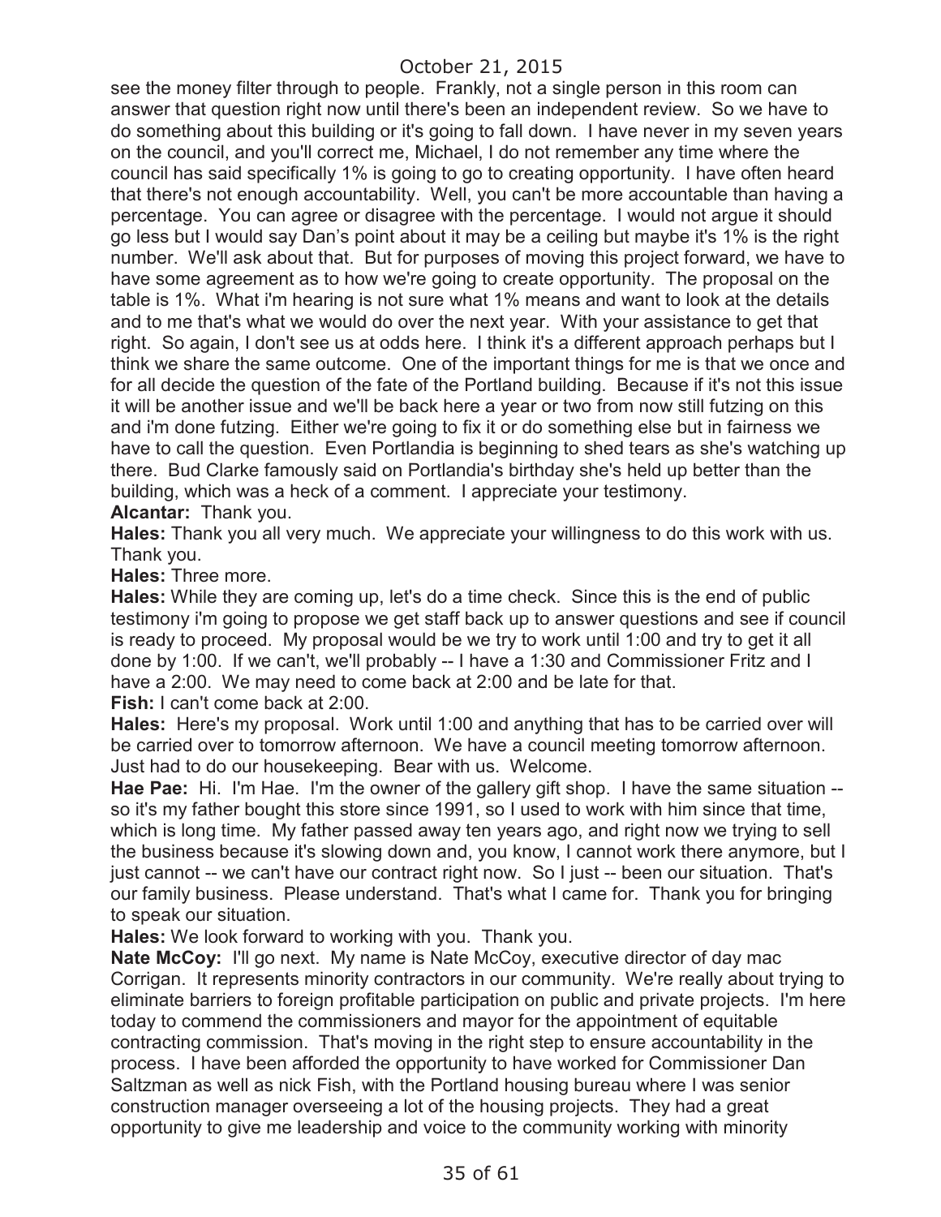see the money filter through to people. Frankly, not a single person in this room can answer that question right now until there's been an independent review. So we have to do something about this building or it's going to fall down. I have never in my seven years on the council, and you'll correct me, Michael, I do not remember any time where the council has said specifically 1% is going to go to creating opportunity. I have often heard that there's not enough accountability. Well, you can't be more accountable than having a percentage. You can agree or disagree with the percentage. I would not argue it should go less but I would say Dan's point about it may be a ceiling but maybe it's 1% is the right number. We'll ask about that. But for purposes of moving this project forward, we have to have some agreement as to how we're going to create opportunity. The proposal on the table is 1%. What i'm hearing is not sure what 1% means and want to look at the details and to me that's what we would do over the next year. With your assistance to get that right. So again, I don't see us at odds here. I think it's a different approach perhaps but I think we share the same outcome. One of the important things for me is that we once and for all decide the question of the fate of the Portland building. Because if it's not this issue it will be another issue and we'll be back here a year or two from now still futzing on this and i'm done futzing. Either we're going to fix it or do something else but in fairness we have to call the question. Even Portlandia is beginning to shed tears as she's watching up there. Bud Clarke famously said on Portlandia's birthday she's held up better than the building, which was a heck of a comment. I appreciate your testimony.

**Alcantar:** Thank you.

**Hales:** Thank you all very much. We appreciate your willingness to do this work with us. Thank you.

**Hales:** Three more.

**Hales:** While they are coming up, let's do a time check. Since this is the end of public testimony i'm going to propose we get staff back up to answer questions and see if council is ready to proceed. My proposal would be we try to work until 1:00 and try to get it all done by 1:00. If we can't, we'll probably -- I have a 1:30 and Commissioner Fritz and I have a 2:00. We may need to come back at 2:00 and be late for that.

**Fish:** I can't come back at 2:00.

**Hales:** Here's my proposal. Work until 1:00 and anything that has to be carried over will be carried over to tomorrow afternoon. We have a council meeting tomorrow afternoon. Just had to do our housekeeping. Bear with us. Welcome.

**Hae Pae:** Hi. I'm Hae. I'm the owner of the gallery gift shop. I have the same situation -- so it's my father bought this store since 1991, so I used to work with him since that time, which is long time. My father passed away ten years ago, and right now we trying to sell the business because it's slowing down and, you know, I cannot work there anymore, but I just cannot -- we can't have our contract right now. So I just -- been our situation. That's our family business. Please understand. That's what I came for. Thank you for bringing to speak our situation.

**Hales:** We look forward to working with you. Thank you.

**Nate McCoy:** I'll go next. My name is Nate McCoy, executive director of day mac Corrigan. It represents minority contractors in our community. We're really about trying to eliminate barriers to foreign profitable participation on public and private projects. I'm here today to commend the commissioners and mayor for the appointment of equitable contracting commission. That's moving in the right step to ensure accountability in the process. I have been afforded the opportunity to have worked for Commissioner Dan Saltzman as well as nick Fish, with the Portland housing bureau where I was senior construction manager overseeing a lot of the housing projects. They had a great opportunity to give me leadership and voice to the community working with minority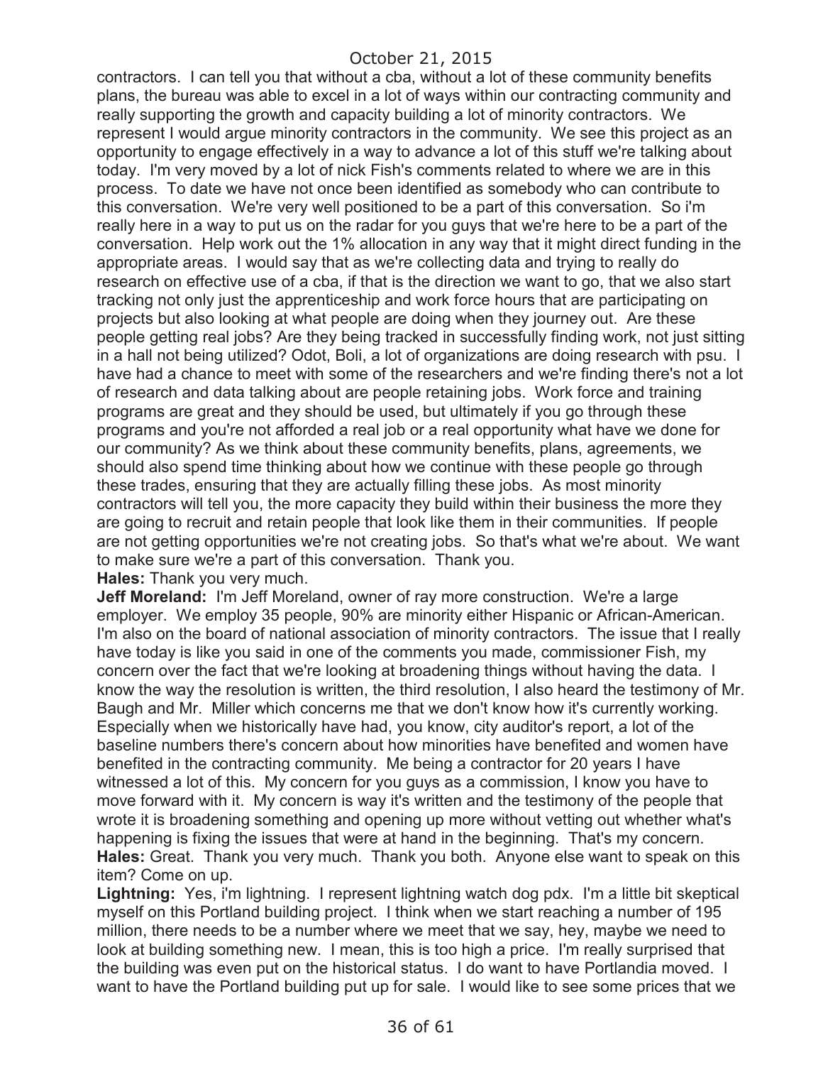contractors. I can tell you that without a cba, without a lot of these community benefits plans, the bureau was able to excel in a lot of ways within our contracting community and really supporting the growth and capacity building a lot of minority contractors. We represent I would argue minority contractors in the community. We see this project as an opportunity to engage effectively in a way to advance a lot of this stuff we're talking about today. I'm very moved by a lot of nick Fish's comments related to where we are in this process. To date we have not once been identified as somebody who can contribute to this conversation. We're very well positioned to be a part of this conversation. So i'm really here in a way to put us on the radar for you guys that we're here to be a part of the conversation. Help work out the 1% allocation in any way that it might direct funding in the appropriate areas. I would say that as we're collecting data and trying to really do research on effective use of a cba, if that is the direction we want to go, that we also start tracking not only just the apprenticeship and work force hours that are participating on projects but also looking at what people are doing when they journey out. Are these people getting real jobs? Are they being tracked in successfully finding work, not just sitting in a hall not being utilized? Odot, Boli, a lot of organizations are doing research with psu. I have had a chance to meet with some of the researchers and we're finding there's not a lot of research and data talking about are people retaining jobs. Work force and training programs are great and they should be used, but ultimately if you go through these programs and you're not afforded a real job or a real opportunity what have we done for our community? As we think about these community benefits, plans, agreements, we should also spend time thinking about how we continue with these people go through these trades, ensuring that they are actually filling these jobs. As most minority contractors will tell you, the more capacity they build within their business the more they are going to recruit and retain people that look like them in their communities. If people are not getting opportunities we're not creating jobs. So that's what we're about. We want to make sure we're a part of this conversation. Thank you.

**Hales:** Thank you very much.

**Jeff Moreland:** I'm Jeff Moreland, owner of ray more construction. We're a large employer. We employ 35 people, 90% are minority either Hispanic or African-American. I'm also on the board of national association of minority contractors. The issue that I really have today is like you said in one of the comments you made, commissioner Fish, my concern over the fact that we're looking at broadening things without having the data. I know the way the resolution is written, the third resolution, I also heard the testimony of Mr. Baugh and Mr. Miller which concerns me that we don't know how it's currently working. Especially when we historically have had, you know, city auditor's report, a lot of the baseline numbers there's concern about how minorities have benefited and women have benefited in the contracting community. Me being a contractor for 20 years I have witnessed a lot of this. My concern for you guys as a commission, I know you have to move forward with it. My concern is way it's written and the testimony of the people that wrote it is broadening something and opening up more without vetting out whether what's happening is fixing the issues that were at hand in the beginning. That's my concern.

**Hales:** Great. Thank you very much. Thank you both. Anyone else want to speak on this item? Come on up.

**Lightning:** Yes, i'm lightning. I represent lightning watch dog pdx. I'm a little bit skeptical myself on this Portland building project. I think when we start reaching a number of 195 million, there needs to be a number where we meet that we say, hey, maybe we need to look at building something new. I mean, this is too high a price. I'm really surprised that the building was even put on the historical status. I do want to have Portlandia moved. I want to have the Portland building put up for sale. I would like to see some prices that we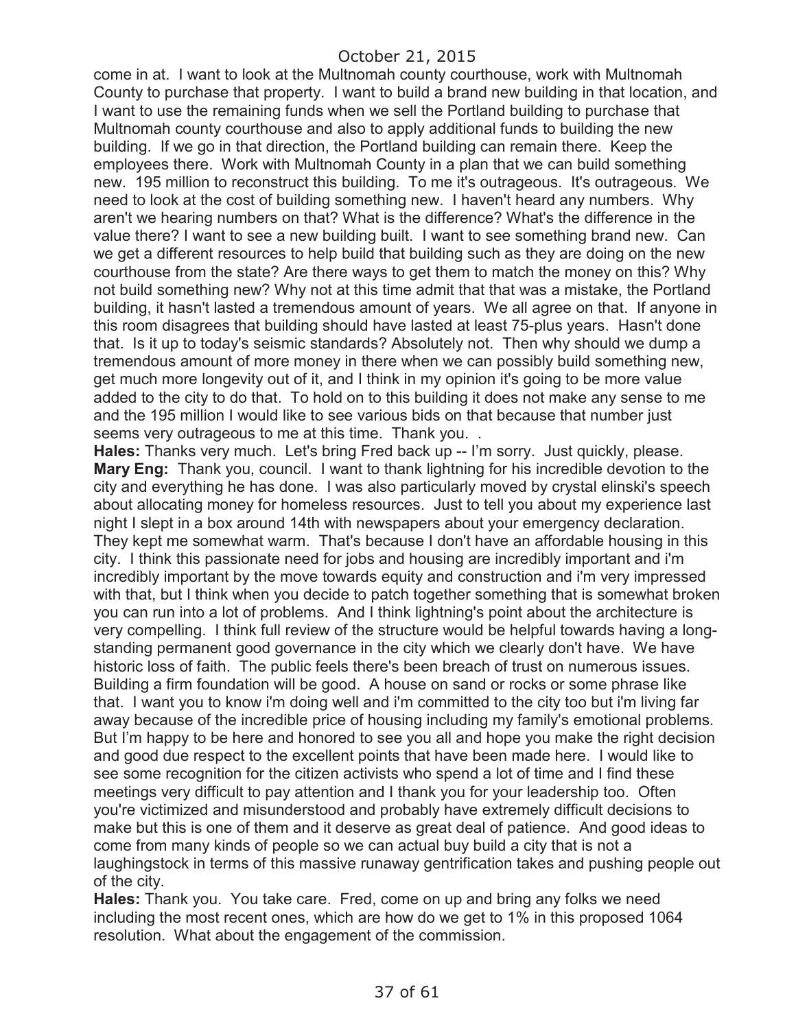come in at. I want to look at the Multnomah county courthouse, work with Multnomah County to purchase that property. I want to build a brand new building in that location, and I want to use the remaining funds when we sell the Portland building to purchase that Multnomah county courthouse and also to apply additional funds to building the new building. If we go in that direction, the Portland building can remain there. Keep the employees there. Work with Multnomah County in a plan that we can build something new. 195 million to reconstruct this building. To me it's outrageous. It's outrageous. We need to look at the cost of building something new. I haven't heard any numbers. Why aren't we hearing numbers on that? What is the difference? What's the difference in the value there? I want to see a new building built. I want to see something brand new. Can we get a different resources to help build that building such as they are doing on the new courthouse from the state? Are there ways to get them to match the money on this? Why not build something new? Why not at this time admit that that was a mistake, the Portland building, it hasn't lasted a tremendous amount of years. We all agree on that. If anyone in this room disagrees that building should have lasted at least 75-plus years. Hasn't done that. Is it up to today's seismic standards? Absolutely not. Then why should we dump a tremendous amount of more money in there when we can possibly build something new, get much more longevity out of it, and I think in my opinion it's going to be more value added to the city to do that. To hold on to this building it does not make any sense to me and the 195 million I would like to see various bids on that because that number just seems very outrageous to me at this time. Thank you. .

**Hales:** Thanks very much. Let's bring Fred back up -- I'm sorry. Just quickly, please.

**Mary Eng:** Thank you, council. I want to thank lightning for his incredible devotion to the city and everything he has done. I was also particularly moved by crystal elinski's speech about allocating money for homeless resources. Just to tell you about my experience last night I slept in a box around 14th with newspapers about your emergency declaration. They kept me somewhat warm. That's because I don't have an affordable housing in this city. I think this passionate need for jobs and housing are incredibly important and i'm incredibly important by the move towards equity and construction and i'm very impressed with that, but I think when you decide to patch together something that is somewhat broken you can run into a lot of problems. And I think lightning's point about the architecture is very compelling. I think full review of the structure would be helpful towards having a long-standing permanent good governance in the city which we clearly don't have. We have historic loss of faith. The public feels there's been breach of trust on numerous issues. Building a firm foundation will be good. A house on sand or rocks or some phrase like that. I want you to know i'm doing well and i'm committed to the city too but i'm living far away because of the incredible price of housing including my family's emotional problems. But I'm happy to be here and honored to see you all and hope you make the right decision and good due respect to the excellent points that have been made here. I would like to see some recognition for the citizen activists who spend a lot of time and I find these meetings very difficult to pay attention and I thank you for your leadership too. Often you're victimized and misunderstood and probably have extremely difficult decisions to make but this is one of them and it deserve as great deal of patience. And good ideas to come from many kinds of people so we can actual buy build a city that is not a laughingstock in terms of this massive runaway gentrification takes and pushing people out of the city.

**Hales:** Thank you. You take care. Fred, come on up and bring any folks we need including the most recent ones, which are how do we get to 1% in this proposed 1064 resolution. What about the engagement of the commission.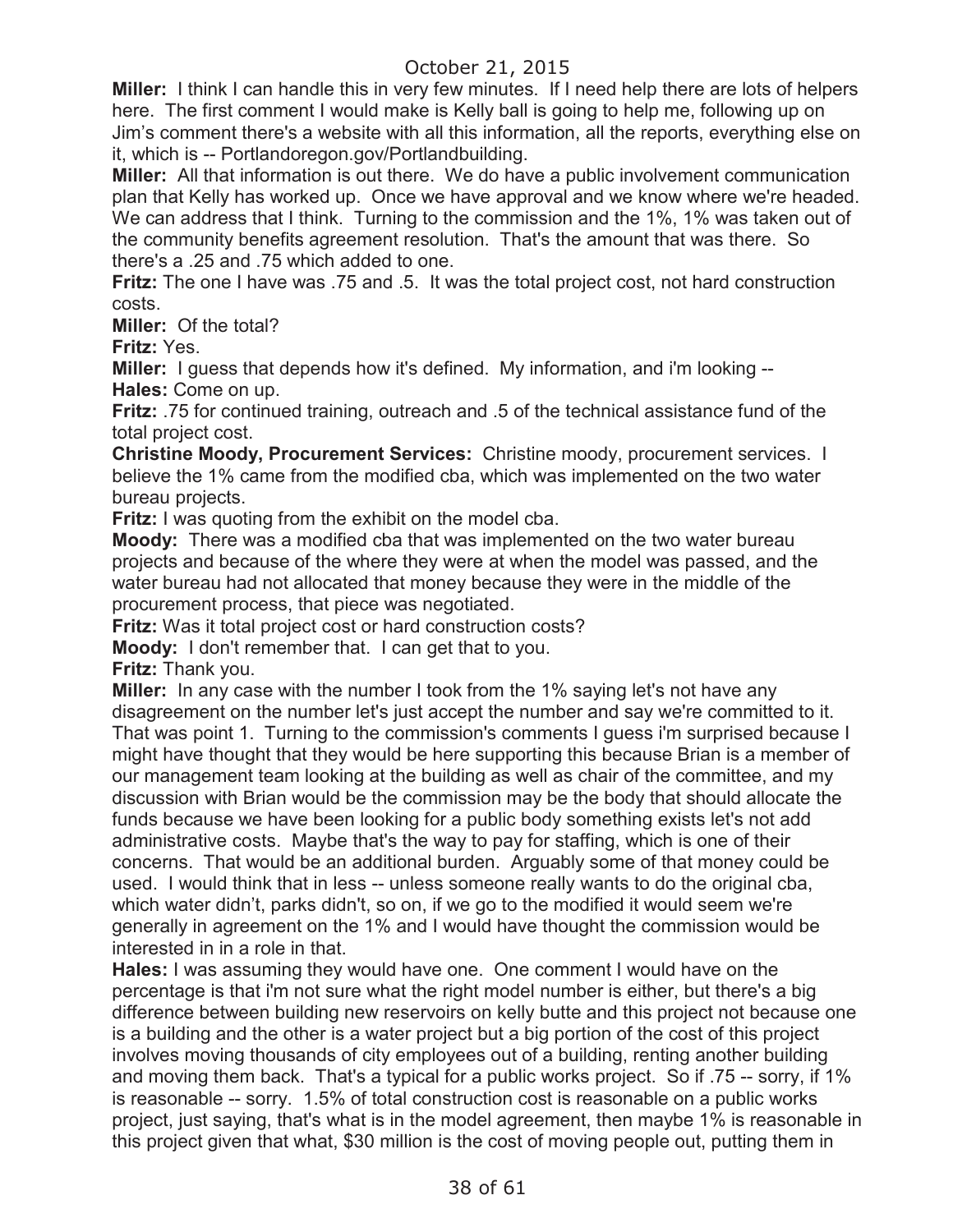October 21, 2015

**Miller:** I think I can handle this in very few minutes. If I need help there are lots of helpers here. The first comment I would make is Kelly ball is going to help me, following up on Jim's comment there's a website with all this information, all the reports, everything else on it, which is -- Portlandoregon.gov/Portlandbuilding.

**Miller:** All that information is out there. We do have a public involvement communication plan that Kelly has worked up. Once we have approval and we know where we're headed. We can address that I think. Turning to the commission and the 1%, 1% was taken out of the community benefits agreement resolution. That's the amount that was there. So there's a .25 and .75 which added to one.

**Fritz:** The one I have was .75 and .5. It was the total project cost, not hard construction costs.

**Miller:** Of the total?

**Fritz:** Yes.

**Miller:** I guess that depends how it's defined. My information, and i'm looking --

**Hales:** Come on up.

**Fritz:** .75 for continued training, outreach and .5 of the technical assistance fund of the total project cost.

**Christine Moody, Procurement Services:** Christine moody, procurement services. I believe the 1% came from the modified cba, which was implemented on the two water bureau projects.

**Fritz:** I was quoting from the exhibit on the model cba.

**Moody:** There was a modified cba that was implemented on the two water bureau projects and because of the where they were at when the model was passed, and the water bureau had not allocated that money because they were in the middle of the procurement process, that piece was negotiated.

**Fritz:** Was it total project cost or hard construction costs?

**Moody:** I don't remember that. I can get that to you.

**Fritz:** Thank you.

**Miller:** In any case with the number I took from the 1% saying let's not have any disagreement on the number let's just accept the number and say we're committed to it. That was point 1. Turning to the commission's comments I guess i'm surprised because I might have thought that they would be here supporting this because Brian is a member of our management team looking at the building as well as chair of the committee, and my discussion with Brian would be the commission may be the body that should allocate the funds because we have been looking for a public body something exists let's not add administrative costs. Maybe that's the way to pay for staffing, which is one of their concerns. That would be an additional burden. Arguably some of that money could be used. I would think that in less -- unless someone really wants to do the original cba, which water didn't, parks didn't, so on, if we go to the modified it would seem we're generally in agreement on the 1% and I would have thought the commission would be interested in in a role in that.

**Hales:** I was assuming they would have one. One comment I would have on the percentage is that i'm not sure what the right model number is either, but there's a big difference between building new reservoirs on kelly butte and this project not because one is a building and the other is a water project but a big portion of the cost of this project involves moving thousands of city employees out of a building, renting another building and moving them back. That's a typical for a public works project. So if .75 -- sorry, if 1% is reasonable -- sorry. 1.5% of total construction cost is reasonable on a public works project, just saying, that's what is in the model agreement, then maybe 1% is reasonable in this project given that what, $30 million is the cost of moving people out, putting them in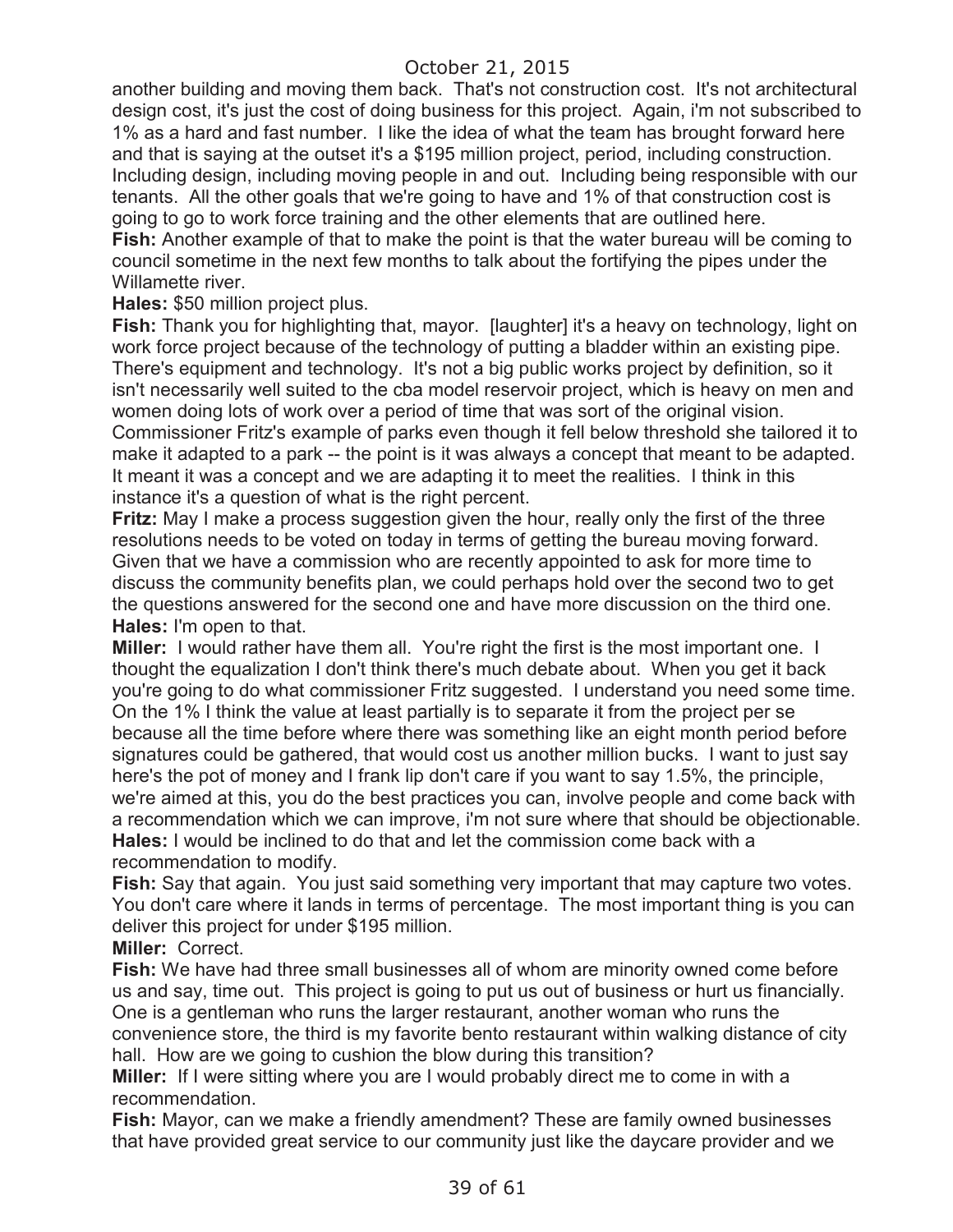another building and moving them back. That's not construction cost. It's not architectural design cost, it's just the cost of doing business for this project. Again, i'm not subscribed to 1% as a hard and fast number. I like the idea of what the team has brought forward here and that is saying at the outset it's a $195 million project, period, including construction. Including design, including moving people in and out. Including being responsible with our tenants. All the other goals that we're going to have and 1% of that construction cost is going to go to work force training and the other elements that are outlined here.

**Fish:** Another example of that to make the point is that the water bureau will be coming to council sometime in the next few months to talk about the fortifying the pipes under the Willamette river.

**Hales:** $50 million project plus.

**Fish:** Thank you for highlighting that, mayor. [laughter] it's a heavy on technology, light on work force project because of the technology of putting a bladder within an existing pipe. There's equipment and technology. It's not a big public works project by definition, so it isn't necessarily well suited to the cba model reservoir project, which is heavy on men and women doing lots of work over a period of time that was sort of the original vision. Commissioner Fritz's example of parks even though it fell below threshold she tailored it to make it adapted to a park -- the point is it was always a concept that meant to be adapted. It meant it was a concept and we are adapting it to meet the realities. I think in this instance it's a question of what is the right percent.

**Fritz:** May I make a process suggestion given the hour, really only the first of the three resolutions needs to be voted on today in terms of getting the bureau moving forward. Given that we have a commission who are recently appointed to ask for more time to discuss the community benefits plan, we could perhaps hold over the second two to get the questions answered for the second one and have more discussion on the third one.

**Hales:** I'm open to that.

**Miller:** I would rather have them all. You're right the first is the most important one. I thought the equalization I don't think there's much debate about. When you get it back you're going to do what commissioner Fritz suggested. I understand you need some time. On the 1% I think the value at least partially is to separate it from the project per se because all the time before where there was something like an eight month period before signatures could be gathered, that would cost us another million bucks. I want to just say here's the pot of money and I frank lip don't care if you want to say 1.5%, the principle, we're aimed at this, you do the best practices you can, involve people and come back with a recommendation which we can improve, i'm not sure where that should be objectionable.

**Hales:** I would be inclined to do that and let the commission come back with a recommendation to modify.

**Fish:** Say that again. You just said something very important that may capture two votes. You don't care where it lands in terms of percentage. The most important thing is you can deliver this project for under $195 million.

**Miller:** Correct.

**Fish:** We have had three small businesses all of whom are minority owned come before us and say, time out. This project is going to put us out of business or hurt us financially. One is a gentleman who runs the larger restaurant, another woman who runs the convenience store, the third is my favorite bento restaurant within walking distance of city hall. How are we going to cushion the blow during this transition?

**Miller:** If I were sitting where you are I would probably direct me to come in with a recommendation.

**Fish:** Mayor, can we make a friendly amendment? These are family owned businesses that have provided great service to our community just like the daycare provider and we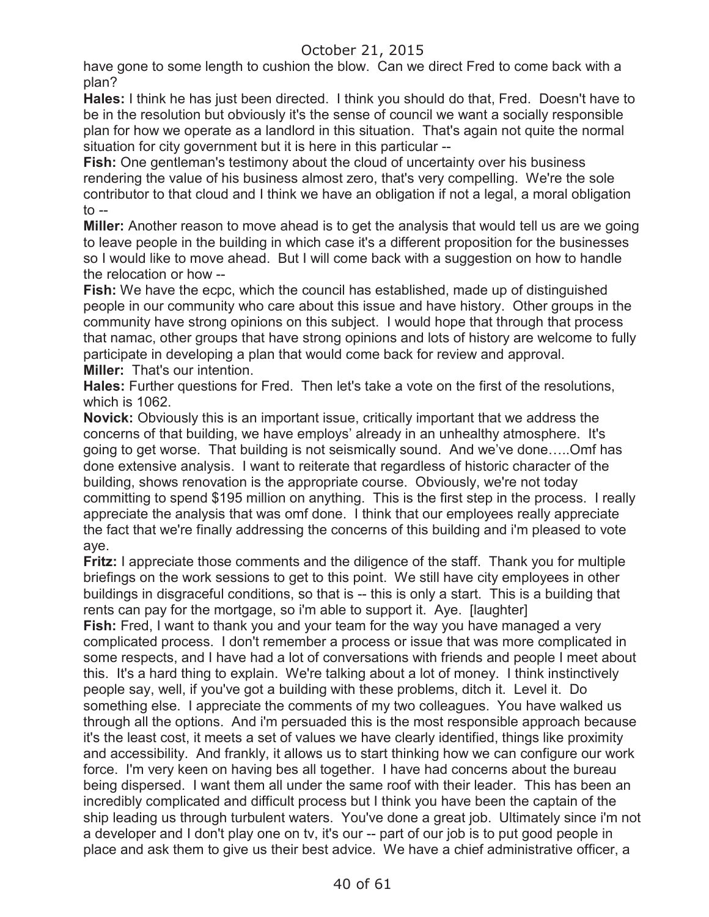have gone to some length to cushion the blow. Can we direct Fred to come back with a plan?

**Hales:** I think he has just been directed. I think you should do that, Fred. Doesn't have to be in the resolution but obviously it's the sense of council we want a socially responsible plan for how we operate as a landlord in this situation. That's again not quite the normal situation for city government but it is here in this particular --

**Fish:** One gentleman's testimony about the cloud of uncertainty over his business rendering the value of his business almost zero, that's very compelling. We're the sole contributor to that cloud and I think we have an obligation if not a legal, a moral obligation to --

**Miller:** Another reason to move ahead is to get the analysis that would tell us are we going to leave people in the building in which case it's a different proposition for the businesses so I would like to move ahead. But I will come back with a suggestion on how to handle the relocation or how --

**Fish:** We have the ecpc, which the council has established, made up of distinguished people in our community who care about this issue and have history. Other groups in the community have strong opinions on this subject. I would hope that through that process that namac, other groups that have strong opinions and lots of history are welcome to fully participate in developing a plan that would come back for review and approval.

**Miller:** That's our intention.

**Hales:** Further questions for Fred. Then let's take a vote on the first of the resolutions, which is 1062.

**Novick:** Obviously this is an important issue, critically important that we address the concerns of that building, we have employs' already in an unhealthy atmosphere. It's going to get worse. That building is not seismically sound. And we've done…..Omf has done extensive analysis. I want to reiterate that regardless of historic character of the building, shows renovation is the appropriate course. Obviously, we're not today committing to spend $195 million on anything. This is the first step in the process. I really appreciate the analysis that was omf done. I think that our employees really appreciate the fact that we're finally addressing the concerns of this building and i'm pleased to vote aye.

**Fritz:** I appreciate those comments and the diligence of the staff. Thank you for multiple briefings on the work sessions to get to this point. We still have city employees in other buildings in disgraceful conditions, so that is -- this is only a start. This is a building that rents can pay for the mortgage, so i'm able to support it. Aye. [laughter]

**Fish:** Fred, I want to thank you and your team for the way you have managed a very complicated process. I don't remember a process or issue that was more complicated in some respects, and I have had a lot of conversations with friends and people I meet about this. It's a hard thing to explain. We're talking about a lot of money. I think instinctively people say, well, if you've got a building with these problems, ditch it. Level it. Do something else. I appreciate the comments of my two colleagues. You have walked us through all the options. And i'm persuaded this is the most responsible approach because it's the least cost, it meets a set of values we have clearly identified, things like proximity and accessibility. And frankly, it allows us to start thinking how we can configure our work force. I'm very keen on having bes all together. I have had concerns about the bureau being dispersed. I want them all under the same roof with their leader. This has been an incredibly complicated and difficult process but I think you have been the captain of the ship leading us through turbulent waters. You've done a great job. Ultimately since i'm not a developer and I don't play one on tv, it's our -- part of our job is to put good people in place and ask them to give us their best advice. We have a chief administrative officer, a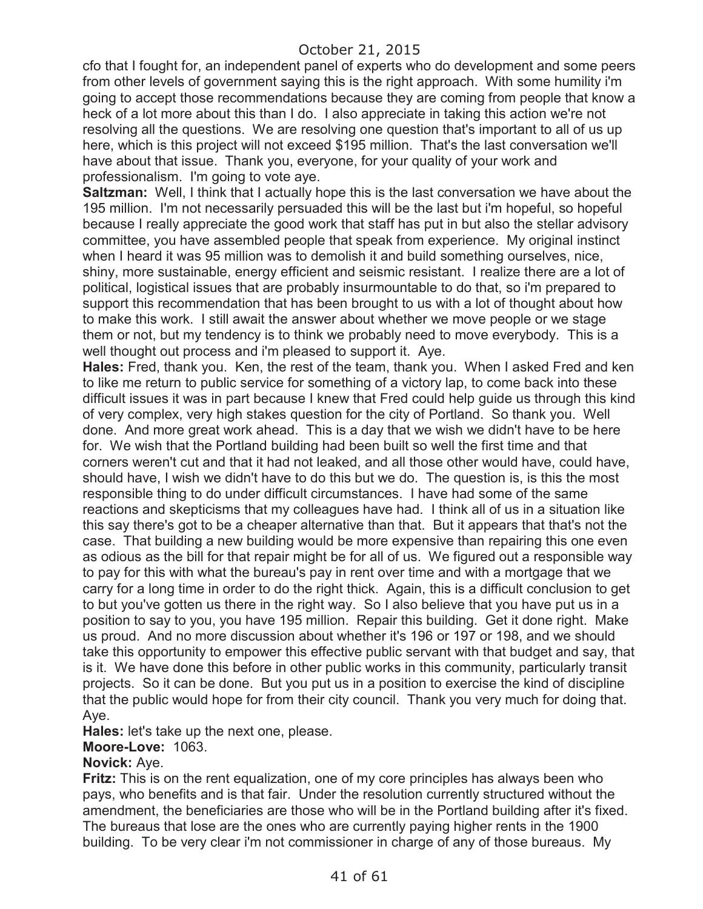cfo that I fought for, an independent panel of experts who do development and some peers from other levels of government saying this is the right approach. With some humility i'm going to accept those recommendations because they are coming from people that know a heck of a lot more about this than I do. I also appreciate in taking this action we're not resolving all the questions. We are resolving one question that's important to all of us up here, which is this project will not exceed $195 million. That's the last conversation we'll have about that issue. Thank you, everyone, for your quality of your work and professionalism. I'm going to vote aye.

**Saltzman:** Well, I think that I actually hope this is the last conversation we have about the 195 million. I'm not necessarily persuaded this will be the last but i'm hopeful, so hopeful because I really appreciate the good work that staff has put in but also the stellar advisory committee, you have assembled people that speak from experience. My original instinct when I heard it was 95 million was to demolish it and build something ourselves, nice, shiny, more sustainable, energy efficient and seismic resistant. I realize there are a lot of political, logistical issues that are probably insurmountable to do that, so i'm prepared to support this recommendation that has been brought to us with a lot of thought about how to make this work. I still await the answer about whether we move people or we stage them or not, but my tendency is to think we probably need to move everybody. This is a well thought out process and i'm pleased to support it. Aye.

**Hales:** Fred, thank you. Ken, the rest of the team, thank you. When I asked Fred and ken to like me return to public service for something of a victory lap, to come back into these difficult issues it was in part because I knew that Fred could help guide us through this kind of very complex, very high stakes question for the city of Portland. So thank you. Well done. And more great work ahead. This is a day that we wish we didn't have to be here for. We wish that the Portland building had been built so well the first time and that corners weren't cut and that it had not leaked, and all those other would have, could have, should have, I wish we didn't have to do this but we do. The question is, is this the most responsible thing to do under difficult circumstances. I have had some of the same reactions and skepticisms that my colleagues have had. I think all of us in a situation like this say there's got to be a cheaper alternative than that. But it appears that that's not the case. That building a new building would be more expensive than repairing this one even as odious as the bill for that repair might be for all of us. We figured out a responsible way to pay for this with what the bureau's pay in rent over time and with a mortgage that we carry for a long time in order to do the right thick. Again, this is a difficult conclusion to get to but you've gotten us there in the right way. So I also believe that you have put us in a position to say to you, you have 195 million. Repair this building. Get it done right. Make us proud. And no more discussion about whether it's 196 or 197 or 198, and we should take this opportunity to empower this effective public servant with that budget and say, that is it. We have done this before in other public works in this community, particularly transit projects. So it can be done. But you put us in a position to exercise the kind of discipline that the public would hope for from their city council. Thank you very much for doing that. Aye.

**Hales:** let's take up the next one, please.

**Moore-Love:** 1063.

**Novick:** Aye.

**Fritz:** This is on the rent equalization, one of my core principles has always been who pays, who benefits and is that fair. Under the resolution currently structured without the amendment, the beneficiaries are those who will be in the Portland building after it's fixed. The bureaus that lose are the ones who are currently paying higher rents in the 1900 building. To be very clear i'm not commissioner in charge of any of those bureaus. My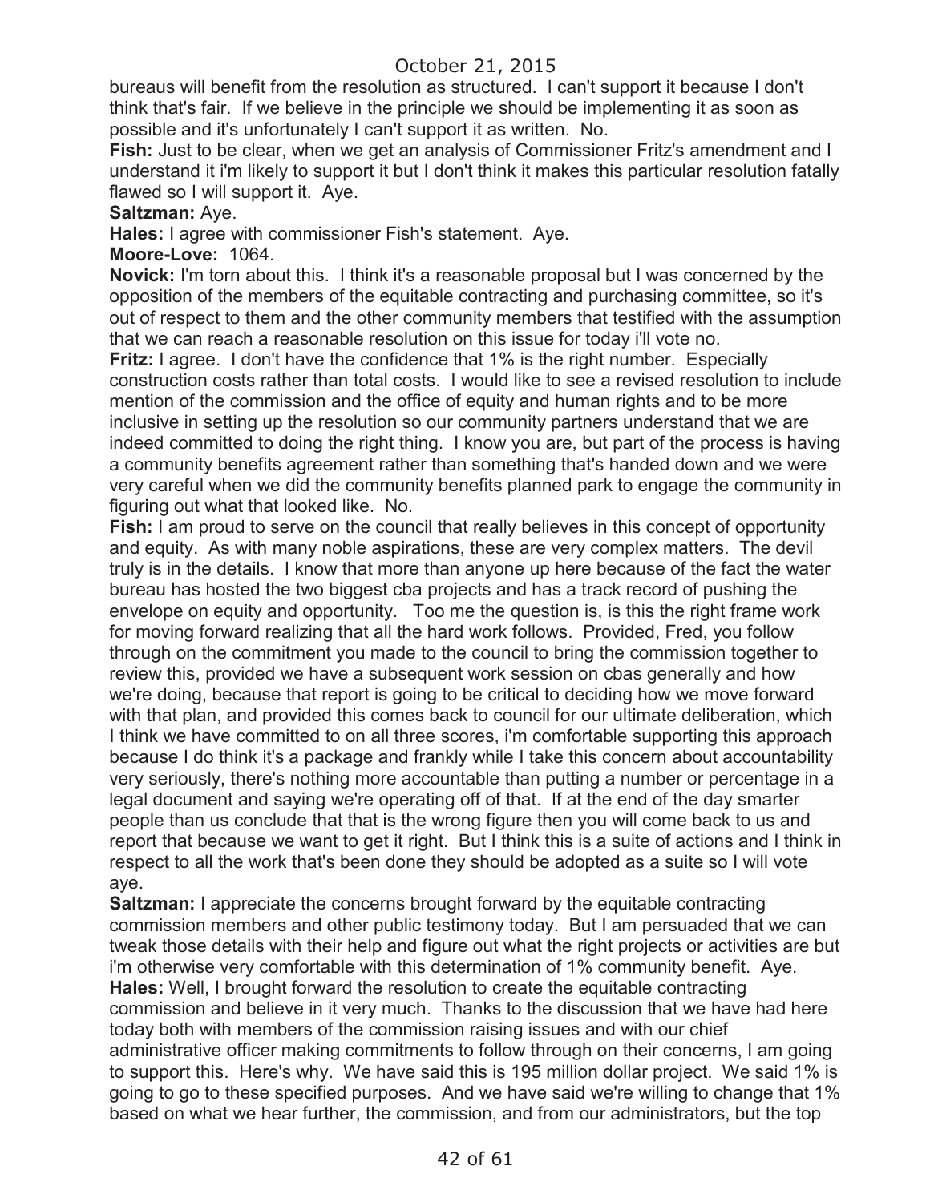bureaus will benefit from the resolution as structured. I can't support it because I don't think that's fair. If we believe in the principle we should be implementing it as soon as possible and it's unfortunately I can't support it as written. No.

**Fish:** Just to be clear, when we get an analysis of Commissioner Fritz's amendment and I understand it i'm likely to support it but I don't think it makes this particular resolution fatally flawed so I will support it. Aye.

**Saltzman:** Aye.

**Hales:** I agree with commissioner Fish's statement. Aye.

**Moore-Love:** 1064.

**Novick:** I'm torn about this. I think it's a reasonable proposal but I was concerned by the opposition of the members of the equitable contracting and purchasing committee, so it's out of respect to them and the other community members that testified with the assumption that we can reach a reasonable resolution on this issue for today i'll vote no.

**Fritz:** I agree. I don't have the confidence that 1% is the right number. Especially construction costs rather than total costs. I would like to see a revised resolution to include mention of the commission and the office of equity and human rights and to be more inclusive in setting up the resolution so our community partners understand that we are indeed committed to doing the right thing. I know you are, but part of the process is having a community benefits agreement rather than something that's handed down and we were very careful when we did the community benefits planned park to engage the community in figuring out what that looked like. No.

**Fish:** I am proud to serve on the council that really believes in this concept of opportunity and equity. As with many noble aspirations, these are very complex matters. The devil truly is in the details. I know that more than anyone up here because of the fact the water bureau has hosted the two biggest cba projects and has a track record of pushing the envelope on equity and opportunity. Too me the question is, is this the right frame work for moving forward realizing that all the hard work follows. Provided, Fred, you follow through on the commitment you made to the council to bring the commission together to review this, provided we have a subsequent work session on cbas generally and how we're doing, because that report is going to be critical to deciding how we move forward with that plan, and provided this comes back to council for our ultimate deliberation, which I think we have committed to on all three scores, i'm comfortable supporting this approach because I do think it's a package and frankly while I take this concern about accountability very seriously, there's nothing more accountable than putting a number or percentage in a legal document and saying we're operating off of that. If at the end of the day smarter people than us conclude that that is the wrong figure then you will come back to us and report that because we want to get it right. But I think this is a suite of actions and I think in respect to all the work that's been done they should be adopted as a suite so I will vote aye.

**Saltzman:** I appreciate the concerns brought forward by the equitable contracting commission members and other public testimony today. But I am persuaded that we can tweak those details with their help and figure out what the right projects or activities are but i'm otherwise very comfortable with this determination of 1% community benefit. Aye.

**Hales:** Well, I brought forward the resolution to create the equitable contracting commission and believe in it very much. Thanks to the discussion that we have had here today both with members of the commission raising issues and with our chief administrative officer making commitments to follow through on their concerns, I am going to support this. Here's why. We have said this is 195 million dollar project. We said 1% is going to go to these specified purposes. And we have said we're willing to change that 1% based on what we hear further, the commission, and from our administrators, but the top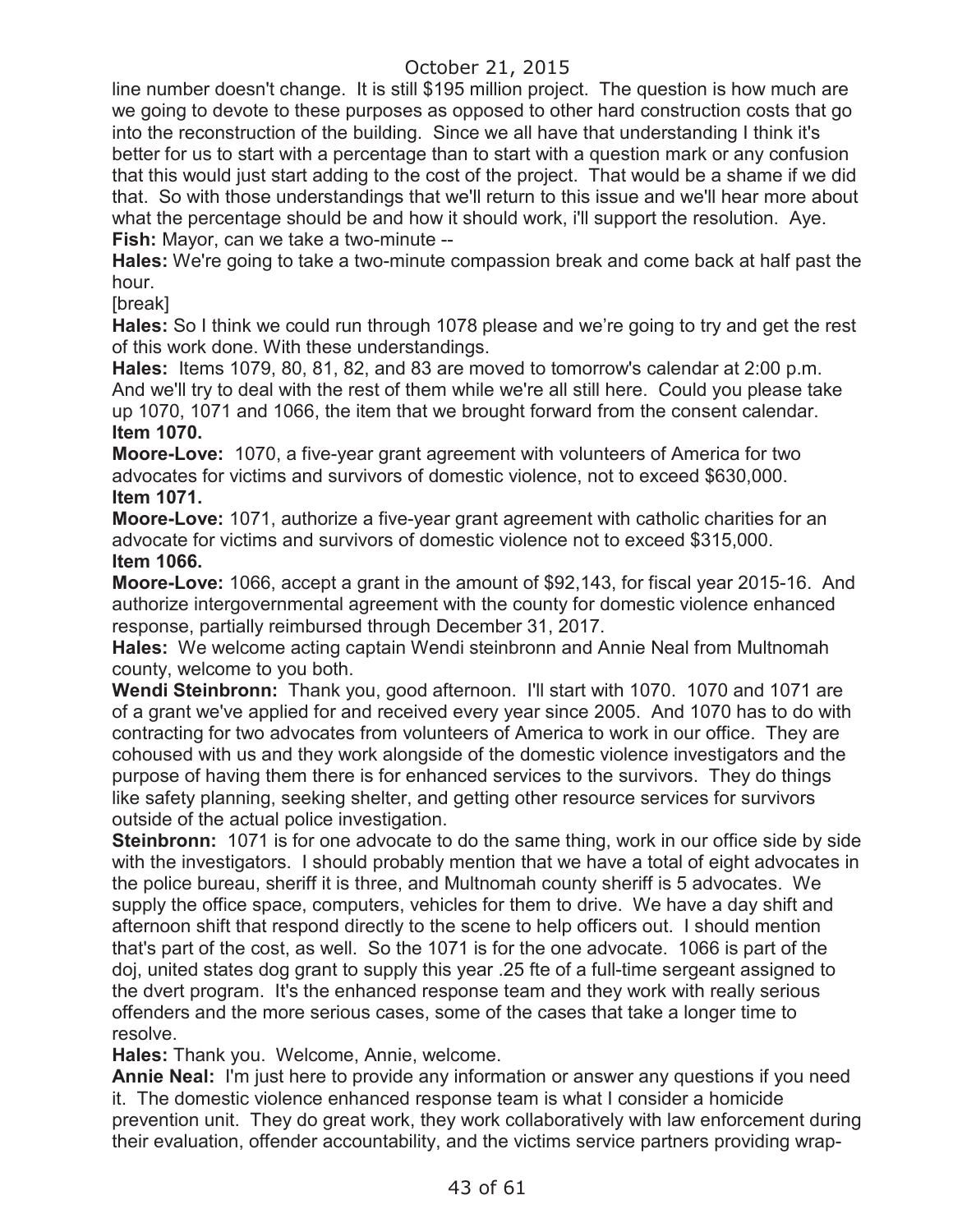line number doesn't change. It is still $195 million project. The question is how much are we going to devote to these purposes as opposed to other hard construction costs that go into the reconstruction of the building. Since we all have that understanding I think it's better for us to start with a percentage than to start with a question mark or any confusion that this would just start adding to the cost of the project. That would be a shame if we did that. So with those understandings that we'll return to this issue and we'll hear more about what the percentage should be and how it should work, i'll support the resolution. Aye.

**Fish:** Mayor, can we take a two-minute --

**Hales:** We're going to take a two-minute compassion break and come back at half past the hour.

[break]

**Hales:** So I think we could run through 1078 please and we're going to try and get the rest of this work done. With these understandings.

**Hales:** Items 1079, 80, 81, 82, and 83 are moved to tomorrow's calendar at 2:00 p.m. And we'll try to deal with the rest of them while we're all still here. Could you please take up 1070, 1071 and 1066, the item that we brought forward from the consent calendar.

**Item 1070.**

**Moore-Love:** 1070, a five-year grant agreement with volunteers of America for two advocates for victims and survivors of domestic violence, not to exceed $630,000.

**Item 1071.**

**Moore-Love:** 1071, authorize a five-year grant agreement with catholic charities for an advocate for victims and survivors of domestic violence not to exceed $315,000.

**Item 1066.**

**Moore-Love:** 1066, accept a grant in the amount of $92,143, for fiscal year 2015-16. And authorize intergovernmental agreement with the county for domestic violence enhanced response, partially reimbursed through December 31, 2017.

**Hales:** We welcome acting captain Wendi steinbronn and Annie Neal from Multnomah county, welcome to you both.

**Wendi Steinbronn:** Thank you, good afternoon. I'll start with 1070. 1070 and 1071 are of a grant we've applied for and received every year since 2005. And 1070 has to do with contracting for two advocates from volunteers of America to work in our office. They are cohoused with us and they work alongside of the domestic violence investigators and the purpose of having them there is for enhanced services to the survivors. They do things like safety planning, seeking shelter, and getting other resource services for survivors outside of the actual police investigation.

**Steinbronn:** 1071 is for one advocate to do the same thing, work in our office side by side with the investigators. I should probably mention that we have a total of eight advocates in the police bureau, sheriff it is three, and Multnomah county sheriff is 5 advocates. We supply the office space, computers, vehicles for them to drive. We have a day shift and afternoon shift that respond directly to the scene to help officers out. I should mention that's part of the cost, as well. So the 1071 is for the one advocate. 1066 is part of the doj, united states dog grant to supply this year .25 fte of a full-time sergeant assigned to the dvert program. It's the enhanced response team and they work with really serious offenders and the more serious cases, some of the cases that take a longer time to resolve.

**Hales:** Thank you. Welcome, Annie, welcome.

**Annie Neal:** I'm just here to provide any information or answer any questions if you need it. The domestic violence enhanced response team is what I consider a homicide prevention unit. They do great work, they work collaboratively with law enforcement during their evaluation, offender accountability, and the victims service partners providing wrap-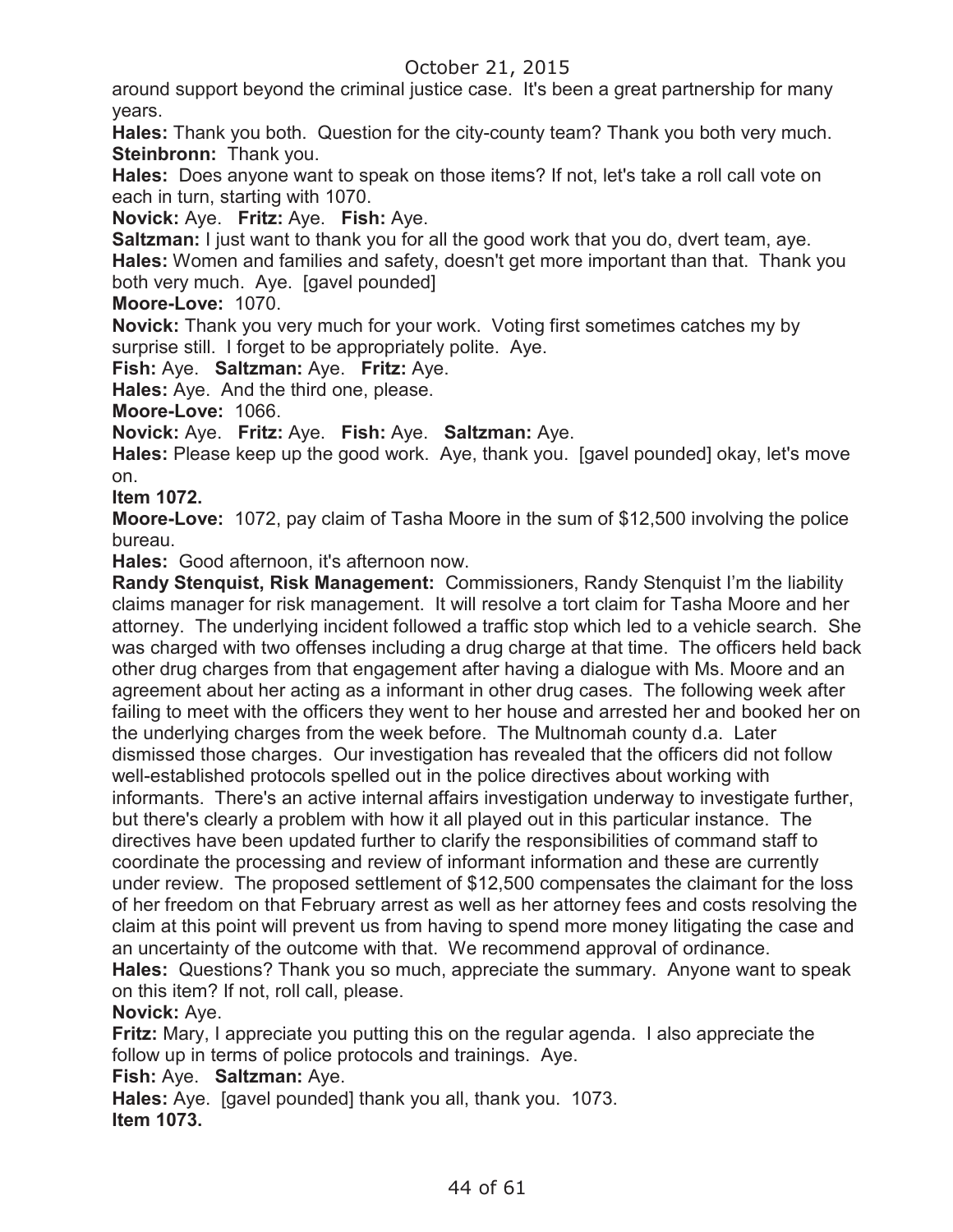around support beyond the criminal justice case. It's been a great partnership for many years.

**Hales:** Thank you both. Question for the city-county team? Thank you both very much.

**Steinbronn:** Thank you.

**Hales:** Does anyone want to speak on those items? If not, let's take a roll call vote on each in turn, starting with 1070.

**Novick:** Aye. **Fritz:** Aye. **Fish:** Aye.

**Saltzman:** I just want to thank you for all the good work that you do, dvert team, aye.

**Hales:** Women and families and safety, doesn't get more important than that. Thank you both very much. Aye. [gavel pounded]

**Moore-Love:** 1070.

**Novick:** Thank you very much for your work. Voting first sometimes catches my by surprise still. I forget to be appropriately polite. Aye.

**Fish:** Aye. **Saltzman:** Aye. **Fritz:** Aye.

**Hales:** Aye. And the third one, please.

**Moore-Love:** 1066.

**Novick:** Aye. **Fritz:** Aye. **Fish:** Aye. **Saltzman:** Aye.

**Hales:** Please keep up the good work. Aye, thank you. [gavel pounded] okay, let's move on.

**Item 1072.**

**Moore-Love:** 1072, pay claim of Tasha Moore in the sum of $12,500 involving the police bureau.

**Hales:** Good afternoon, it's afternoon now.

**Randy Stenquist, Risk Management:** Commissioners, Randy Stenquist I'm the liability claims manager for risk management. It will resolve a tort claim for Tasha Moore and her attorney. The underlying incident followed a traffic stop which led to a vehicle search. She was charged with two offenses including a drug charge at that time. The officers held back other drug charges from that engagement after having a dialogue with Ms. Moore and an agreement about her acting as a informant in other drug cases. The following week after failing to meet with the officers they went to her house and arrested her and booked her on the underlying charges from the week before. The Multnomah county d.a. Later dismissed those charges. Our investigation has revealed that the officers did not follow well-established protocols spelled out in the police directives about working with informants. There's an active internal affairs investigation underway to investigate further, but there's clearly a problem with how it all played out in this particular instance. The directives have been updated further to clarify the responsibilities of command staff to coordinate the processing and review of informant information and these are currently under review. The proposed settlement of $12,500 compensates the claimant for the loss of her freedom on that February arrest as well as her attorney fees and costs resolving the claim at this point will prevent us from having to spend more money litigating the case and an uncertainty of the outcome with that. We recommend approval of ordinance.

**Hales:** Questions? Thank you so much, appreciate the summary. Anyone want to speak on this item? If not, roll call, please.

**Novick:** Aye.

**Fritz:** Mary, I appreciate you putting this on the regular agenda. I also appreciate the follow up in terms of police protocols and trainings. Aye.

**Fish:** Aye. **Saltzman:** Aye.

**Hales:** Aye. [gavel pounded] thank you all, thank you. 1073.

**Item 1073.**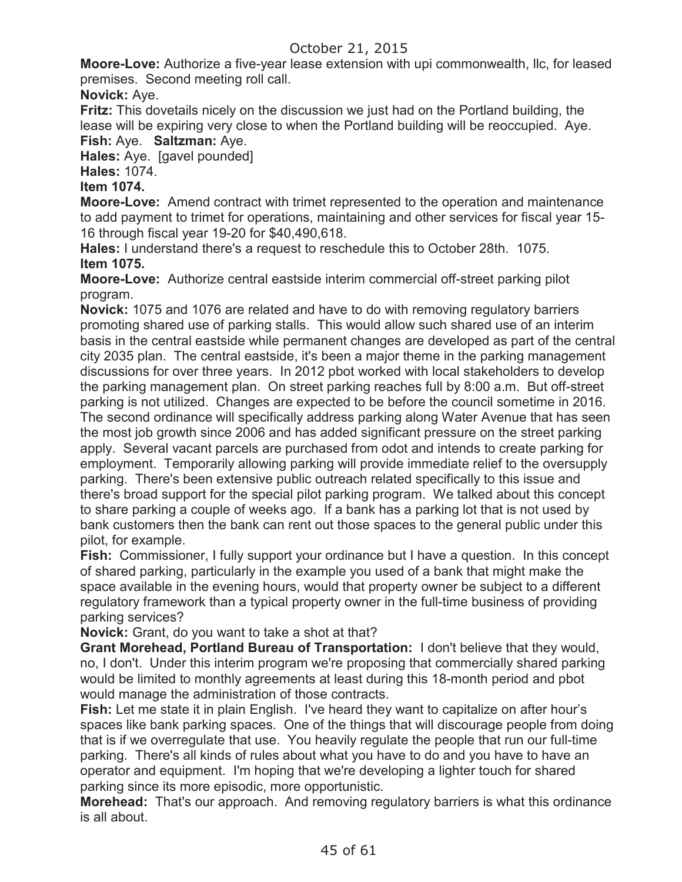**Moore-Love:** Authorize a five-year lease extension with upi commonwealth, llc, for leased premises. Second meeting roll call.

**Novick:** Aye.

**Fritz:** This dovetails nicely on the discussion we just had on the Portland building, the lease will be expiring very close to when the Portland building will be reoccupied. Aye.

**Fish:** Aye. **Saltzman:** Aye.

**Hales:** Aye. [gavel pounded]

**Hales:** 1074.

**Item 1074.**

**Moore-Love:** Amend contract with trimet represented to the operation and maintenance to add payment to trimet for operations, maintaining and other services for fiscal year 15-16 through fiscal year 19-20 for $40,490,618.

**Hales:** I understand there's a request to reschedule this to October 28th. 1075.

**Item 1075.**

**Moore-Love:** Authorize central eastside interim commercial off-street parking pilot program.

**Novick:** 1075 and 1076 are related and have to do with removing regulatory barriers promoting shared use of parking stalls. This would allow such shared use of an interim basis in the central eastside while permanent changes are developed as part of the central city 2035 plan. The central eastside, it's been a major theme in the parking management discussions for over three years. In 2012 pbot worked with local stakeholders to develop the parking management plan. On street parking reaches full by 8:00 a.m. But off-street parking is not utilized. Changes are expected to be before the council sometime in 2016. The second ordinance will specifically address parking along Water Avenue that has seen the most job growth since 2006 and has added significant pressure on the street parking apply. Several vacant parcels are purchased from odot and intends to create parking for employment. Temporarily allowing parking will provide immediate relief to the oversupply parking. There's been extensive public outreach related specifically to this issue and there's broad support for the special pilot parking program. We talked about this concept to share parking a couple of weeks ago. If a bank has a parking lot that is not used by bank customers then the bank can rent out those spaces to the general public under this pilot, for example.

**Fish:** Commissioner, I fully support your ordinance but I have a question. In this concept of shared parking, particularly in the example you used of a bank that might make the space available in the evening hours, would that property owner be subject to a different regulatory framework than a typical property owner in the full-time business of providing parking services?

**Novick:** Grant, do you want to take a shot at that?

**Grant Morehead, Portland Bureau of Transportation:** I don't believe that they would, no, I don't. Under this interim program we're proposing that commercially shared parking would be limited to monthly agreements at least during this 18-month period and pbot would manage the administration of those contracts.

**Fish:** Let me state it in plain English. I've heard they want to capitalize on after hour's spaces like bank parking spaces. One of the things that will discourage people from doing that is if we overregulate that use. You heavily regulate the people that run our full-time parking. There's all kinds of rules about what you have to do and you have to have an operator and equipment. I'm hoping that we're developing a lighter touch for shared parking since its more episodic, more opportunistic.

**Morehead:** That's our approach. And removing regulatory barriers is what this ordinance is all about.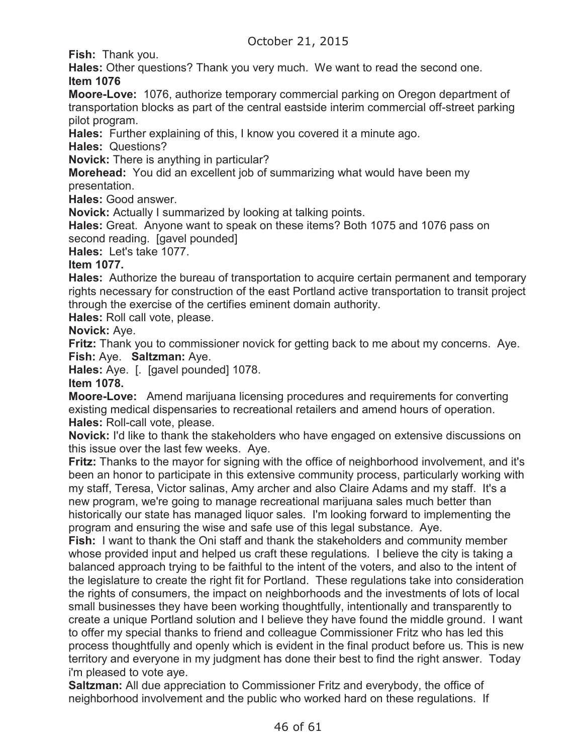**Fish:** Thank you.

**Hales:** Other questions? Thank you very much. We want to read the second one.

**Item 1076**

**Moore-Love:** 1076, authorize temporary commercial parking on Oregon department of transportation blocks as part of the central eastside interim commercial off-street parking pilot program.

**Hales:** Further explaining of this, I know you covered it a minute ago.

**Hales:** Questions?

**Novick:** There is anything in particular?

**Morehead:** You did an excellent job of summarizing what would have been my presentation.

**Hales:** Good answer.

**Novick:** Actually I summarized by looking at talking points.

**Hales:** Great. Anyone want to speak on these items? Both 1075 and 1076 pass on second reading. [gavel pounded]

**Hales:** Let's take 1077.

**Item 1077.**

**Hales:** Authorize the bureau of transportation to acquire certain permanent and temporary rights necessary for construction of the east Portland active transportation to transit project through the exercise of the certifies eminent domain authority.

**Hales:** Roll call vote, please.

**Novick:** Aye.

**Fritz:** Thank you to commissioner novick for getting back to me about my concerns. Aye.

**Fish:** Aye. **Saltzman:** Aye.

**Hales:** Aye. [. [gavel pounded] 1078.

**Item 1078.**

**Moore-Love:** Amend marijuana licensing procedures and requirements for converting existing medical dispensaries to recreational retailers and amend hours of operation.

**Hales:** Roll-call vote, please.

**Novick:** I'd like to thank the stakeholders who have engaged on extensive discussions on this issue over the last few weeks. Aye.

**Fritz:** Thanks to the mayor for signing with the office of neighborhood involvement, and it's been an honor to participate in this extensive community process, particularly working with my staff, Teresa, Victor salinas, Amy archer and also Claire Adams and my staff. It's a new program, we're going to manage recreational marijuana sales much better than historically our state has managed liquor sales. I'm looking forward to implementing the program and ensuring the wise and safe use of this legal substance. Aye.

**Fish:** I want to thank the Oni staff and thank the stakeholders and community member whose provided input and helped us craft these regulations. I believe the city is taking a balanced approach trying to be faithful to the intent of the voters, and also to the intent of the legislature to create the right fit for Portland. These regulations take into consideration the rights of consumers, the impact on neighborhoods and the investments of lots of local small businesses they have been working thoughtfully, intentionally and transparently to create a unique Portland solution and I believe they have found the middle ground. I want to offer my special thanks to friend and colleague Commissioner Fritz who has led this process thoughtfully and openly which is evident in the final product before us. This is new territory and everyone in my judgment has done their best to find the right answer. Today i'm pleased to vote aye.

**Saltzman:** All due appreciation to Commissioner Fritz and everybody, the office of neighborhood involvement and the public who worked hard on these regulations. If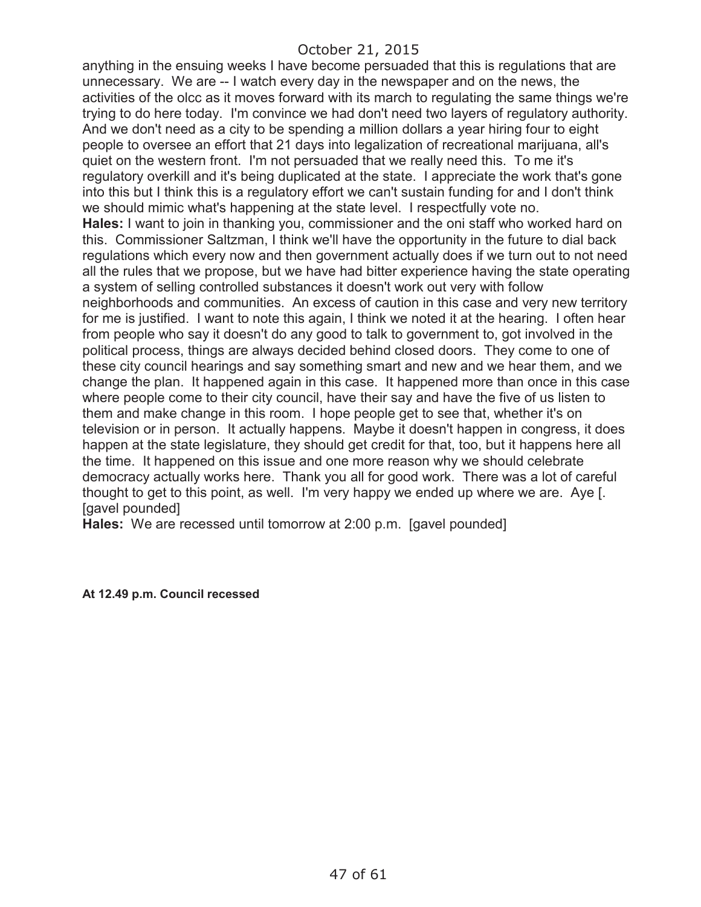anything in the ensuing weeks I have become persuaded that this is regulations that are unnecessary. We are -- I watch every day in the newspaper and on the news, the activities of the olcc as it moves forward with its march to regulating the same things we're trying to do here today. I'm convince we had don't need two layers of regulatory authority. And we don't need as a city to be spending a million dollars a year hiring four to eight people to oversee an effort that 21 days into legalization of recreational marijuana, all's quiet on the western front. I'm not persuaded that we really need this. To me it's regulatory overkill and it's being duplicated at the state. I appreciate the work that's gone into this but I think this is a regulatory effort we can't sustain funding for and I don't think we should mimic what's happening at the state level. I respectfully vote no.

**Hales:** I want to join in thanking you, commissioner and the oni staff who worked hard on this. Commissioner Saltzman, I think we'll have the opportunity in the future to dial back regulations which every now and then government actually does if we turn out to not need all the rules that we propose, but we have had bitter experience having the state operating a system of selling controlled substances it doesn't work out very with follow neighborhoods and communities. An excess of caution in this case and very new territory for me is justified. I want to note this again, I think we noted it at the hearing. I often hear from people who say it doesn't do any good to talk to government to, got involved in the political process, things are always decided behind closed doors. They come to one of these city council hearings and say something smart and new and we hear them, and we change the plan. It happened again in this case. It happened more than once in this case where people come to their city council, have their say and have the five of us listen to them and make change in this room. I hope people get to see that, whether it's on television or in person. It actually happens. Maybe it doesn't happen in congress, it does happen at the state legislature, they should get credit for that, too, but it happens here all the time. It happened on this issue and one more reason why we should celebrate democracy actually works here. Thank you all for good work. There was a lot of careful thought to get to this point, as well. I'm very happy we ended up where we are. Aye [. [gavel pounded]

**Hales:** We are recessed until tomorrow at 2:00 p.m. [gavel pounded]

**At 12.49 p.m. Council recessed**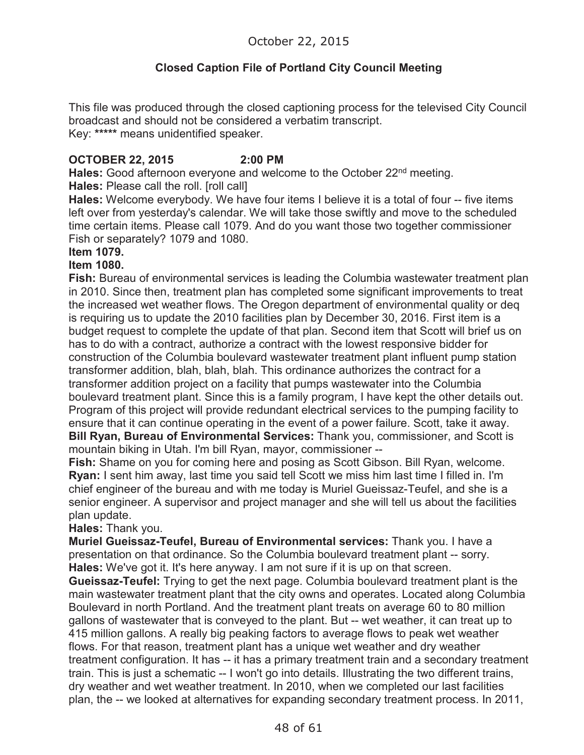October 22, 2015

**Closed Caption File of Portland City Council Meeting**

This file was produced through the closed captioning process for the televised City Council broadcast and should not be considered a verbatim transcript.
Key: ***** means unidentified speaker.

**OCTOBER 22, 2015 2:00 PM**

**Hales:** Good afternoon everyone and welcome to the October 22nd meeting.
**Hales:** Please call the roll. [roll call]
**Hales:** Welcome everybody. We have four items I believe it is a total of four -- five items left over from yesterday's calendar. We will take those swiftly and move to the scheduled time certain items. Please call 1079. And do you want those two together commissioner Fish or separately? 1079 and 1080.
**Item 1079.**
**Item 1080.**
**Fish:** Bureau of environmental services is leading the Columbia wastewater treatment plan in 2010. Since then, treatment plan has completed some significant improvements to treat the increased wet weather flows. The Oregon department of environmental quality or deq is requiring us to update the 2010 facilities plan by December 30, 2016. First item is a budget request to complete the update of that plan. Second item that Scott will brief us on has to do with a contract, authorize a contract with the lowest responsive bidder for construction of the Columbia boulevard wastewater treatment plant influent pump station transformer addition, blah, blah, blah. This ordinance authorizes the contract for a transformer addition project on a facility that pumps wastewater into the Columbia boulevard treatment plant. Since this is a family program, I have kept the other details out. Program of this project will provide redundant electrical services to the pumping facility to ensure that it can continue operating in the event of a power failure. Scott, take it away.
**Bill Ryan, Bureau of Environmental Services:** Thank you, commissioner, and Scott is mountain biking in Utah. I'm bill Ryan, mayor, commissioner --
**Fish:** Shame on you for coming here and posing as Scott Gibson. Bill Ryan, welcome.
**Ryan:** I sent him away, last time you said tell Scott we miss him last time I filled in. I'm chief engineer of the bureau and with me today is Muriel Gueissaz-Teufel, and she is a senior engineer. A supervisor and project manager and she will tell us about the facilities plan update.
**Hales:** Thank you.
**Muriel Gueissaz-Teufel, Bureau of Environmental services:** Thank you. I have a presentation on that ordinance. So the Columbia boulevard treatment plant -- sorry.
**Hales:** We've got it. It's here anyway. I am not sure if it is up on that screen.
**Gueissaz-Teufel:** Trying to get the next page. Columbia boulevard treatment plant is the main wastewater treatment plant that the city owns and operates. Located along Columbia Boulevard in north Portland. And the treatment plant treats on average 60 to 80 million gallons of wastewater that is conveyed to the plant. But -- wet weather, it can treat up to 415 million gallons. A really big peaking factors to average flows to peak wet weather flows. For that reason, treatment plant has a unique wet weather and dry weather treatment configuration. It has -- it has a primary treatment train and a secondary treatment train. This is just a schematic -- I won't go into details. Illustrating the two different trains, dry weather and wet weather treatment. In 2010, when we completed our last facilities plan, the -- we looked at alternatives for expanding secondary treatment process. In 2011,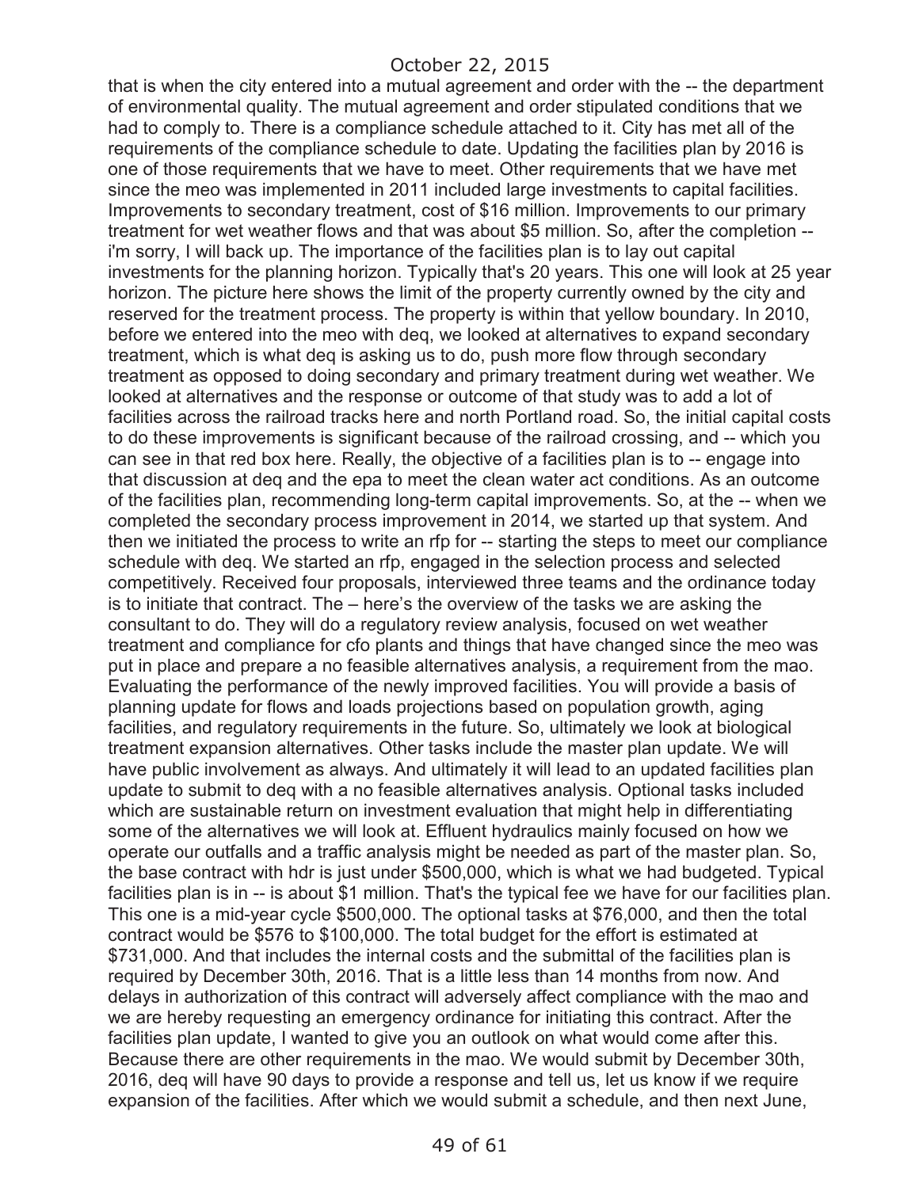that is when the city entered into a mutual agreement and order with the -- the department of environmental quality. The mutual agreement and order stipulated conditions that we had to comply to. There is a compliance schedule attached to it. City has met all of the requirements of the compliance schedule to date. Updating the facilities plan by 2016 is one of those requirements that we have to meet. Other requirements that we have met since the meo was implemented in 2011 included large investments to capital facilities. Improvements to secondary treatment, cost of $16 million. Improvements to our primary treatment for wet weather flows and that was about $5 million. So, after the completion -- i'm sorry, I will back up. The importance of the facilities plan is to lay out capital investments for the planning horizon. Typically that's 20 years. This one will look at 25 year horizon. The picture here shows the limit of the property currently owned by the city and reserved for the treatment process. The property is within that yellow boundary. In 2010, before we entered into the meo with deq, we looked at alternatives to expand secondary treatment, which is what deq is asking us to do, push more flow through secondary treatment as opposed to doing secondary and primary treatment during wet weather. We looked at alternatives and the response or outcome of that study was to add a lot of facilities across the railroad tracks here and north Portland road. So, the initial capital costs to do these improvements is significant because of the railroad crossing, and -- which you can see in that red box here. Really, the objective of a facilities plan is to -- engage into that discussion at deq and the epa to meet the clean water act conditions. As an outcome of the facilities plan, recommending long-term capital improvements. So, at the -- when we completed the secondary process improvement in 2014, we started up that system. And then we initiated the process to write an rfp for -- starting the steps to meet our compliance schedule with deq. We started an rfp, engaged in the selection process and selected competitively. Received four proposals, interviewed three teams and the ordinance today is to initiate that contract. The – here's the overview of the tasks we are asking the consultant to do. They will do a regulatory review analysis, focused on wet weather treatment and compliance for cfo plants and things that have changed since the meo was put in place and prepare a no feasible alternatives analysis, a requirement from the mao. Evaluating the performance of the newly improved facilities. You will provide a basis of planning update for flows and loads projections based on population growth, aging facilities, and regulatory requirements in the future. So, ultimately we look at biological treatment expansion alternatives. Other tasks include the master plan update. We will have public involvement as always. And ultimately it will lead to an updated facilities plan update to submit to deq with a no feasible alternatives analysis. Optional tasks included which are sustainable return on investment evaluation that might help in differentiating some of the alternatives we will look at. Effluent hydraulics mainly focused on how we operate our outfalls and a traffic analysis might be needed as part of the master plan. So, the base contract with hdr is just under $500,000, which is what we had budgeted. Typical facilities plan is in -- is about $1 million. That's the typical fee we have for our facilities plan. This one is a mid-year cycle $500,000. The optional tasks at $76,000, and then the total contract would be $576 to $100,000. The total budget for the effort is estimated at $731,000. And that includes the internal costs and the submittal of the facilities plan is required by December 30th, 2016. That is a little less than 14 months from now. And delays in authorization of this contract will adversely affect compliance with the mao and we are hereby requesting an emergency ordinance for initiating this contract. After the facilities plan update, I wanted to give you an outlook on what would come after this. Because there are other requirements in the mao. We would submit by December 30th, 2016, deq will have 90 days to provide a response and tell us, let us know if we require expansion of the facilities. After which we would submit a schedule, and then next June,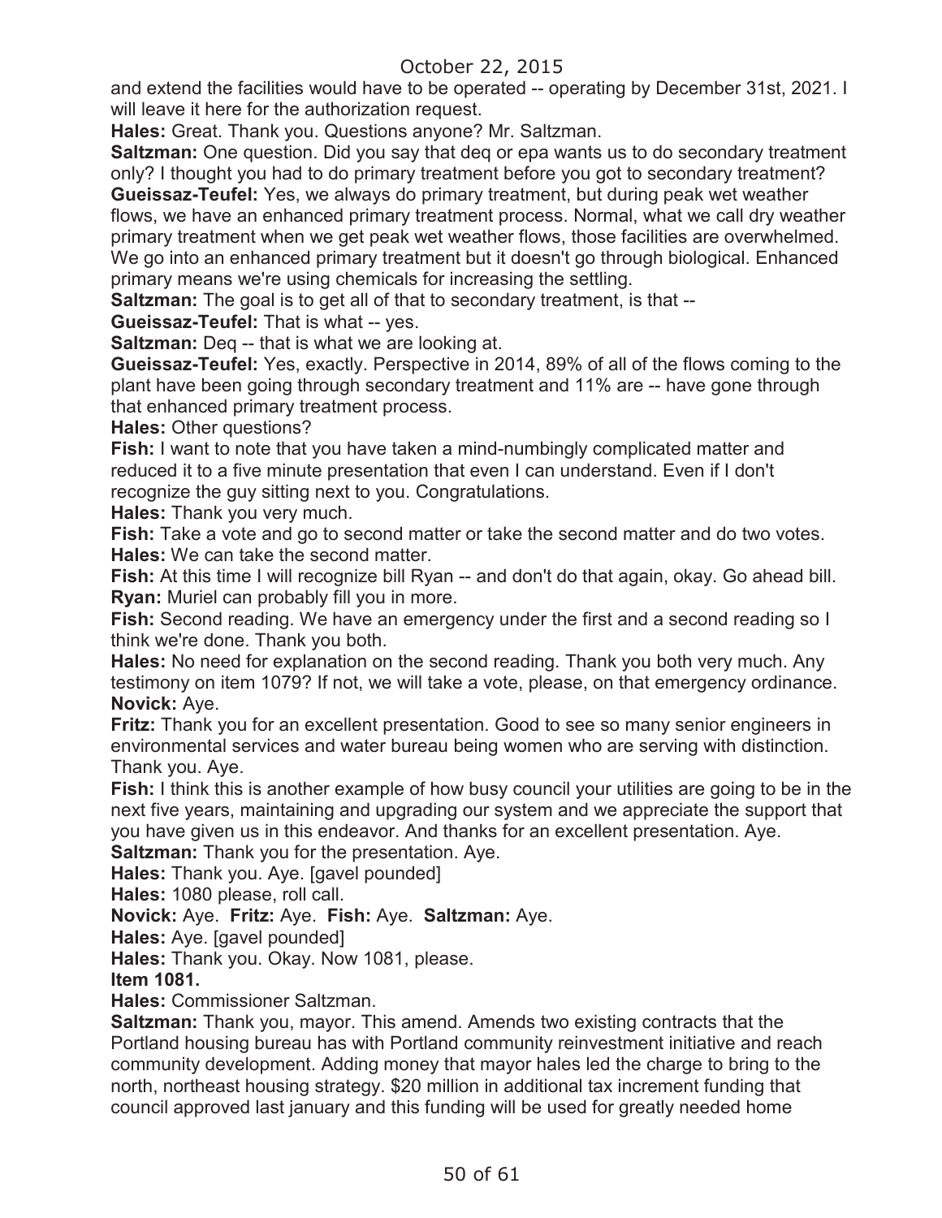and extend the facilities would have to be operated -- operating by December 31st, 2021. I will leave it here for the authorization request.

**Hales:** Great. Thank you. Questions anyone? Mr. Saltzman.

**Saltzman:** One question. Did you say that deq or epa wants us to do secondary treatment only? I thought you had to do primary treatment before you got to secondary treatment?

**Gueissaz-Teufel:** Yes, we always do primary treatment, but during peak wet weather flows, we have an enhanced primary treatment process. Normal, what we call dry weather primary treatment when we get peak wet weather flows, those facilities are overwhelmed. We go into an enhanced primary treatment but it doesn't go through biological. Enhanced primary means we're using chemicals for increasing the settling.

**Saltzman:** The goal is to get all of that to secondary treatment, is that --

**Gueissaz-Teufel:** That is what -- yes.

**Saltzman:** Deq -- that is what we are looking at.

**Gueissaz-Teufel:** Yes, exactly. Perspective in 2014, 89% of all of the flows coming to the plant have been going through secondary treatment and 11% are -- have gone through that enhanced primary treatment process.

**Hales:** Other questions?

**Fish:** I want to note that you have taken a mind-numbingly complicated matter and reduced it to a five minute presentation that even I can understand. Even if I don't recognize the guy sitting next to you. Congratulations.

**Hales:** Thank you very much.

**Fish:** Take a vote and go to second matter or take the second matter and do two votes.

**Hales:** We can take the second matter.

**Fish:** At this time I will recognize bill Ryan -- and don't do that again, okay. Go ahead bill.

**Ryan:** Muriel can probably fill you in more.

**Fish:** Second reading. We have an emergency under the first and a second reading so I think we're done. Thank you both.

**Hales:** No need for explanation on the second reading. Thank you both very much. Any testimony on item 1079? If not, we will take a vote, please, on that emergency ordinance.

**Novick:** Aye.

**Fritz:** Thank you for an excellent presentation. Good to see so many senior engineers in environmental services and water bureau being women who are serving with distinction. Thank you. Aye.

**Fish:** I think this is another example of how busy council your utilities are going to be in the next five years, maintaining and upgrading our system and we appreciate the support that you have given us in this endeavor. And thanks for an excellent presentation. Aye.

**Saltzman:** Thank you for the presentation. Aye.

**Hales:** Thank you. Aye. [gavel pounded]

**Hales:** 1080 please, roll call.

**Novick:** Aye. **Fritz:** Aye. **Fish:** Aye. **Saltzman:** Aye.

**Hales:** Aye. [gavel pounded]

**Hales:** Thank you. Okay. Now 1081, please.

**Item 1081.**

**Hales:** Commissioner Saltzman.

**Saltzman:** Thank you, mayor. This amend. Amends two existing contracts that the Portland housing bureau has with Portland community reinvestment initiative and reach community development. Adding money that mayor hales led the charge to bring to the north, northeast housing strategy. $20 million in additional tax increment funding that council approved last january and this funding will be used for greatly needed home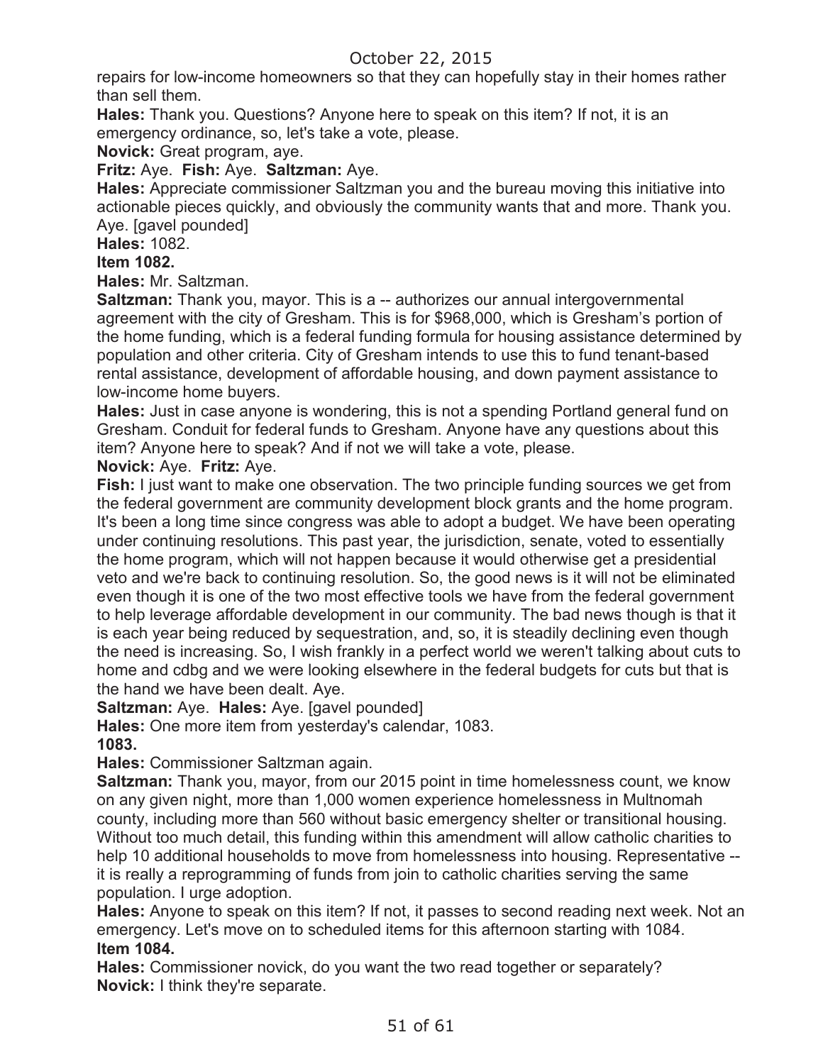repairs for low-income homeowners so that they can hopefully stay in their homes rather than sell them.

**Hales:** Thank you. Questions? Anyone here to speak on this item? If not, it is an emergency ordinance, so, let's take a vote, please.

**Novick:** Great program, aye.

**Fritz:** Aye. **Fish:** Aye. **Saltzman:** Aye.

**Hales:** Appreciate commissioner Saltzman you and the bureau moving this initiative into actionable pieces quickly, and obviously the community wants that and more. Thank you. Aye. [gavel pounded]

**Hales:** 1082.

**Item 1082.**

**Hales:** Mr. Saltzman.

**Saltzman:** Thank you, mayor. This is a -- authorizes our annual intergovernmental agreement with the city of Gresham. This is for $968,000, which is Gresham's portion of the home funding, which is a federal funding formula for housing assistance determined by population and other criteria. City of Gresham intends to use this to fund tenant-based rental assistance, development of affordable housing, and down payment assistance to low-income home buyers.

**Hales:** Just in case anyone is wondering, this is not a spending Portland general fund on Gresham. Conduit for federal funds to Gresham. Anyone have any questions about this item? Anyone here to speak? And if not we will take a vote, please.

**Novick:** Aye. **Fritz:** Aye.

**Fish:** I just want to make one observation. The two principle funding sources we get from the federal government are community development block grants and the home program. It's been a long time since congress was able to adopt a budget. We have been operating under continuing resolutions. This past year, the jurisdiction, senate, voted to essentially the home program, which will not happen because it would otherwise get a presidential veto and we're back to continuing resolution. So, the good news is it will not be eliminated even though it is one of the two most effective tools we have from the federal government to help leverage affordable development in our community. The bad news though is that it is each year being reduced by sequestration, and, so, it is steadily declining even though the need is increasing. So, I wish frankly in a perfect world we weren't talking about cuts to home and cdbg and we were looking elsewhere in the federal budgets for cuts but that is the hand we have been dealt. Aye.

**Saltzman:** Aye. **Hales:** Aye. [gavel pounded]

**Hales:** One more item from yesterday's calendar, 1083.

**1083.**

**Hales:** Commissioner Saltzman again.

**Saltzman:** Thank you, mayor, from our 2015 point in time homelessness count, we know on any given night, more than 1,000 women experience homelessness in Multnomah county, including more than 560 without basic emergency shelter or transitional housing. Without too much detail, this funding within this amendment will allow catholic charities to help 10 additional households to move from homelessness into housing. Representative -- it is really a reprogramming of funds from join to catholic charities serving the same population. I urge adoption.

**Hales:** Anyone to speak on this item? If not, it passes to second reading next week. Not an emergency. Let's move on to scheduled items for this afternoon starting with 1084.

**Item 1084.**

**Hales:** Commissioner novick, do you want the two read together or separately?

**Novick:** I think they're separate.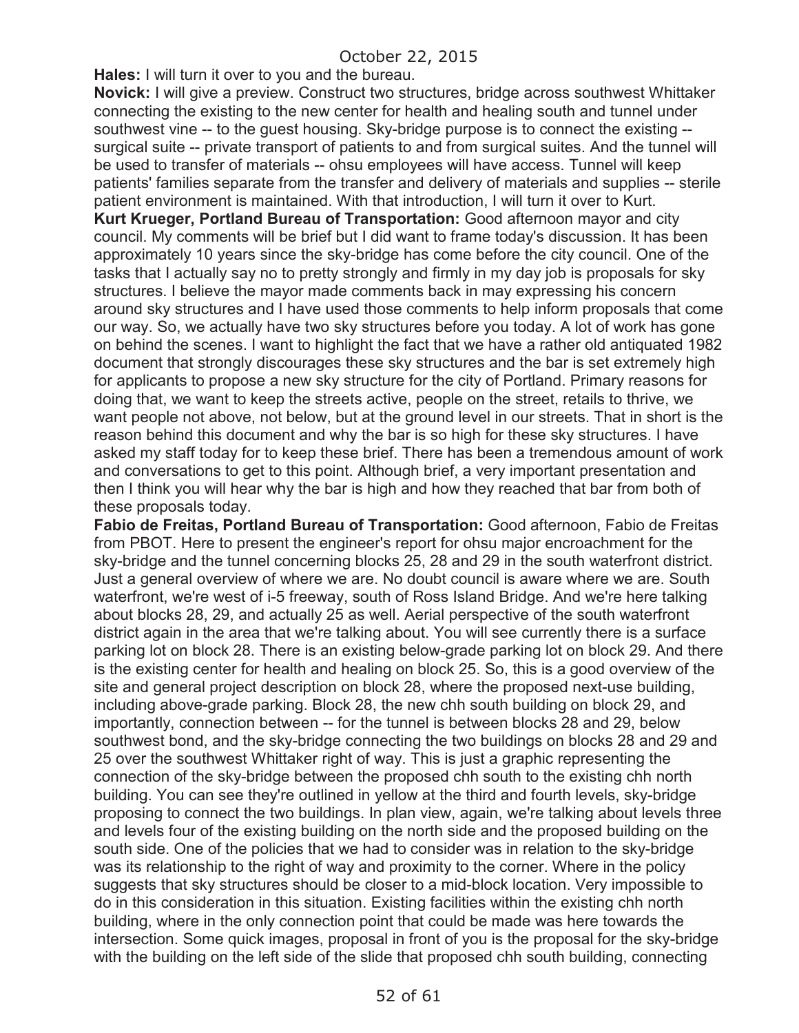**Hales:** I will turn it over to you and the bureau.

**Novick:** I will give a preview. Construct two structures, bridge across southwest Whittaker connecting the existing to the new center for health and healing south and tunnel under southwest vine -- to the guest housing. Sky-bridge purpose is to connect the existing -- surgical suite -- private transport of patients to and from surgical suites. And the tunnel will be used to transfer of materials -- ohsu employees will have access. Tunnel will keep patients' families separate from the transfer and delivery of materials and supplies -- sterile patient environment is maintained. With that introduction, I will turn it over to Kurt.

**Kurt Krueger, Portland Bureau of Transportation:** Good afternoon mayor and city council. My comments will be brief but I did want to frame today's discussion. It has been approximately 10 years since the sky-bridge has come before the city council. One of the tasks that I actually say no to pretty strongly and firmly in my day job is proposals for sky structures. I believe the mayor made comments back in may expressing his concern around sky structures and I have used those comments to help inform proposals that come our way. So, we actually have two sky structures before you today. A lot of work has gone on behind the scenes. I want to highlight the fact that we have a rather old antiquated 1982 document that strongly discourages these sky structures and the bar is set extremely high for applicants to propose a new sky structure for the city of Portland. Primary reasons for doing that, we want to keep the streets active, people on the street, retails to thrive, we want people not above, not below, but at the ground level in our streets. That in short is the reason behind this document and why the bar is so high for these sky structures. I have asked my staff today for to keep these brief. There has been a tremendous amount of work and conversations to get to this point. Although brief, a very important presentation and then I think you will hear why the bar is high and how they reached that bar from both of these proposals today.

**Fabio de Freitas, Portland Bureau of Transportation:** Good afternoon, Fabio de Freitas from PBOT. Here to present the engineer's report for ohsu major encroachment for the sky-bridge and the tunnel concerning blocks 25, 28 and 29 in the south waterfront district. Just a general overview of where we are. No doubt council is aware where we are. South waterfront, we're west of i-5 freeway, south of Ross Island Bridge. And we're here talking about blocks 28, 29, and actually 25 as well. Aerial perspective of the south waterfront district again in the area that we're talking about. You will see currently there is a surface parking lot on block 28. There is an existing below-grade parking lot on block 29. And there is the existing center for health and healing on block 25. So, this is a good overview of the site and general project description on block 28, where the proposed next-use building, including above-grade parking. Block 28, the new chh south building on block 29, and importantly, connection between -- for the tunnel is between blocks 28 and 29, below southwest bond, and the sky-bridge connecting the two buildings on blocks 28 and 29 and 25 over the southwest Whittaker right of way. This is just a graphic representing the connection of the sky-bridge between the proposed chh south to the existing chh north building. You can see they're outlined in yellow at the third and fourth levels, sky-bridge proposing to connect the two buildings. In plan view, again, we're talking about levels three and levels four of the existing building on the north side and the proposed building on the south side. One of the policies that we had to consider was in relation to the sky-bridge was its relationship to the right of way and proximity to the corner. Where in the policy suggests that sky structures should be closer to a mid-block location. Very impossible to do in this consideration in this situation. Existing facilities within the existing chh north building, where in the only connection point that could be made was here towards the intersection. Some quick images, proposal in front of you is the proposal for the sky-bridge with the building on the left side of the slide that proposed chh south building, connecting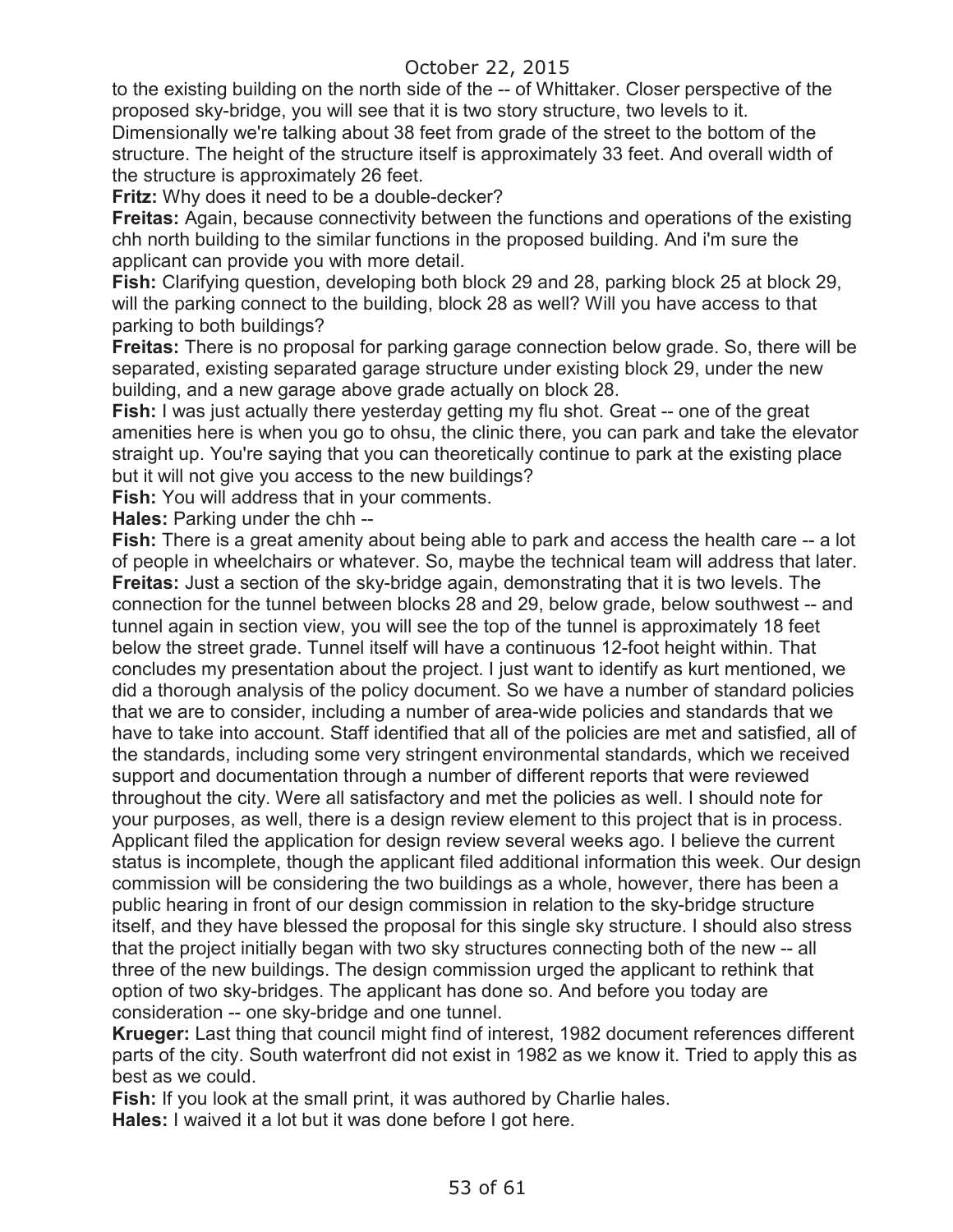to the existing building on the north side of the -- of Whittaker. Closer perspective of the proposed sky-bridge, you will see that it is two story structure, two levels to it. Dimensionally we're talking about 38 feet from grade of the street to the bottom of the structure. The height of the structure itself is approximately 33 feet. And overall width of the structure is approximately 26 feet.

**Fritz:** Why does it need to be a double-decker?

**Freitas:** Again, because connectivity between the functions and operations of the existing chh north building to the similar functions in the proposed building. And i'm sure the applicant can provide you with more detail.

**Fish:** Clarifying question, developing both block 29 and 28, parking block 25 at block 29, will the parking connect to the building, block 28 as well? Will you have access to that parking to both buildings?

**Freitas:** There is no proposal for parking garage connection below grade. So, there will be separated, existing separated garage structure under existing block 29, under the new building, and a new garage above grade actually on block 28.

**Fish:** I was just actually there yesterday getting my flu shot. Great -- one of the great amenities here is when you go to ohsu, the clinic there, you can park and take the elevator straight up. You're saying that you can theoretically continue to park at the existing place but it will not give you access to the new buildings?

**Fish:** You will address that in your comments.

**Hales:** Parking under the chh --

**Fish:** There is a great amenity about being able to park and access the health care -- a lot of people in wheelchairs or whatever. So, maybe the technical team will address that later.

**Freitas:** Just a section of the sky-bridge again, demonstrating that it is two levels. The connection for the tunnel between blocks 28 and 29, below grade, below southwest -- and tunnel again in section view, you will see the top of the tunnel is approximately 18 feet below the street grade. Tunnel itself will have a continuous 12-foot height within. That concludes my presentation about the project. I just want to identify as kurt mentioned, we did a thorough analysis of the policy document. So we have a number of standard policies that we are to consider, including a number of area-wide policies and standards that we have to take into account. Staff identified that all of the policies are met and satisfied, all of the standards, including some very stringent environmental standards, which we received support and documentation through a number of different reports that were reviewed throughout the city. Were all satisfactory and met the policies as well. I should note for your purposes, as well, there is a design review element to this project that is in process. Applicant filed the application for design review several weeks ago. I believe the current status is incomplete, though the applicant filed additional information this week. Our design commission will be considering the two buildings as a whole, however, there has been a public hearing in front of our design commission in relation to the sky-bridge structure itself, and they have blessed the proposal for this single sky structure. I should also stress that the project initially began with two sky structures connecting both of the new -- all three of the new buildings. The design commission urged the applicant to rethink that option of two sky-bridges. The applicant has done so. And before you today are consideration -- one sky-bridge and one tunnel.

**Krueger:** Last thing that council might find of interest, 1982 document references different parts of the city. South waterfront did not exist in 1982 as we know it. Tried to apply this as best as we could.

**Fish:** If you look at the small print, it was authored by Charlie hales.

**Hales:** I waived it a lot but it was done before I got here.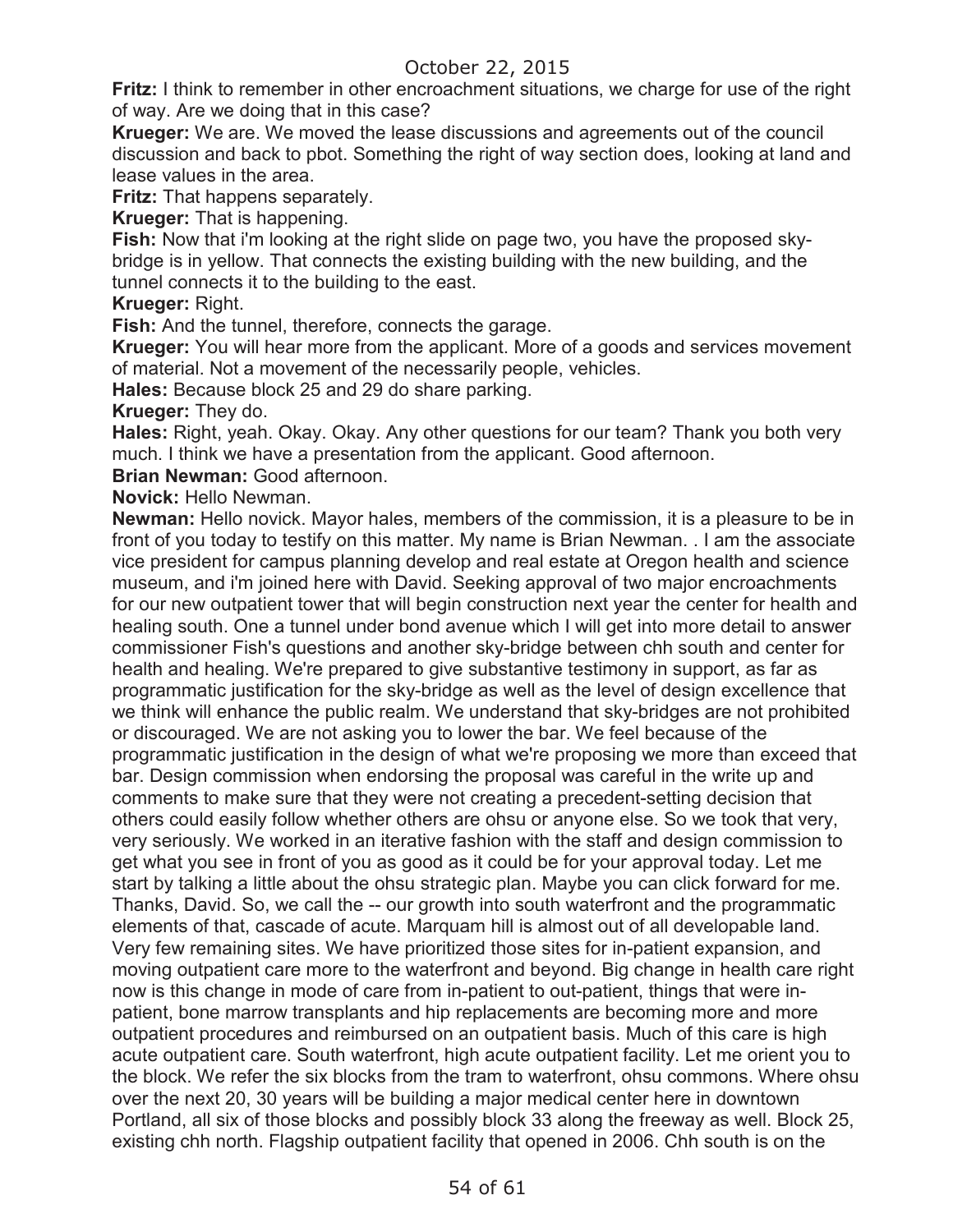**Fritz:** I think to remember in other encroachment situations, we charge for use of the right of way. Are we doing that in this case?

**Krueger:** We are. We moved the lease discussions and agreements out of the council discussion and back to pbot. Something the right of way section does, looking at land and lease values in the area.

**Fritz:** That happens separately.

**Krueger:** That is happening.

**Fish:** Now that i'm looking at the right slide on page two, you have the proposed sky-bridge is in yellow. That connects the existing building with the new building, and the tunnel connects it to the building to the east.

**Krueger:** Right.

**Fish:** And the tunnel, therefore, connects the garage.

**Krueger:** You will hear more from the applicant. More of a goods and services movement of material. Not a movement of the necessarily people, vehicles.

**Hales:** Because block 25 and 29 do share parking.

**Krueger:** They do.

**Hales:** Right, yeah. Okay. Okay. Any other questions for our team? Thank you both very much. I think we have a presentation from the applicant. Good afternoon.

**Brian Newman:** Good afternoon.

**Novick:** Hello Newman.

**Newman:** Hello novick. Mayor hales, members of the commission, it is a pleasure to be in front of you today to testify on this matter. My name is Brian Newman. . I am the associate vice president for campus planning develop and real estate at Oregon health and science museum, and i'm joined here with David. Seeking approval of two major encroachments for our new outpatient tower that will begin construction next year the center for health and healing south. One a tunnel under bond avenue which I will get into more detail to answer commissioner Fish's questions and another sky-bridge between chh south and center for health and healing. We're prepared to give substantive testimony in support, as far as programmatic justification for the sky-bridge as well as the level of design excellence that we think will enhance the public realm. We understand that sky-bridges are not prohibited or discouraged. We are not asking you to lower the bar. We feel because of the programmatic justification in the design of what we're proposing we more than exceed that bar. Design commission when endorsing the proposal was careful in the write up and comments to make sure that they were not creating a precedent-setting decision that others could easily follow whether others are ohsu or anyone else. So we took that very, very seriously. We worked in an iterative fashion with the staff and design commission to get what you see in front of you as good as it could be for your approval today. Let me start by talking a little about the ohsu strategic plan. Maybe you can click forward for me. Thanks, David. So, we call the -- our growth into south waterfront and the programmatic elements of that, cascade of acute. Marquam hill is almost out of all developable land. Very few remaining sites. We have prioritized those sites for in-patient expansion, and moving outpatient care more to the waterfront and beyond. Big change in health care right now is this change in mode of care from in-patient to out-patient, things that were in-patient, bone marrow transplants and hip replacements are becoming more and more outpatient procedures and reimbursed on an outpatient basis. Much of this care is high acute outpatient care. South waterfront, high acute outpatient facility. Let me orient you to the block. We refer the six blocks from the tram to waterfront, ohsu commons. Where ohsu over the next 20, 30 years will be building a major medical center here in downtown Portland, all six of those blocks and possibly block 33 along the freeway as well. Block 25, existing chh north. Flagship outpatient facility that opened in 2006. Chh south is on the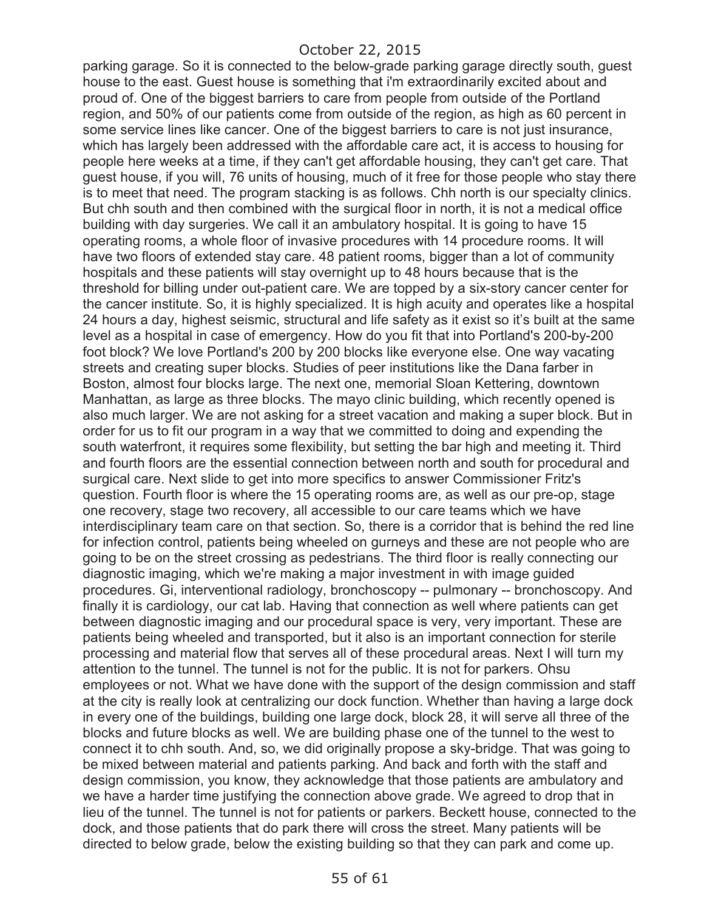parking garage. So it is connected to the below-grade parking garage directly south, guest house to the east. Guest house is something that i'm extraordinarily excited about and proud of. One of the biggest barriers to care from people from outside of the Portland region, and 50% of our patients come from outside of the region, as high as 60 percent in some service lines like cancer. One of the biggest barriers to care is not just insurance, which has largely been addressed with the affordable care act, it is access to housing for people here weeks at a time, if they can't get affordable housing, they can't get care. That guest house, if you will, 76 units of housing, much of it free for those people who stay there is to meet that need. The program stacking is as follows. Chh north is our specialty clinics. But chh south and then combined with the surgical floor in north, it is not a medical office building with day surgeries. We call it an ambulatory hospital. It is going to have 15 operating rooms, a whole floor of invasive procedures with 14 procedure rooms. It will have two floors of extended stay care. 48 patient rooms, bigger than a lot of community hospitals and these patients will stay overnight up to 48 hours because that is the threshold for billing under out-patient care. We are topped by a six-story cancer center for the cancer institute. So, it is highly specialized. It is high acuity and operates like a hospital 24 hours a day, highest seismic, structural and life safety as it exist so it's built at the same level as a hospital in case of emergency. How do you fit that into Portland's 200-by-200 foot block? We love Portland's 200 by 200 blocks like everyone else. One way vacating streets and creating super blocks. Studies of peer institutions like the Dana farber in Boston, almost four blocks large. The next one, memorial Sloan Kettering, downtown Manhattan, as large as three blocks. The mayo clinic building, which recently opened is also much larger. We are not asking for a street vacation and making a super block. But in order for us to fit our program in a way that we committed to doing and expending the south waterfront, it requires some flexibility, but setting the bar high and meeting it. Third and fourth floors are the essential connection between north and south for procedural and surgical care. Next slide to get into more specifics to answer Commissioner Fritz's question. Fourth floor is where the 15 operating rooms are, as well as our pre-op, stage one recovery, stage two recovery, all accessible to our care teams which we have interdisciplinary team care on that section. So, there is a corridor that is behind the red line for infection control, patients being wheeled on gurneys and these are not people who are going to be on the street crossing as pedestrians. The third floor is really connecting our diagnostic imaging, which we're making a major investment in with image guided procedures. Gi, interventional radiology, bronchoscopy -- pulmonary -- bronchoscopy. And finally it is cardiology, our cat lab. Having that connection as well where patients can get between diagnostic imaging and our procedural space is very, very important. These are patients being wheeled and transported, but it also is an important connection for sterile processing and material flow that serves all of these procedural areas. Next I will turn my attention to the tunnel. The tunnel is not for the public. It is not for parkers. Ohsu employees or not. What we have done with the support of the design commission and staff at the city is really look at centralizing our dock function. Whether than having a large dock in every one of the buildings, building one large dock, block 28, it will serve all three of the blocks and future blocks as well. We are building phase one of the tunnel to the west to connect it to chh south. And, so, we did originally propose a sky-bridge. That was going to be mixed between material and patients parking. And back and forth with the staff and design commission, you know, they acknowledge that those patients are ambulatory and we have a harder time justifying the connection above grade. We agreed to drop that in lieu of the tunnel. The tunnel is not for patients or parkers. Beckett house, connected to the dock, and those patients that do park there will cross the street. Many patients will be directed to below grade, below the existing building so that they can park and come up.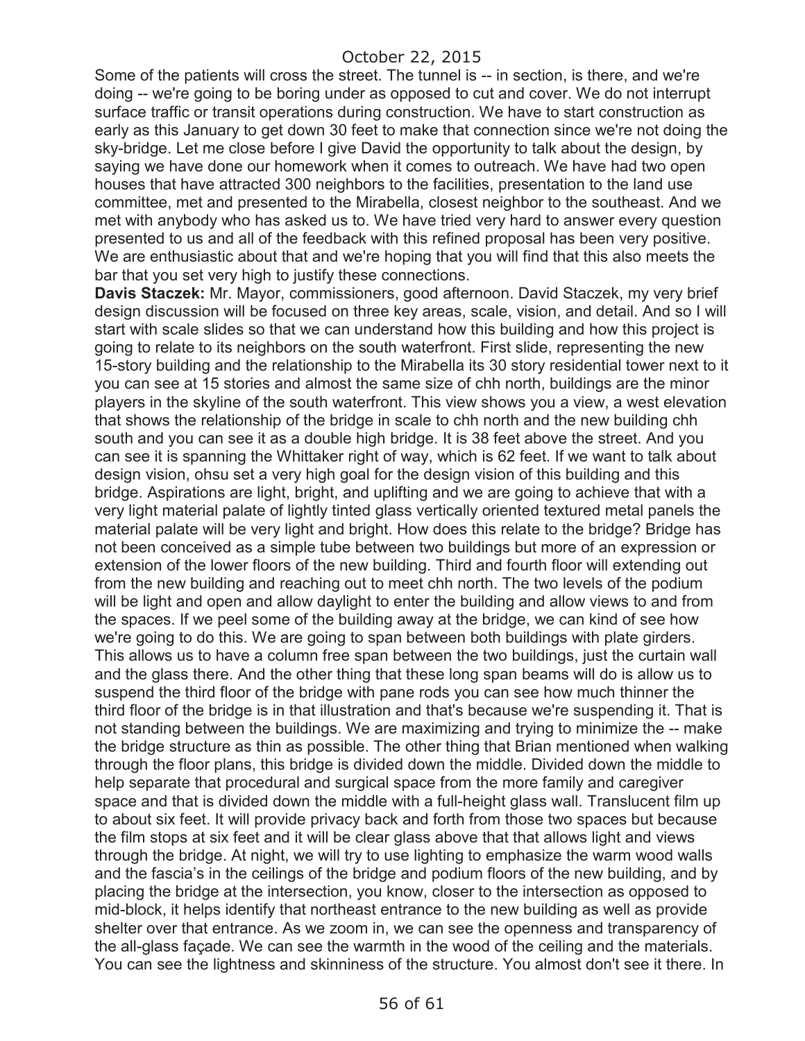Some of the patients will cross the street. The tunnel is -- in section, is there, and we're doing -- we're going to be boring under as opposed to cut and cover. We do not interrupt surface traffic or transit operations during construction. We have to start construction as early as this January to get down 30 feet to make that connection since we're not doing the sky-bridge. Let me close before I give David the opportunity to talk about the design, by saying we have done our homework when it comes to outreach. We have had two open houses that have attracted 300 neighbors to the facilities, presentation to the land use committee, met and presented to the Mirabella, closest neighbor to the southeast. And we met with anybody who has asked us to. We have tried very hard to answer every question presented to us and all of the feedback with this refined proposal has been very positive. We are enthusiastic about that and we're hoping that you will find that this also meets the bar that you set very high to justify these connections.

**Davis Staczek:** Mr. Mayor, commissioners, good afternoon. David Staczek, my very brief design discussion will be focused on three key areas, scale, vision, and detail. And so I will start with scale slides so that we can understand how this building and how this project is going to relate to its neighbors on the south waterfront. First slide, representing the new 15-story building and the relationship to the Mirabella its 30 story residential tower next to it you can see at 15 stories and almost the same size of chh north, buildings are the minor players in the skyline of the south waterfront. This view shows you a view, a west elevation that shows the relationship of the bridge in scale to chh north and the new building chh south and you can see it as a double high bridge. It is 38 feet above the street. And you can see it is spanning the Whittaker right of way, which is 62 feet. If we want to talk about design vision, ohsu set a very high goal for the design vision of this building and this bridge. Aspirations are light, bright, and uplifting and we are going to achieve that with a very light material palate of lightly tinted glass vertically oriented textured metal panels the material palate will be very light and bright. How does this relate to the bridge? Bridge has not been conceived as a simple tube between two buildings but more of an expression or extension of the lower floors of the new building. Third and fourth floor will extending out from the new building and reaching out to meet chh north. The two levels of the podium will be light and open and allow daylight to enter the building and allow views to and from the spaces. If we peel some of the building away at the bridge, we can kind of see how we're going to do this. We are going to span between both buildings with plate girders. This allows us to have a column free span between the two buildings, just the curtain wall and the glass there. And the other thing that these long span beams will do is allow us to suspend the third floor of the bridge with pane rods you can see how much thinner the third floor of the bridge is in that illustration and that's because we're suspending it. That is not standing between the buildings. We are maximizing and trying to minimize the -- make the bridge structure as thin as possible. The other thing that Brian mentioned when walking through the floor plans, this bridge is divided down the middle. Divided down the middle to help separate that procedural and surgical space from the more family and caregiver space and that is divided down the middle with a full-height glass wall. Translucent film up to about six feet. It will provide privacy back and forth from those two spaces but because the film stops at six feet and it will be clear glass above that that allows light and views through the bridge. At night, we will try to use lighting to emphasize the warm wood walls and the fascia's in the ceilings of the bridge and podium floors of the new building, and by placing the bridge at the intersection, you know, closer to the intersection as opposed to mid-block, it helps identify that northeast entrance to the new building as well as provide shelter over that entrance. As we zoom in, we can see the openness and transparency of the all-glass façade. We can see the warmth in the wood of the ceiling and the materials. You can see the lightness and skinniness of the structure. You almost don't see it there. In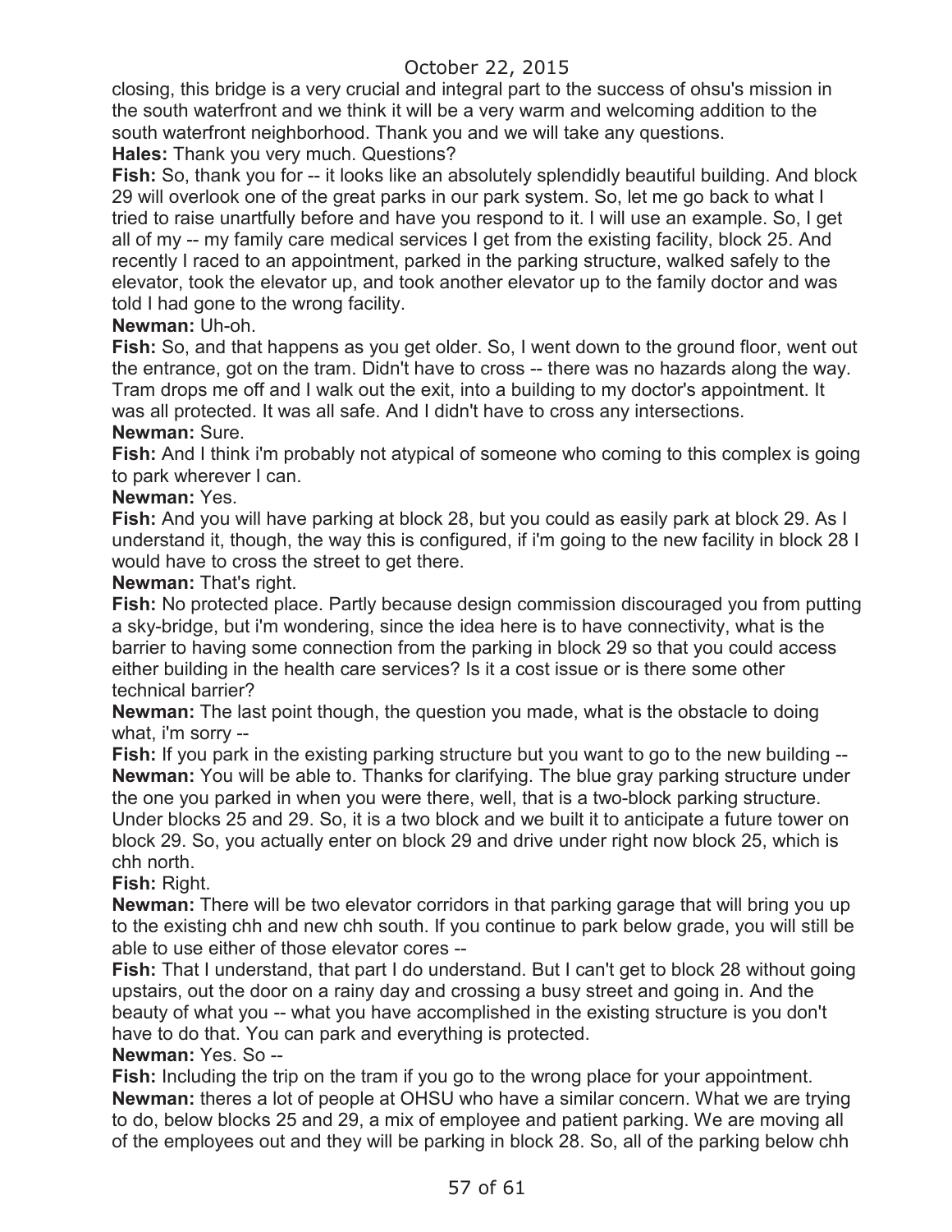closing, this bridge is a very crucial and integral part to the success of ohsu's mission in the south waterfront and we think it will be a very warm and welcoming addition to the south waterfront neighborhood. Thank you and we will take any questions.

**Hales:** Thank you very much. Questions?

**Fish:** So, thank you for -- it looks like an absolutely splendidly beautiful building. And block 29 will overlook one of the great parks in our park system. So, let me go back to what I tried to raise unartfully before and have you respond to it. I will use an example. So, I get all of my -- my family care medical services I get from the existing facility, block 25. And recently I raced to an appointment, parked in the parking structure, walked safely to the elevator, took the elevator up, and took another elevator up to the family doctor and was told I had gone to the wrong facility.

**Newman:** Uh-oh.

**Fish:** So, and that happens as you get older. So, I went down to the ground floor, went out the entrance, got on the tram. Didn't have to cross -- there was no hazards along the way. Tram drops me off and I walk out the exit, into a building to my doctor's appointment. It was all protected. It was all safe. And I didn't have to cross any intersections.

**Newman:** Sure.

**Fish:** And I think i'm probably not atypical of someone who coming to this complex is going to park wherever I can.

**Newman:** Yes.

**Fish:** And you will have parking at block 28, but you could as easily park at block 29. As I understand it, though, the way this is configured, if i'm going to the new facility in block 28 I would have to cross the street to get there.

**Newman:** That's right.

**Fish:** No protected place. Partly because design commission discouraged you from putting a sky-bridge, but i'm wondering, since the idea here is to have connectivity, what is the barrier to having some connection from the parking in block 29 so that you could access either building in the health care services? Is it a cost issue or is there some other technical barrier?

**Newman:** The last point though, the question you made, what is the obstacle to doing what, i'm sorry --

**Fish:** If you park in the existing parking structure but you want to go to the new building --

**Newman:** You will be able to. Thanks for clarifying. The blue gray parking structure under the one you parked in when you were there, well, that is a two-block parking structure. Under blocks 25 and 29. So, it is a two block and we built it to anticipate a future tower on block 29. So, you actually enter on block 29 and drive under right now block 25, which is chh north.

**Fish:** Right.

**Newman:** There will be two elevator corridors in that parking garage that will bring you up to the existing chh and new chh south. If you continue to park below grade, you will still be able to use either of those elevator cores --

**Fish:** That I understand, that part I do understand. But I can't get to block 28 without going upstairs, out the door on a rainy day and crossing a busy street and going in. And the beauty of what you -- what you have accomplished in the existing structure is you don't have to do that. You can park and everything is protected.

**Newman:** Yes. So --

**Fish:** Including the trip on the tram if you go to the wrong place for your appointment.

**Newman:** theres a lot of people at OHSU who have a similar concern. What we are trying to do, below blocks 25 and 29, a mix of employee and patient parking. We are moving all of the employees out and they will be parking in block 28. So, all of the parking below chh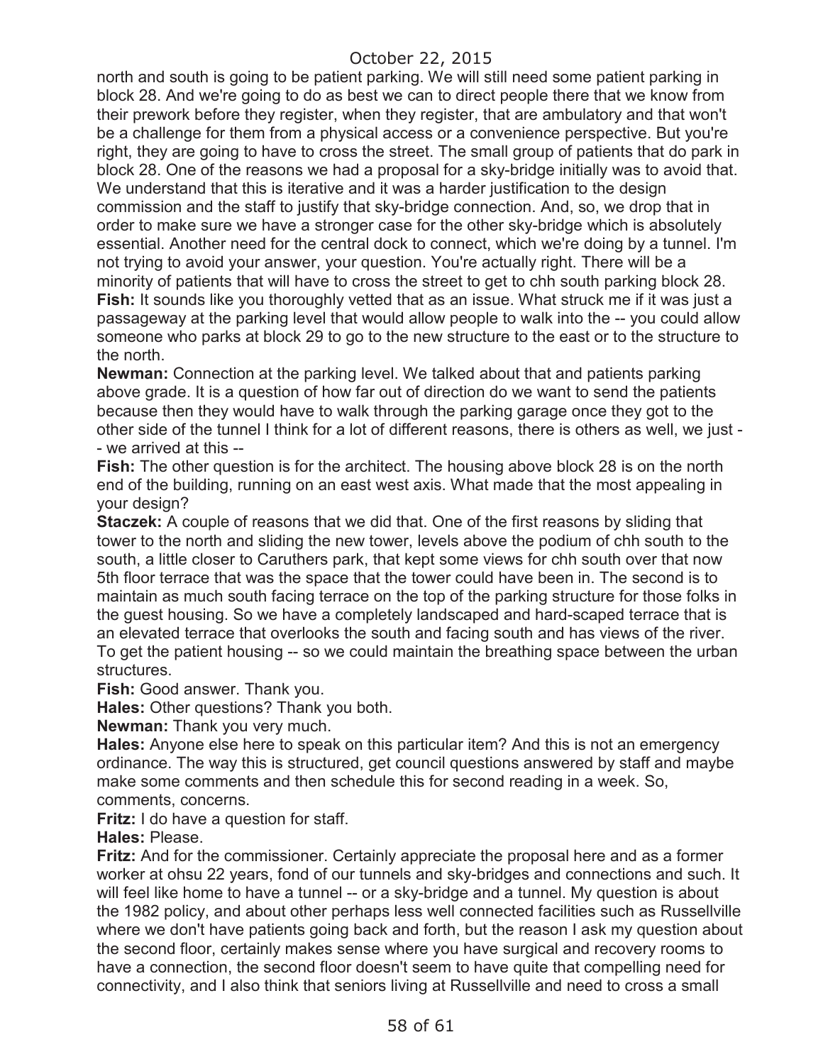north and south is going to be patient parking. We will still need some patient parking in block 28. And we're going to do as best we can to direct people there that we know from their prework before they register, when they register, that are ambulatory and that won't be a challenge for them from a physical access or a convenience perspective. But you're right, they are going to have to cross the street. The small group of patients that do park in block 28. One of the reasons we had a proposal for a sky-bridge initially was to avoid that. We understand that this is iterative and it was a harder justification to the design commission and the staff to justify that sky-bridge connection. And, so, we drop that in order to make sure we have a stronger case for the other sky-bridge which is absolutely essential. Another need for the central dock to connect, which we're doing by a tunnel. I'm not trying to avoid your answer, your question. You're actually right. There will be a minority of patients that will have to cross the street to get to chh south parking block 28.

**Fish:** It sounds like you thoroughly vetted that as an issue. What struck me if it was just a passageway at the parking level that would allow people to walk into the -- you could allow someone who parks at block 29 to go to the new structure to the east or to the structure to the north.

**Newman:** Connection at the parking level. We talked about that and patients parking above grade. It is a question of how far out of direction do we want to send the patients because then they would have to walk through the parking garage once they got to the other side of the tunnel I think for a lot of different reasons, there is others as well, we just -- we arrived at this --

**Fish:** The other question is for the architect. The housing above block 28 is on the north end of the building, running on an east west axis. What made that the most appealing in your design?

**Staczek:** A couple of reasons that we did that. One of the first reasons by sliding that tower to the north and sliding the new tower, levels above the podium of chh south to the south, a little closer to Caruthers park, that kept some views for chh south over that now 5th floor terrace that was the space that the tower could have been in. The second is to maintain as much south facing terrace on the top of the parking structure for those folks in the guest housing. So we have a completely landscaped and hard-scaped terrace that is an elevated terrace that overlooks the south and facing south and has views of the river. To get the patient housing -- so we could maintain the breathing space between the urban structures.

**Fish:** Good answer. Thank you.

**Hales:** Other questions? Thank you both.

**Newman:** Thank you very much.

**Hales:** Anyone else here to speak on this particular item? And this is not an emergency ordinance. The way this is structured, get council questions answered by staff and maybe make some comments and then schedule this for second reading in a week. So, comments, concerns.

**Fritz:** I do have a question for staff.

**Hales:** Please.

**Fritz:** And for the commissioner. Certainly appreciate the proposal here and as a former worker at ohsu 22 years, fond of our tunnels and sky-bridges and connections and such. It will feel like home to have a tunnel -- or a sky-bridge and a tunnel. My question is about the 1982 policy, and about other perhaps less well connected facilities such as Russellville where we don't have patients going back and forth, but the reason I ask my question about the second floor, certainly makes sense where you have surgical and recovery rooms to have a connection, the second floor doesn't seem to have quite that compelling need for connectivity, and I also think that seniors living at Russellville and need to cross a small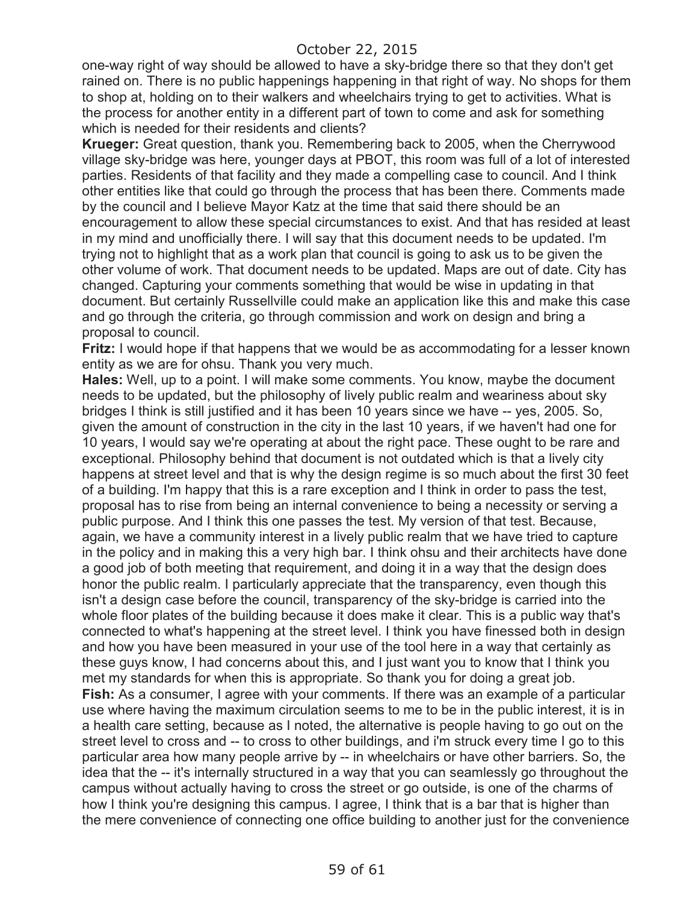one-way right of way should be allowed to have a sky-bridge there so that they don't get rained on. There is no public happenings happening in that right of way. No shops for them to shop at, holding on to their walkers and wheelchairs trying to get to activities. What is the process for another entity in a different part of town to come and ask for something which is needed for their residents and clients?

**Krueger:** Great question, thank you. Remembering back to 2005, when the Cherrywood village sky-bridge was here, younger days at PBOT, this room was full of a lot of interested parties. Residents of that facility and they made a compelling case to council. And I think other entities like that could go through the process that has been there. Comments made by the council and I believe Mayor Katz at the time that said there should be an encouragement to allow these special circumstances to exist. And that has resided at least in my mind and unofficially there. I will say that this document needs to be updated. I'm trying not to highlight that as a work plan that council is going to ask us to be given the other volume of work. That document needs to be updated. Maps are out of date. City has changed. Capturing your comments something that would be wise in updating in that document. But certainly Russellville could make an application like this and make this case and go through the criteria, go through commission and work on design and bring a proposal to council.

**Fritz:** I would hope if that happens that we would be as accommodating for a lesser known entity as we are for ohsu. Thank you very much.

**Hales:** Well, up to a point. I will make some comments. You know, maybe the document needs to be updated, but the philosophy of lively public realm and weariness about sky bridges I think is still justified and it has been 10 years since we have -- yes, 2005. So, given the amount of construction in the city in the last 10 years, if we haven't had one for 10 years, I would say we're operating at about the right pace. These ought to be rare and exceptional. Philosophy behind that document is not outdated which is that a lively city happens at street level and that is why the design regime is so much about the first 30 feet of a building. I'm happy that this is a rare exception and I think in order to pass the test, proposal has to rise from being an internal convenience to being a necessity or serving a public purpose. And I think this one passes the test. My version of that test. Because, again, we have a community interest in a lively public realm that we have tried to capture in the policy and in making this a very high bar. I think ohsu and their architects have done a good job of both meeting that requirement, and doing it in a way that the design does honor the public realm. I particularly appreciate that the transparency, even though this isn't a design case before the council, transparency of the sky-bridge is carried into the whole floor plates of the building because it does make it clear. This is a public way that's connected to what's happening at the street level. I think you have finessed both in design and how you have been measured in your use of the tool here in a way that certainly as these guys know, I had concerns about this, and I just want you to know that I think you met my standards for when this is appropriate. So thank you for doing a great job.

**Fish:** As a consumer, I agree with your comments. If there was an example of a particular use where having the maximum circulation seems to me to be in the public interest, it is in a health care setting, because as I noted, the alternative is people having to go out on the street level to cross and -- to cross to other buildings, and i'm struck every time I go to this particular area how many people arrive by -- in wheelchairs or have other barriers. So, the idea that the -- it's internally structured in a way that you can seamlessly go throughout the campus without actually having to cross the street or go outside, is one of the charms of how I think you're designing this campus. I agree, I think that is a bar that is higher than the mere convenience of connecting one office building to another just for the convenience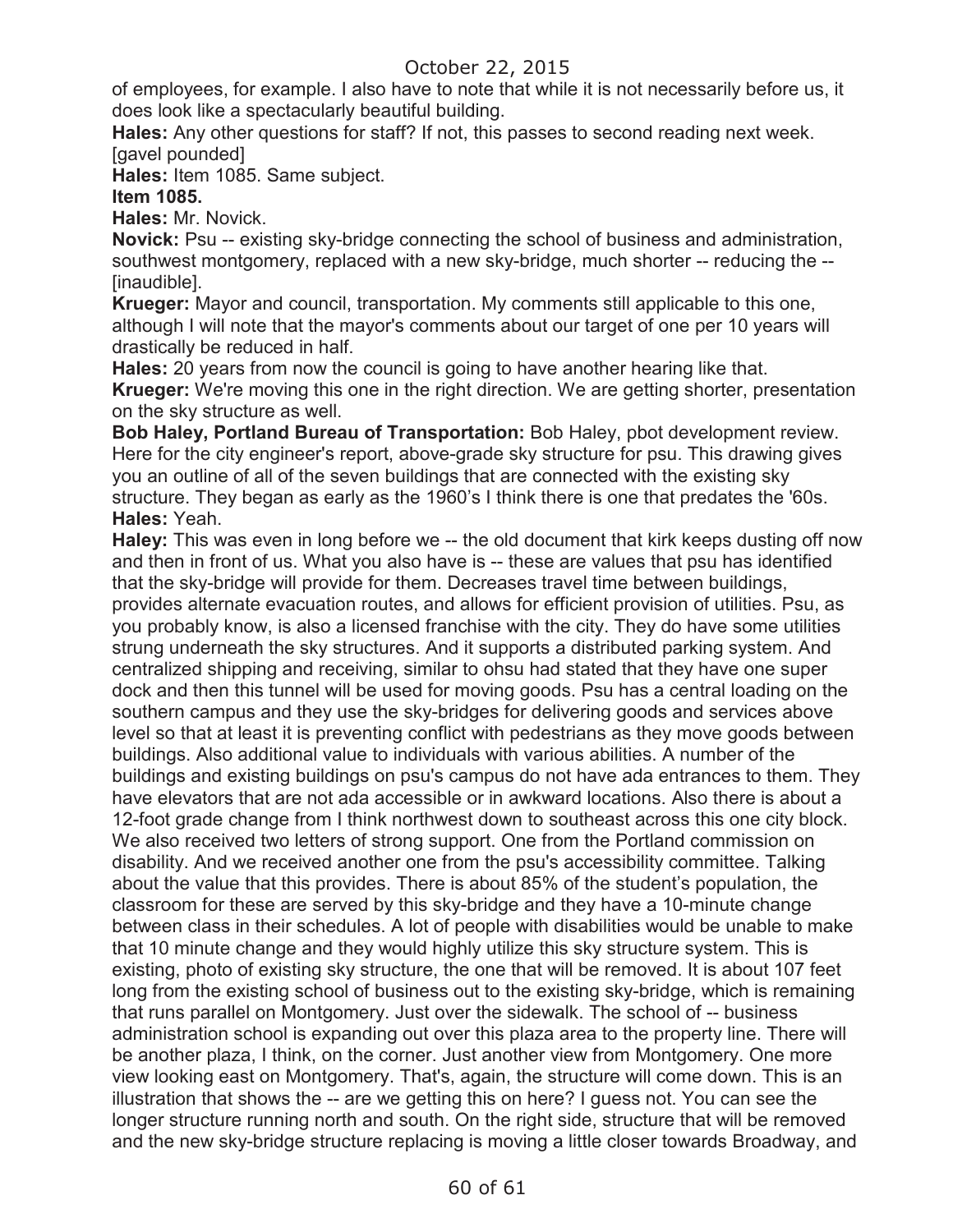of employees, for example. I also have to note that while it is not necessarily before us, it does look like a spectacularly beautiful building.

**Hales:** Any other questions for staff? If not, this passes to second reading next week. [gavel pounded]

**Hales:** Item 1085. Same subject.

**Item 1085.**

**Hales:** Mr. Novick.

**Novick:** Psu -- existing sky-bridge connecting the school of business and administration, southwest montgomery, replaced with a new sky-bridge, much shorter -- reducing the -- [inaudible].

**Krueger:** Mayor and council, transportation. My comments still applicable to this one, although I will note that the mayor's comments about our target of one per 10 years will drastically be reduced in half.

**Hales:** 20 years from now the council is going to have another hearing like that.

**Krueger:** We're moving this one in the right direction. We are getting shorter, presentation on the sky structure as well.

**Bob Haley, Portland Bureau of Transportation:** Bob Haley, pbot development review. Here for the city engineer's report, above-grade sky structure for psu. This drawing gives you an outline of all of the seven buildings that are connected with the existing sky structure. They began as early as the 1960's I think there is one that predates the '60s.

**Hales:** Yeah.

**Haley:** This was even in long before we -- the old document that kirk keeps dusting off now and then in front of us. What you also have is -- these are values that psu has identified that the sky-bridge will provide for them. Decreases travel time between buildings, provides alternate evacuation routes, and allows for efficient provision of utilities. Psu, as you probably know, is also a licensed franchise with the city. They do have some utilities strung underneath the sky structures. And it supports a distributed parking system. And centralized shipping and receiving, similar to ohsu had stated that they have one super dock and then this tunnel will be used for moving goods. Psu has a central loading on the southern campus and they use the sky-bridges for delivering goods and services above level so that at least it is preventing conflict with pedestrians as they move goods between buildings. Also additional value to individuals with various abilities. A number of the buildings and existing buildings on psu's campus do not have ada entrances to them. They have elevators that are not ada accessible or in awkward locations. Also there is about a 12-foot grade change from I think northwest down to southeast across this one city block. We also received two letters of strong support. One from the Portland commission on disability. And we received another one from the psu's accessibility committee. Talking about the value that this provides. There is about 85% of the student's population, the classroom for these are served by this sky-bridge and they have a 10-minute change between class in their schedules. A lot of people with disabilities would be unable to make that 10 minute change and they would highly utilize this sky structure system. This is existing, photo of existing sky structure, the one that will be removed. It is about 107 feet long from the existing school of business out to the existing sky-bridge, which is remaining that runs parallel on Montgomery. Just over the sidewalk. The school of -- business administration school is expanding out over this plaza area to the property line. There will be another plaza, I think, on the corner. Just another view from Montgomery. One more view looking east on Montgomery. That's, again, the structure will come down. This is an illustration that shows the -- are we getting this on here? I guess not. You can see the longer structure running north and south. On the right side, structure that will be removed and the new sky-bridge structure replacing is moving a little closer towards Broadway, and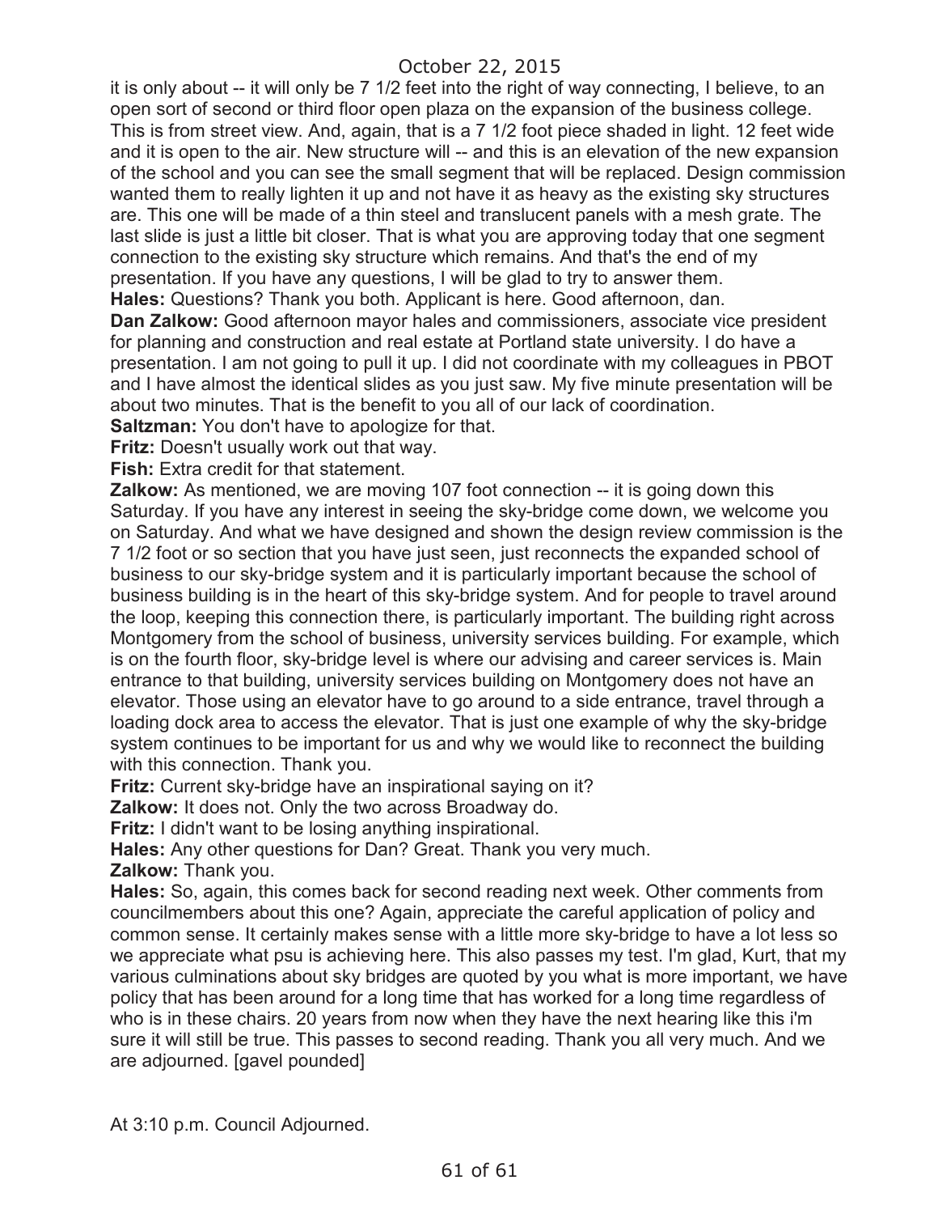it is only about -- it will only be 7 1/2 feet into the right of way connecting, I believe, to an open sort of second or third floor open plaza on the expansion of the business college. This is from street view. And, again, that is a 7 1/2 foot piece shaded in light. 12 feet wide and it is open to the air. New structure will -- and this is an elevation of the new expansion of the school and you can see the small segment that will be replaced. Design commission wanted them to really lighten it up and not have it as heavy as the existing sky structures are. This one will be made of a thin steel and translucent panels with a mesh grate. The last slide is just a little bit closer. That is what you are approving today that one segment connection to the existing sky structure which remains. And that's the end of my presentation. If you have any questions, I will be glad to try to answer them.

**Hales:** Questions? Thank you both. Applicant is here. Good afternoon, dan.

**Dan Zalkow:** Good afternoon mayor hales and commissioners, associate vice president for planning and construction and real estate at Portland state university. I do have a presentation. I am not going to pull it up. I did not coordinate with my colleagues in PBOT and I have almost the identical slides as you just saw. My five minute presentation will be about two minutes. That is the benefit to you all of our lack of coordination.

**Saltzman:** You don't have to apologize for that.

**Fritz:** Doesn't usually work out that way.

**Fish:** Extra credit for that statement.

**Zalkow:** As mentioned, we are moving 107 foot connection -- it is going down this Saturday. If you have any interest in seeing the sky-bridge come down, we welcome you on Saturday. And what we have designed and shown the design review commission is the 7 1/2 foot or so section that you have just seen, just reconnects the expanded school of business to our sky-bridge system and it is particularly important because the school of business building is in the heart of this sky-bridge system. And for people to travel around the loop, keeping this connection there, is particularly important. The building right across Montgomery from the school of business, university services building. For example, which is on the fourth floor, sky-bridge level is where our advising and career services is. Main entrance to that building, university services building on Montgomery does not have an elevator. Those using an elevator have to go around to a side entrance, travel through a loading dock area to access the elevator. That is just one example of why the sky-bridge system continues to be important for us and why we would like to reconnect the building with this connection. Thank you.

**Fritz:** Current sky-bridge have an inspirational saying on it?

**Zalkow:** It does not. Only the two across Broadway do.

**Fritz:** I didn't want to be losing anything inspirational.

**Hales:** Any other questions for Dan? Great. Thank you very much.

**Zalkow:** Thank you.

**Hales:** So, again, this comes back for second reading next week. Other comments from councilmembers about this one? Again, appreciate the careful application of policy and common sense. It certainly makes sense with a little more sky-bridge to have a lot less so we appreciate what psu is achieving here. This also passes my test. I'm glad, Kurt, that my various culminations about sky bridges are quoted by you what is more important, we have policy that has been around for a long time that has worked for a long time regardless of who is in these chairs. 20 years from now when they have the next hearing like this i'm sure it will still be true. This passes to second reading. Thank you all very much. And we are adjourned. [gavel pounded]

At 3:10 p.m. Council Adjourned.